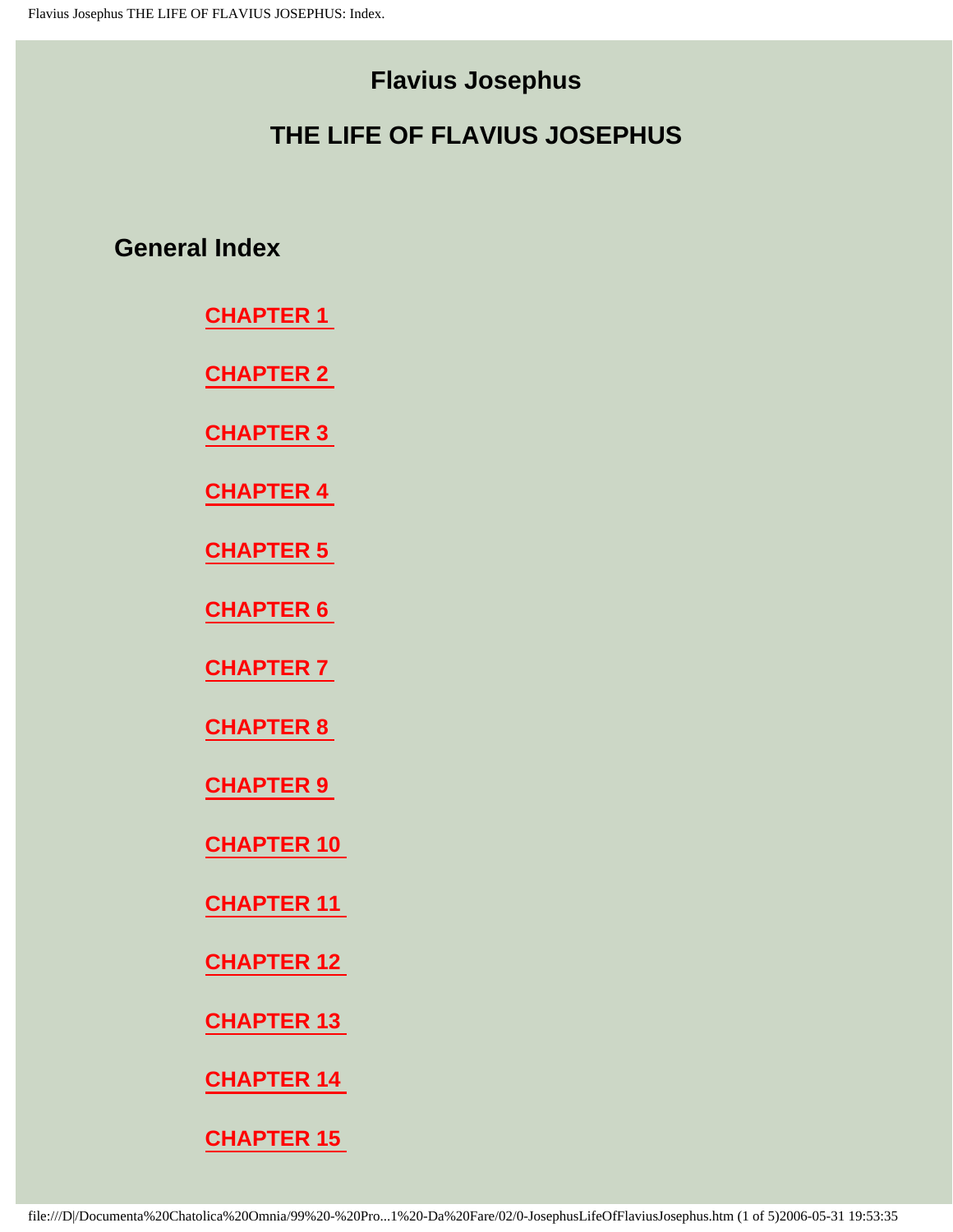# Flavius Josephus

## THE LIFE OF FLAVIUS JOSEPHUS

### General Index

- CHAPTER 1
- CHAPTER 2
- CHAPTER 3
- CHAPTER 4
- CHAPTER 5
- CHAPTER 6
- CHAPTER 7
- CHAPTER 8
- CHAPTER 9
- CHAPTER 10
- CHAPTER 11
- CHAPTER 12
- CHAPTER 13
- CHAPTER 14
- CHAPTER 15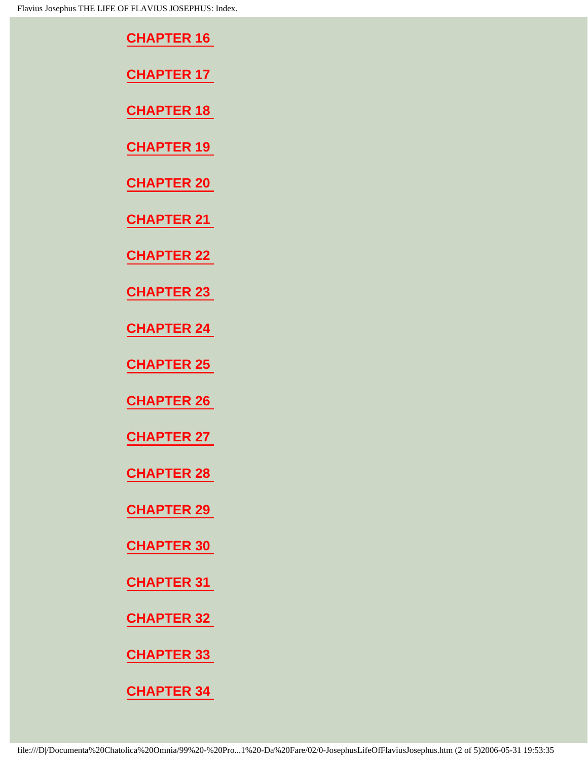**CHAPTER 16**

**CHAPTER 17**

**CHAPTER 18**

**CHAPTER 19**

**CHAPTER 20**

**CHAPTER 21**

**CHAPTER 22**

**CHAPTER 23**

**CHAPTER 24**

**CHAPTER 25**

**CHAPTER 26**

**CHAPTER 27**

**CHAPTER 28**

**CHAPTER 29**

**CHAPTER 30**

**CHAPTER 31**

**CHAPTER 32**

**CHAPTER 33**

**CHAPTER 34**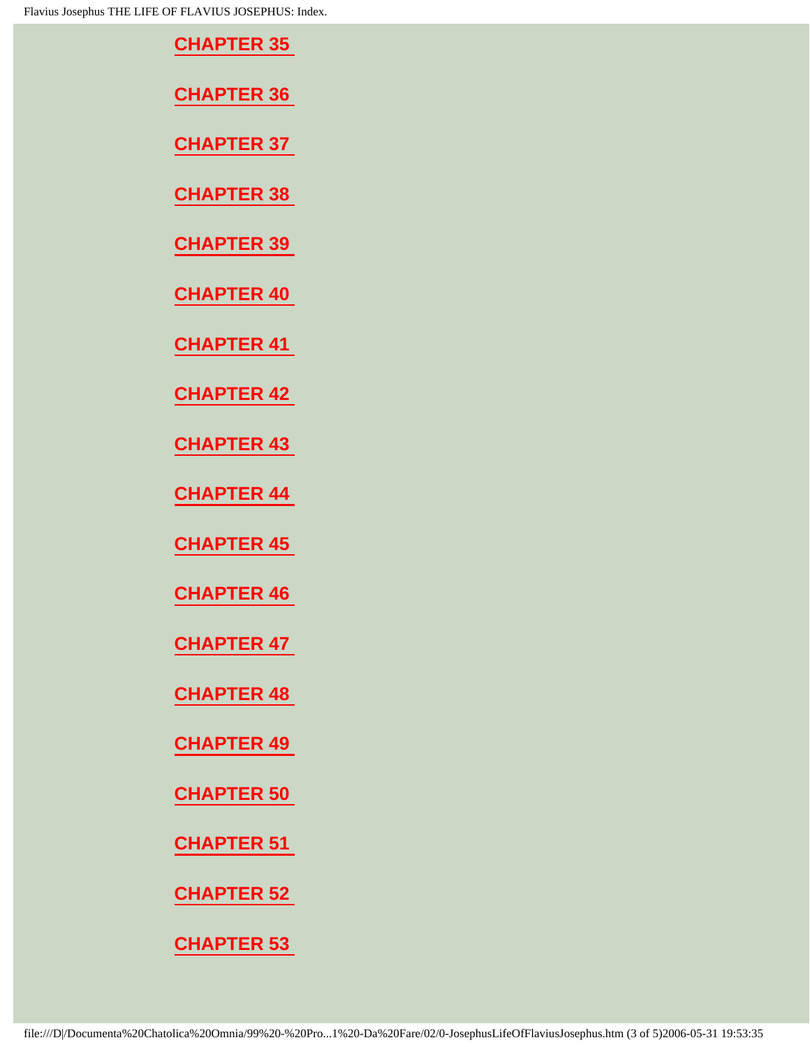**CHAPTER 35**

**CHAPTER 36**

**CHAPTER 37**

**CHAPTER 38**

**CHAPTER 39**

**CHAPTER 40**

**CHAPTER 41**

**CHAPTER 42**

**CHAPTER 43**

**CHAPTER 44**

**CHAPTER 45**

**CHAPTER 46**

**CHAPTER 47**

**CHAPTER 48**

**CHAPTER 49**

**CHAPTER 50**

**CHAPTER 51**

**CHAPTER 52**

**CHAPTER 53**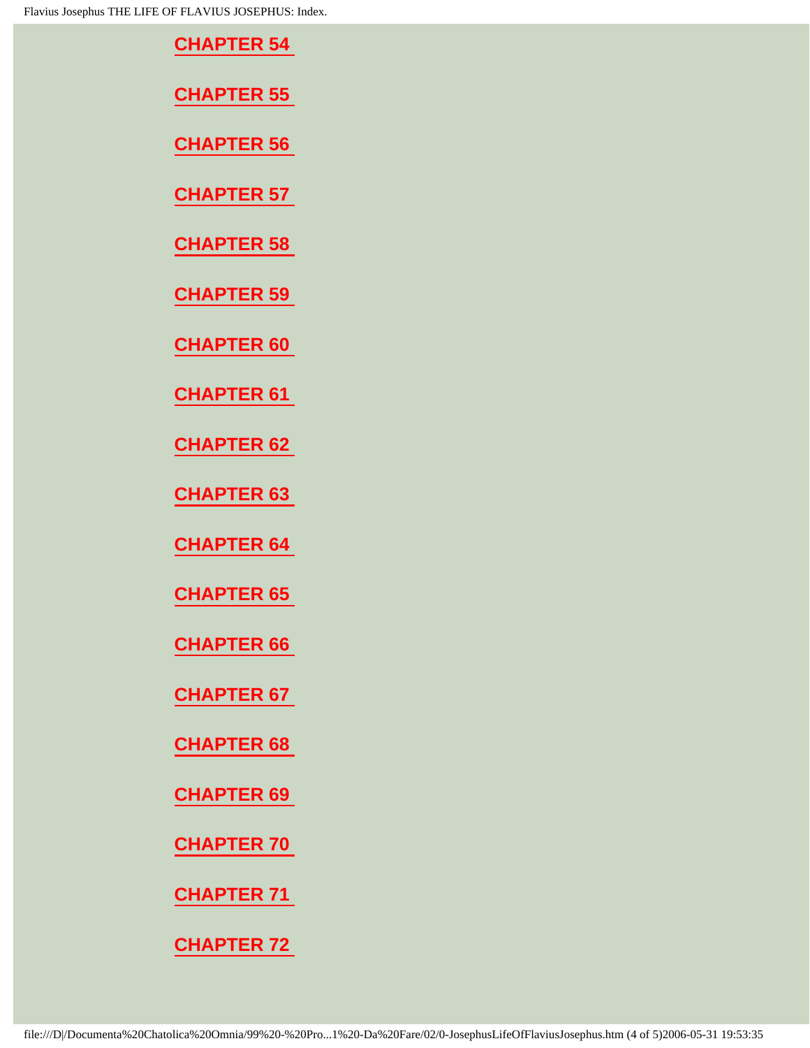**CHAPTER 54**

**CHAPTER 55**

**CHAPTER 56**

**CHAPTER 57**

**CHAPTER 58**

**CHAPTER 59**

**CHAPTER 60**

**CHAPTER 61**

**CHAPTER 62**

**CHAPTER 63**

**CHAPTER 64**

**CHAPTER 65**

**CHAPTER 66**

**CHAPTER 67**

**CHAPTER 68**

**CHAPTER 69**

**CHAPTER 70**

**CHAPTER 71**

**CHAPTER 72**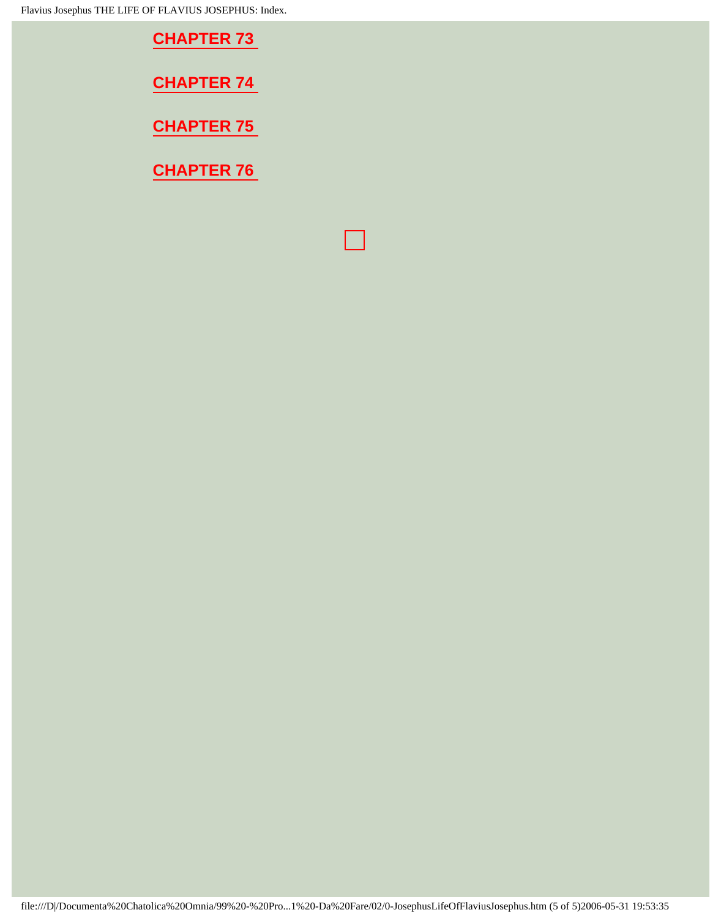**CHAPTER 73**

**CHAPTER 74**

**CHAPTER 75**

**CHAPTER 76**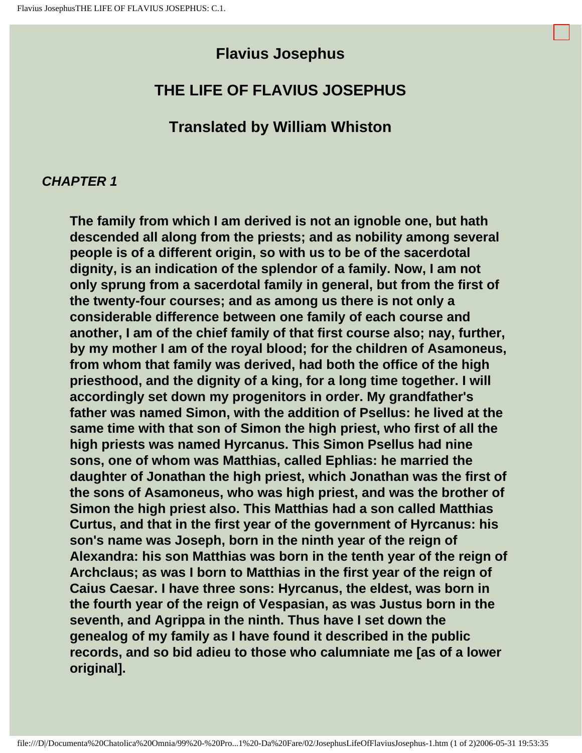# Flavius Josephus

## THE LIFE OF FLAVIUS JOSEPHUS

### Translated by William Whiston

***CHAPTER 1***

**The family from which I am derived is not an ignoble one, but hath descended all along from the priests; and as nobility among several people is of a different origin, so with us to be of the sacerdotal dignity, is an indication of the splendor of a family. Now, I am not only sprung from a sacerdotal family in general, but from the first of the twenty-four courses; and as among us there is not only a considerable difference between one family of each course and another, I am of the chief family of that first course also; nay, further, by my mother I am of the royal blood; for the children of Asamoneus, from whom that family was derived, had both the office of the high priesthood, and the dignity of a king, for a long time together. I will accordingly set down my progenitors in order. My grandfather's father was named Simon, with the addition of Psellus: he lived at the same time with that son of Simon the high priest, who first of all the high priests was named Hyrcanus. This Simon Psellus had nine sons, one of whom was Matthias, called Ephlias: he married the daughter of Jonathan the high priest, which Jonathan was the first of the sons of Asamoneus, who was high priest, and was the brother of Simon the high priest also. This Matthias had a son called Matthias Curtus, and that in the first year of the government of Hyrcanus: his son's name was Joseph, born in the ninth year of the reign of Alexandra: his son Matthias was born in the tenth year of the reign of Archclaus; as was I born to Matthias in the first year of the reign of Caius Caesar. I have three sons: Hyrcanus, the eldest, was born in the fourth year of the reign of Vespasian, as was Justus born in the seventh, and Agrippa in the ninth. Thus have I set down the genealog of my family as I have found it described in the public records, and so bid adieu to those who calumniate me [as of a lower original].**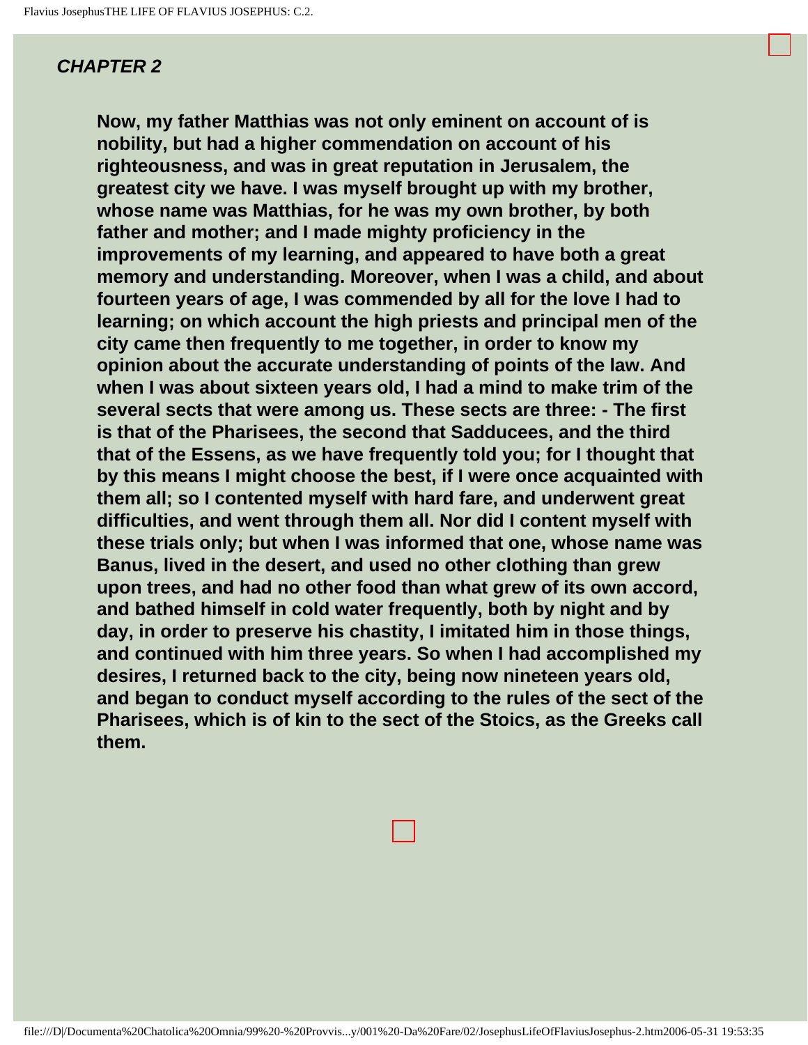## *CHAPTER 2*

**Now, my father Matthias was not only eminent on account of is nobility, but had a higher commendation on account of his righteousness, and was in great reputation in Jerusalem, the greatest city we have. I was myself brought up with my brother, whose name was Matthias, for he was my own brother, by both father and mother; and I made mighty proficiency in the improvements of my learning, and appeared to have both a great memory and understanding. Moreover, when I was a child, and about fourteen years of age, I was commended by all for the love I had to learning; on which account the high priests and principal men of the city came then frequently to me together, in order to know my opinion about the accurate understanding of points of the law. And when I was about sixteen years old, I had a mind to make trim of the several sects that were among us. These sects are three: - The first is that of the Pharisees, the second that Sadducees, and the third that of the Essens, as we have frequently told you; for I thought that by this means I might choose the best, if I were once acquainted with them all; so I contented myself with hard fare, and underwent great difficulties, and went through them all. Nor did I content myself with these trials only; but when I was informed that one, whose name was Banus, lived in the desert, and used no other clothing than grew upon trees, and had no other food than what grew of its own accord, and bathed himself in cold water frequently, both by night and by day, in order to preserve his chastity, I imitated him in those things, and continued with him three years. So when I had accomplished my desires, I returned back to the city, being now nineteen years old, and began to conduct myself according to the rules of the sect of the Pharisees, which is of kin to the sect of the Stoics, as the Greeks call them.**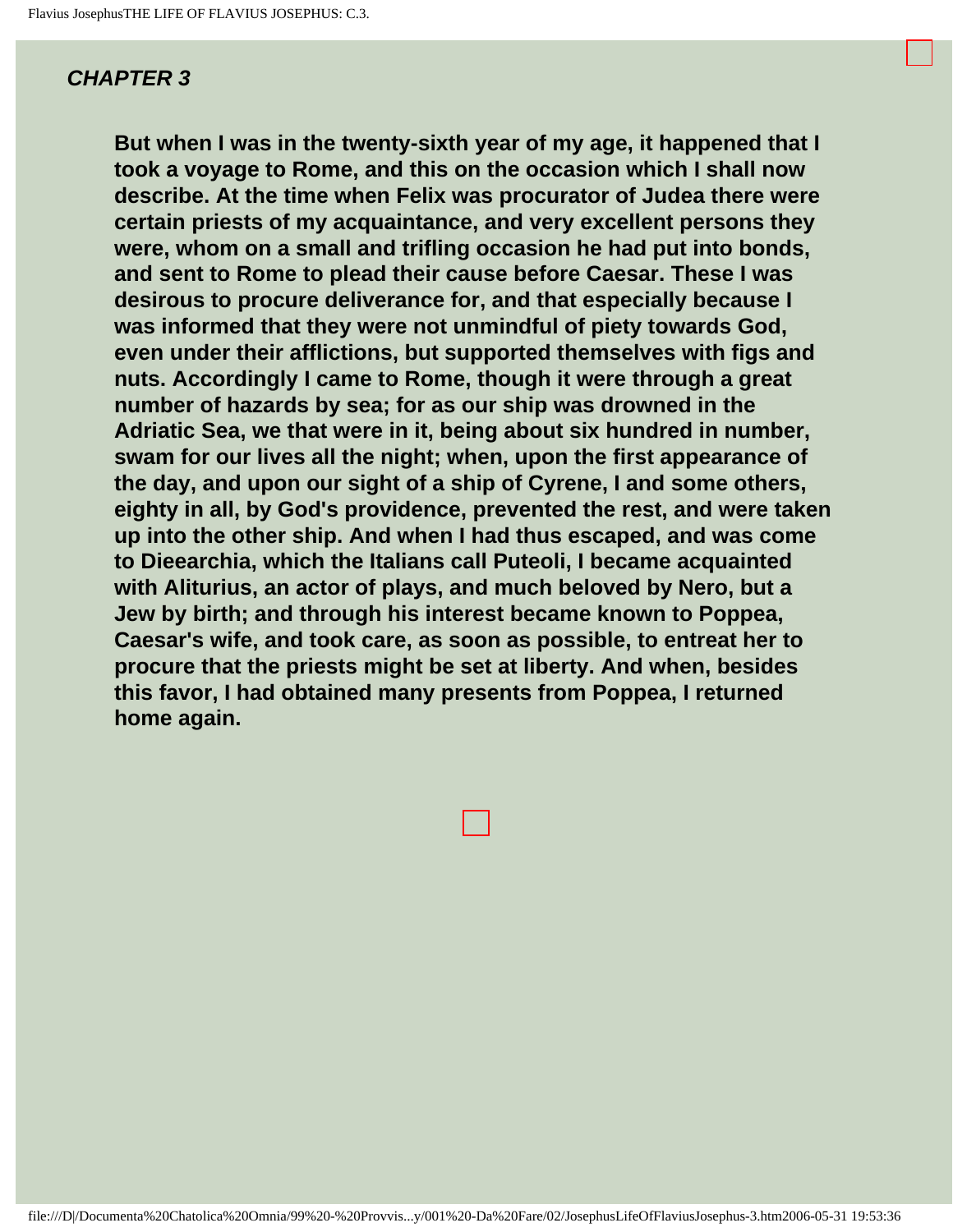## *CHAPTER 3*

**But when I was in the twenty-sixth year of my age, it happened that I took a voyage to Rome, and this on the occasion which I shall now describe. At the time when Felix was procurator of Judea there were certain priests of my acquaintance, and very excellent persons they were, whom on a small and trifling occasion he had put into bonds, and sent to Rome to plead their cause before Caesar. These I was desirous to procure deliverance for, and that especially because I was informed that they were not unmindful of piety towards God, even under their afflictions, but supported themselves with figs and nuts. Accordingly I came to Rome, though it were through a great number of hazards by sea; for as our ship was drowned in the Adriatic Sea, we that were in it, being about six hundred in number, swam for our lives all the night; when, upon the first appearance of the day, and upon our sight of a ship of Cyrene, I and some others, eighty in all, by God's providence, prevented the rest, and were taken up into the other ship. And when I had thus escaped, and was come to Dieearchia, which the Italians call Puteoli, I became acquainted with Aliturius, an actor of plays, and much beloved by Nero, but a Jew by birth; and through his interest became known to Poppea, Caesar's wife, and took care, as soon as possible, to entreat her to procure that the priests might be set at liberty. And when, besides this favor, I had obtained many presents from Poppea, I returned home again.**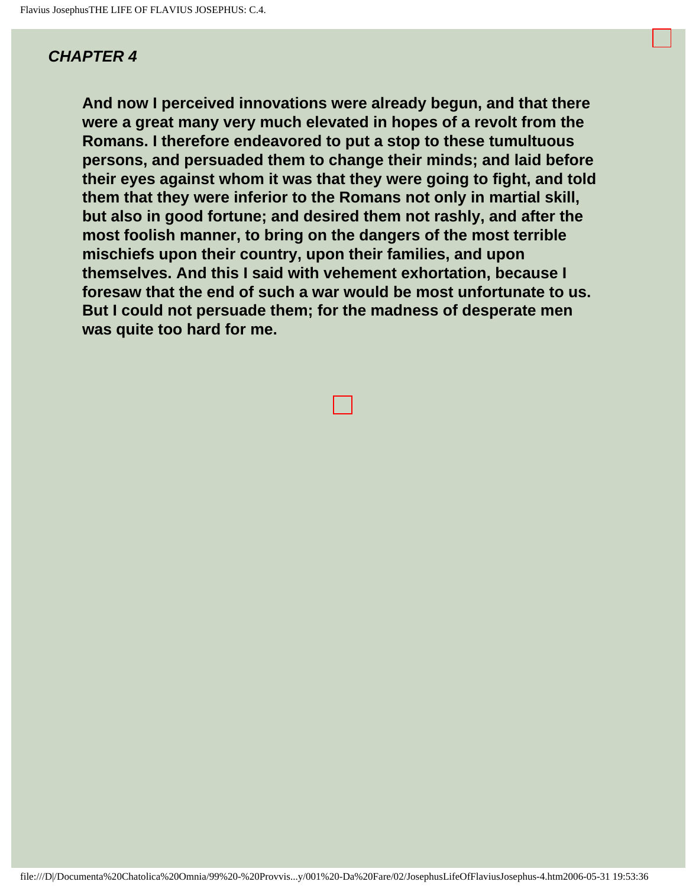## *CHAPTER 4*

**And now I perceived innovations were already begun, and that there were a great many very much elevated in hopes of a revolt from the Romans. I therefore endeavored to put a stop to these tumultuous persons, and persuaded them to change their minds; and laid before their eyes against whom it was that they were going to fight, and told them that they were inferior to the Romans not only in martial skill, but also in good fortune; and desired them not rashly, and after the most foolish manner, to bring on the dangers of the most terrible mischiefs upon their country, upon their families, and upon themselves. And this I said with vehement exhortation, because I foresaw that the end of such a war would be most unfortunate to us. But I could not persuade them; for the madness of desperate men was quite too hard for me.**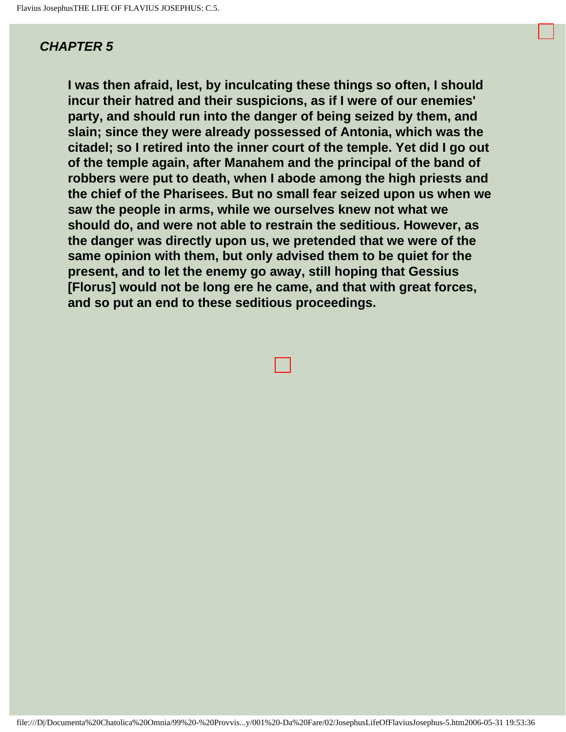## CHAPTER 5

**I was then afraid, lest, by inculcating these things so often, I should incur their hatred and their suspicions, as if I were of our enemies' party, and should run into the danger of being seized by them, and slain; since they were already possessed of Antonia, which was the citadel; so I retired into the inner court of the temple. Yet did I go out of the temple again, after Manahem and the principal of the band of robbers were put to death, when I abode among the high priests and the chief of the Pharisees. But no small fear seized upon us when we saw the people in arms, while we ourselves knew not what we should do, and were not able to restrain the seditious. However, as the danger was directly upon us, we pretended that we were of the same opinion with them, but only advised them to be quiet for the present, and to let the enemy go away, still hoping that Gessius [Florus] would not be long ere he came, and that with great forces, and so put an end to these seditious proceedings.**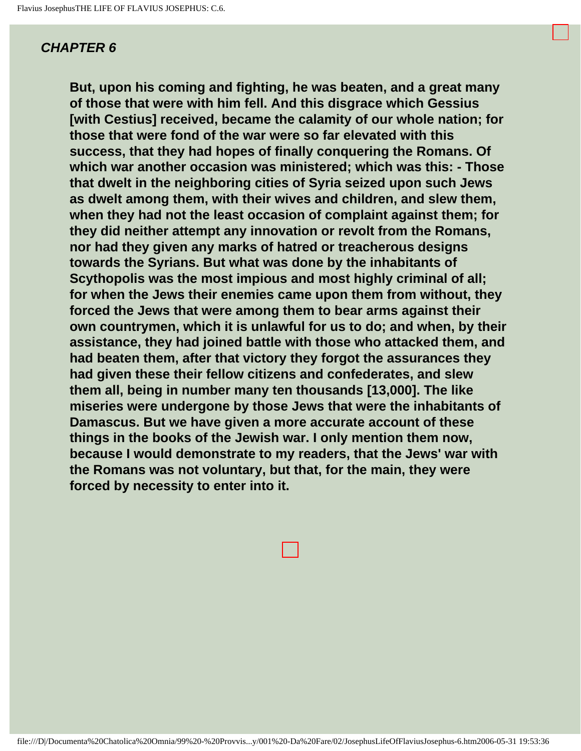## *CHAPTER 6*

**But, upon his coming and fighting, he was beaten, and a great many of those that were with him fell. And this disgrace which Gessius [with Cestius] received, became the calamity of our whole nation; for those that were fond of the war were so far elevated with this success, that they had hopes of finally conquering the Romans. Of which war another occasion was ministered; which was this: - Those that dwelt in the neighboring cities of Syria seized upon such Jews as dwelt among them, with their wives and children, and slew them, when they had not the least occasion of complaint against them; for they did neither attempt any innovation or revolt from the Romans, nor had they given any marks of hatred or treacherous designs towards the Syrians. But what was done by the inhabitants of Scythopolis was the most impious and most highly criminal of all; for when the Jews their enemies came upon them from without, they forced the Jews that were among them to bear arms against their own countrymen, which it is unlawful for us to do; and when, by their assistance, they had joined battle with those who attacked them, and had beaten them, after that victory they forgot the assurances they had given these their fellow citizens and confederates, and slew them all, being in number many ten thousands [13,000]. The like miseries were undergone by those Jews that were the inhabitants of Damascus. But we have given a more accurate account of these things in the books of the Jewish war. I only mention them now, because I would demonstrate to my readers, that the Jews' war with the Romans was not voluntary, but that, for the main, they were forced by necessity to enter into it.**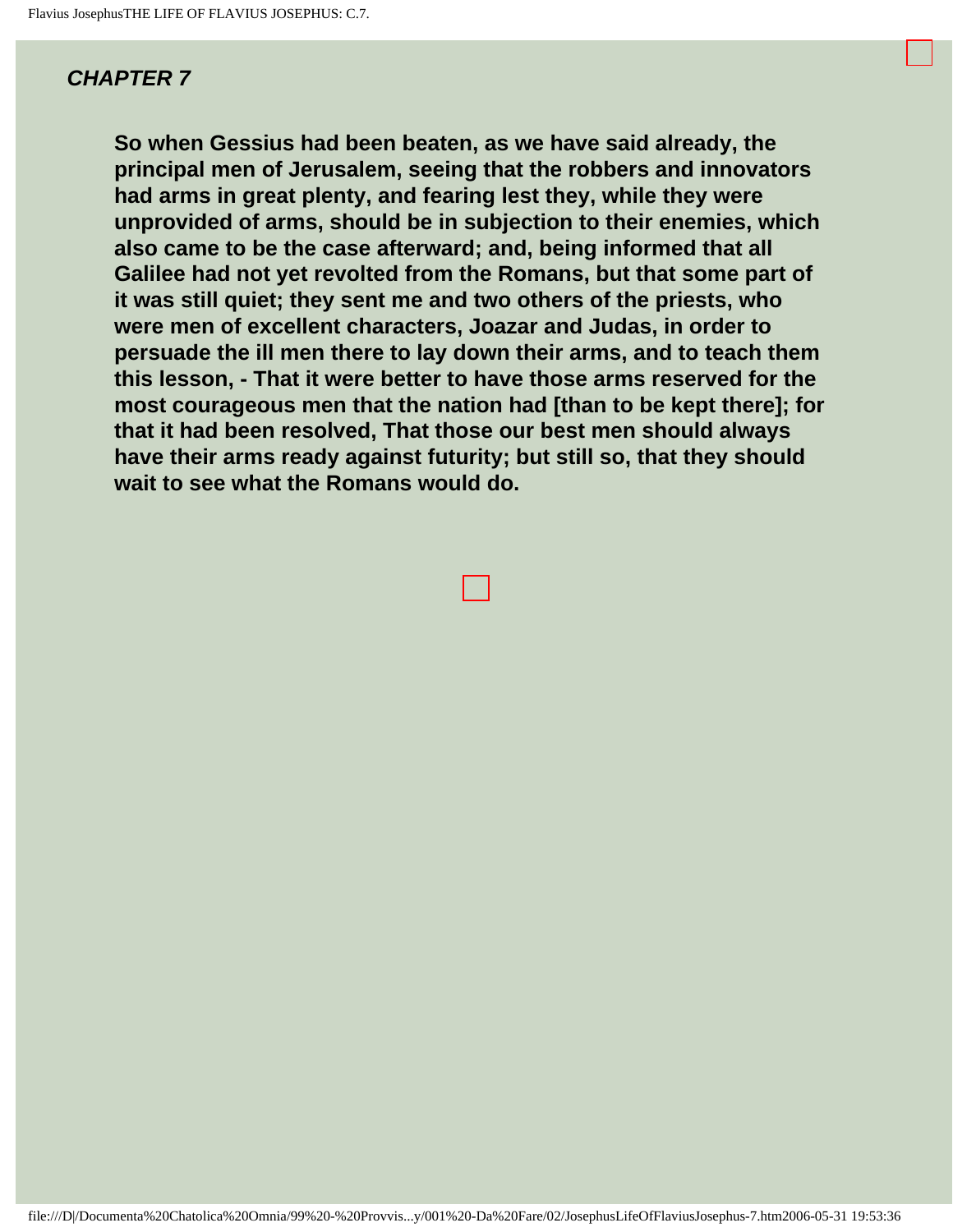## *CHAPTER 7*

**So when Gessius had been beaten, as we have said already, the principal men of Jerusalem, seeing that the robbers and innovators had arms in great plenty, and fearing lest they, while they were unprovided of arms, should be in subjection to their enemies, which also came to be the case afterward; and, being informed that all Galilee had not yet revolted from the Romans, but that some part of it was still quiet; they sent me and two others of the priests, who were men of excellent characters, Joazar and Judas, in order to persuade the ill men there to lay down their arms, and to teach them this lesson, - That it were better to have those arms reserved for the most courageous men that the nation had [than to be kept there]; for that it had been resolved, That those our best men should always have their arms ready against futurity; but still so, that they should wait to see what the Romans would do.**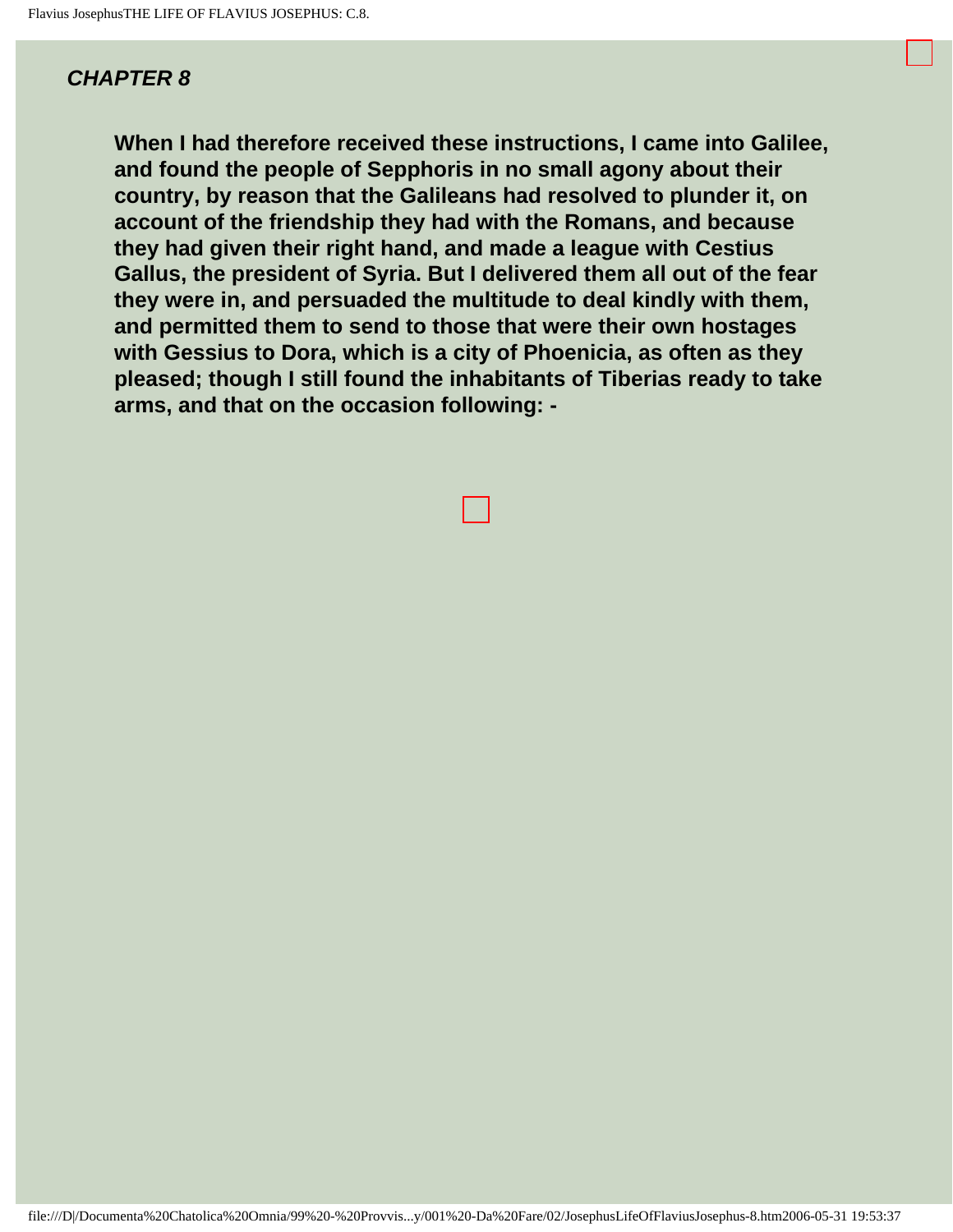## *CHAPTER 8*

**When I had therefore received these instructions, I came into Galilee, and found the people of Sepphoris in no small agony about their country, by reason that the Galileans had resolved to plunder it, on account of the friendship they had with the Romans, and because they had given their right hand, and made a league with Cestius Gallus, the president of Syria. But I delivered them all out of the fear they were in, and persuaded the multitude to deal kindly with them, and permitted them to send to those that were their own hostages with Gessius to Dora, which is a city of Phoenicia, as often as they pleased; though I still found the inhabitants of Tiberias ready to take arms, and that on the occasion following: -**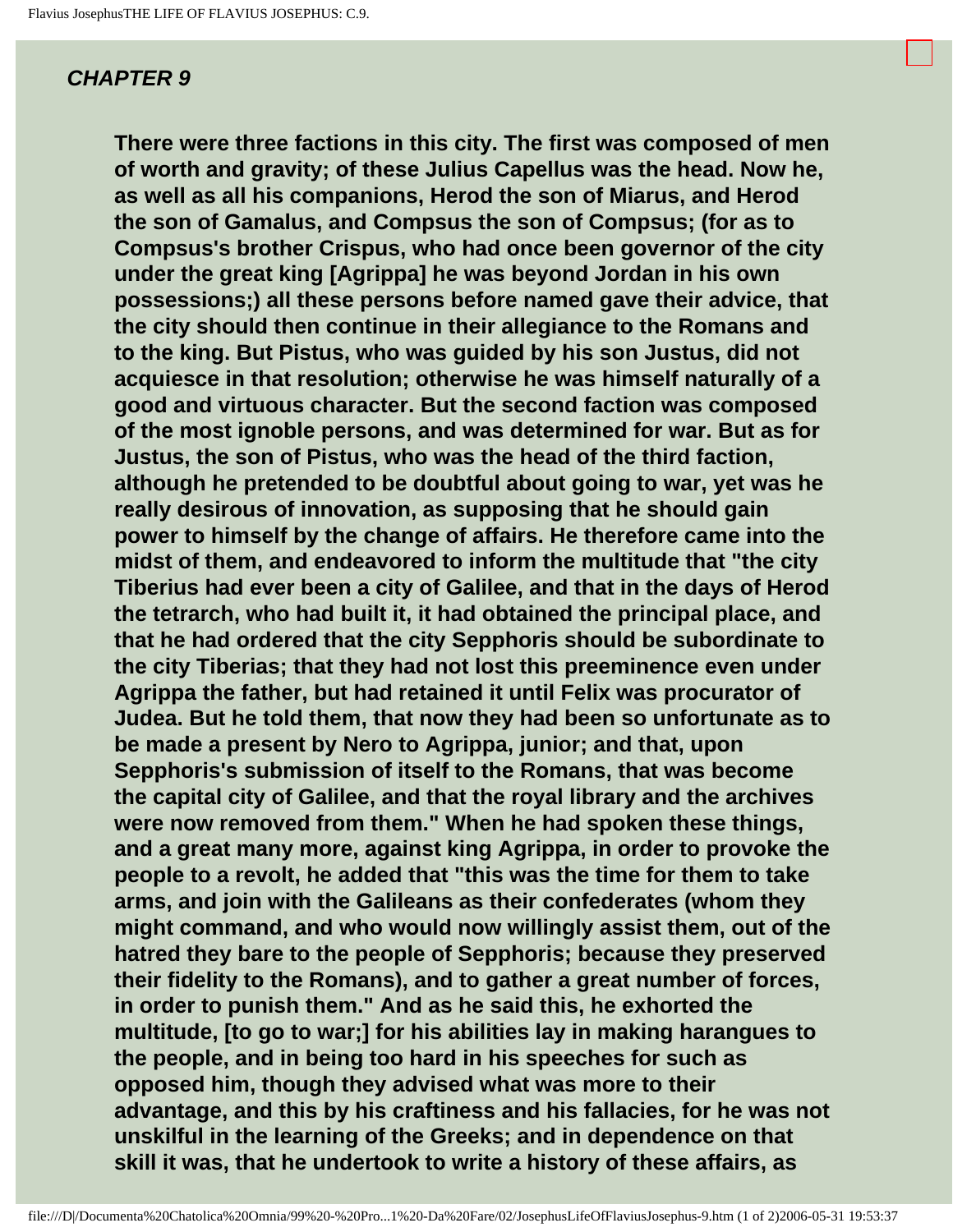## *CHAPTER 9*

**There were three factions in this city. The first was composed of men of worth and gravity; of these Julius Capellus was the head. Now he, as well as all his companions, Herod the son of Miarus, and Herod the son of Gamalus, and Compsus the son of Compsus; (for as to Compsus's brother Crispus, who had once been governor of the city under the great king [Agrippa] he was beyond Jordan in his own possessions;) all these persons before named gave their advice, that the city should then continue in their allegiance to the Romans and to the king. But Pistus, who was guided by his son Justus, did not acquiesce in that resolution; otherwise he was himself naturally of a good and virtuous character. But the second faction was composed of the most ignoble persons, and was determined for war. But as for Justus, the son of Pistus, who was the head of the third faction, although he pretended to be doubtful about going to war, yet was he really desirous of innovation, as supposing that he should gain power to himself by the change of affairs. He therefore came into the midst of them, and endeavored to inform the multitude that "the city Tiberius had ever been a city of Galilee, and that in the days of Herod the tetrarch, who had built it, it had obtained the principal place, and that he had ordered that the city Sepphoris should be subordinate to the city Tiberias; that they had not lost this preeminence even under Agrippa the father, but had retained it until Felix was procurator of Judea. But he told them, that now they had been so unfortunate as to be made a present by Nero to Agrippa, junior; and that, upon Sepphoris's submission of itself to the Romans, that was become the capital city of Galilee, and that the royal library and the archives were now removed from them." When he had spoken these things, and a great many more, against king Agrippa, in order to provoke the people to a revolt, he added that "this was the time for them to take arms, and join with the Galileans as their confederates (whom they might command, and who would now willingly assist them, out of the hatred they bare to the people of Sepphoris; because they preserved their fidelity to the Romans), and to gather a great number of forces, in order to punish them." And as he said this, he exhorted the multitude, [to go to war;] for his abilities lay in making harangues to the people, and in being too hard in his speeches for such as opposed him, though they advised what was more to their advantage, and this by his craftiness and his fallacies, for he was not unskilful in the learning of the Greeks; and in dependence on that skill it was, that he undertook to write a history of these affairs, as**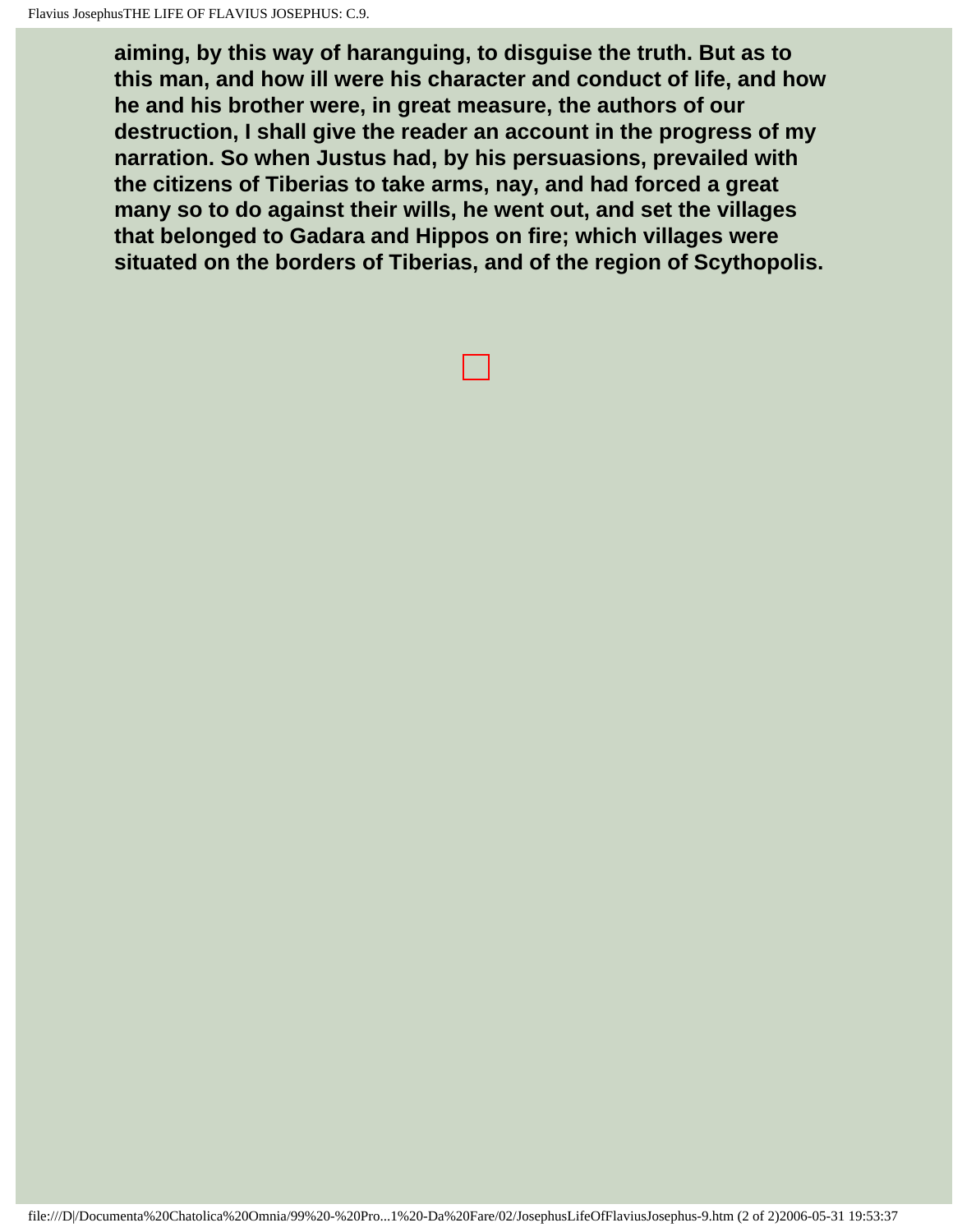**aiming, by this way of haranguing, to disguise the truth. But as to this man, and how ill were his character and conduct of life, and how he and his brother were, in great measure, the authors of our destruction, I shall give the reader an account in the progress of my narration. So when Justus had, by his persuasions, prevailed with the citizens of Tiberias to take arms, nay, and had forced a great many so to do against their wills, he went out, and set the villages that belonged to Gadara and Hippos on fire; which villages were situated on the borders of Tiberias, and of the region of Scythopolis.**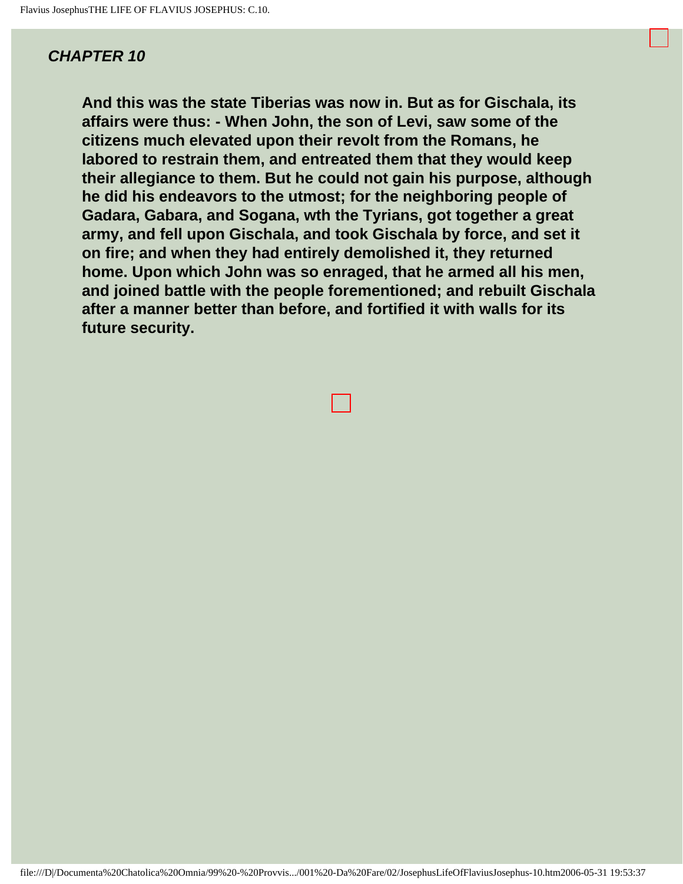## *CHAPTER 10*

**And this was the state Tiberias was now in. But as for Gischala, its affairs were thus: - When John, the son of Levi, saw some of the citizens much elevated upon their revolt from the Romans, he labored to restrain them, and entreated them that they would keep their allegiance to them. But he could not gain his purpose, although he did his endeavors to the utmost; for the neighboring people of Gadara, Gabara, and Sogana, wth the Tyrians, got together a great army, and fell upon Gischala, and took Gischala by force, and set it on fire; and when they had entirely demolished it, they returned home. Upon which John was so enraged, that he armed all his men, and joined battle with the people forementioned; and rebuilt Gischala after a manner better than before, and fortified it with walls for its future security.**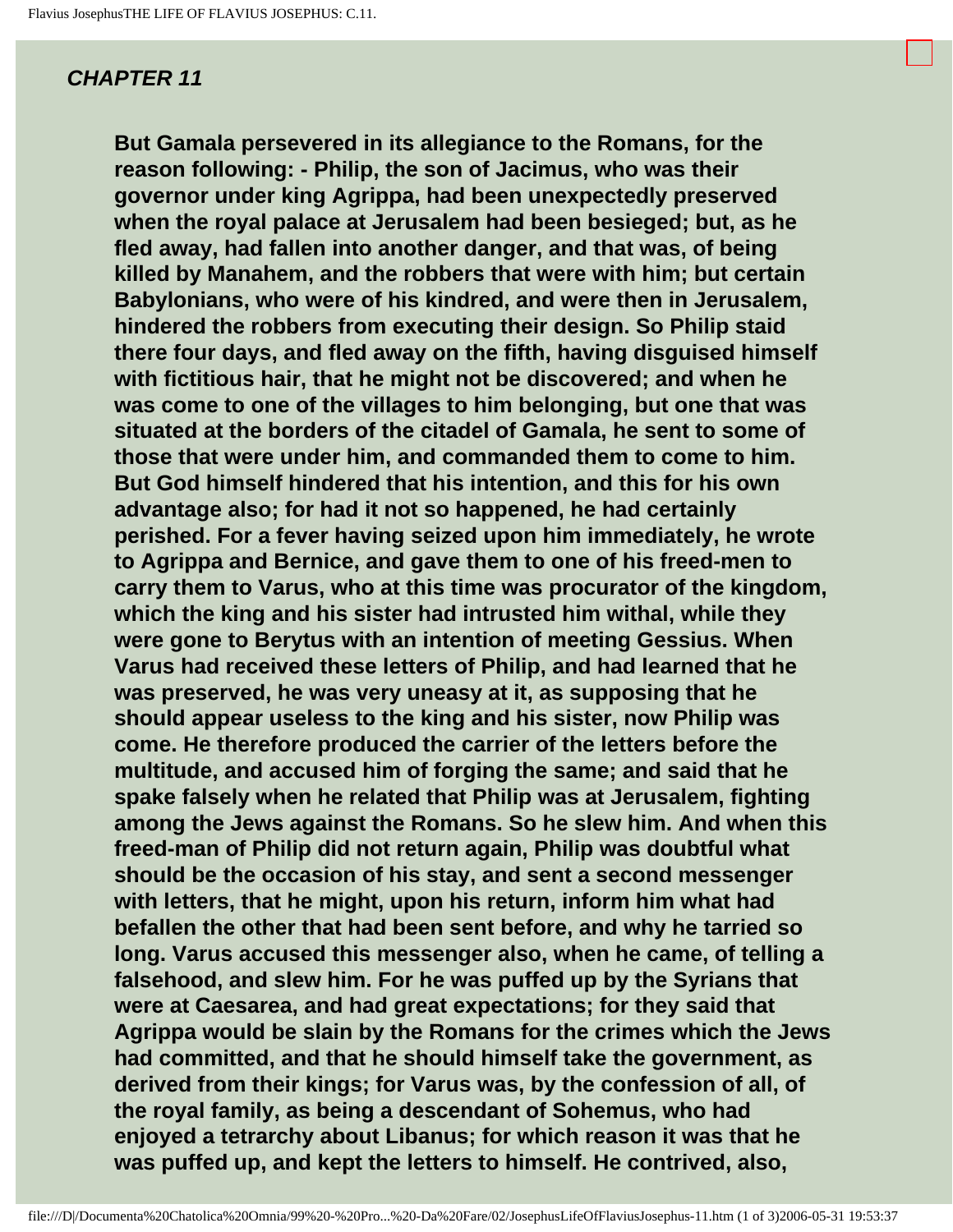## CHAPTER 11

**But Gamala persevered in its allegiance to the Romans, for the reason following: - Philip, the son of Jacimus, who was their governor under king Agrippa, had been unexpectedly preserved when the royal palace at Jerusalem had been besieged; but, as he fled away, had fallen into another danger, and that was, of being killed by Manahem, and the robbers that were with him; but certain Babylonians, who were of his kindred, and were then in Jerusalem, hindered the robbers from executing their design. So Philip staid there four days, and fled away on the fifth, having disguised himself with fictitious hair, that he might not be discovered; and when he was come to one of the villages to him belonging, but one that was situated at the borders of the citadel of Gamala, he sent to some of those that were under him, and commanded them to come to him. But God himself hindered that his intention, and this for his own advantage also; for had it not so happened, he had certainly perished. For a fever having seized upon him immediately, he wrote to Agrippa and Bernice, and gave them to one of his freed-men to carry them to Varus, who at this time was procurator of the kingdom, which the king and his sister had intrusted him withal, while they were gone to Berytus with an intention of meeting Gessius. When Varus had received these letters of Philip, and had learned that he was preserved, he was very uneasy at it, as supposing that he should appear useless to the king and his sister, now Philip was come. He therefore produced the carrier of the letters before the multitude, and accused him of forging the same; and said that he spake falsely when he related that Philip was at Jerusalem, fighting among the Jews against the Romans. So he slew him. And when this freed-man of Philip did not return again, Philip was doubtful what should be the occasion of his stay, and sent a second messenger with letters, that he might, upon his return, inform him what had befallen the other that had been sent before, and why he tarried so long. Varus accused this messenger also, when he came, of telling a falsehood, and slew him. For he was puffed up by the Syrians that were at Caesarea, and had great expectations; for they said that Agrippa would be slain by the Romans for the crimes which the Jews had committed, and that he should himself take the government, as derived from their kings; for Varus was, by the confession of all, of the royal family, as being a descendant of Sohemus, who had enjoyed a tetrarchy about Libanus; for which reason it was that he was puffed up, and kept the letters to himself. He contrived, also,**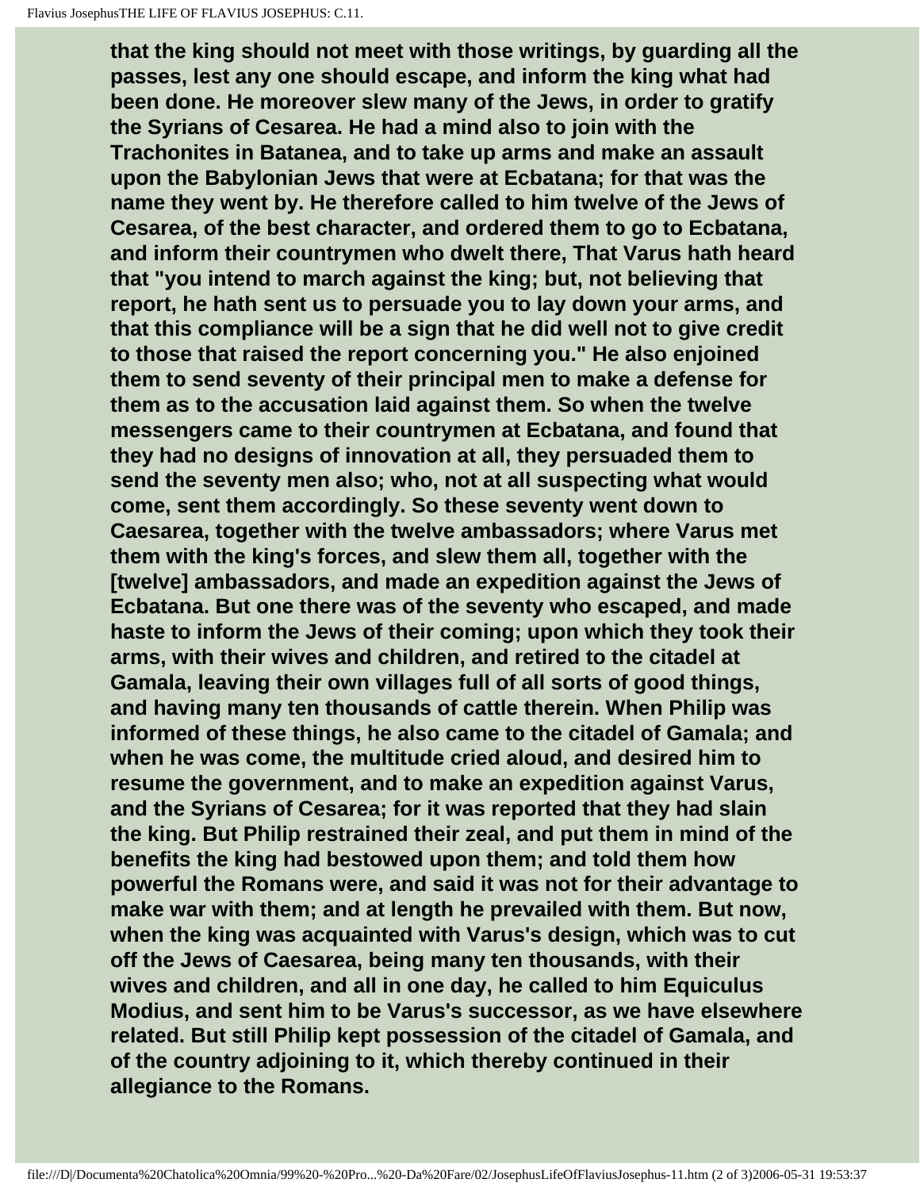**that the king should not meet with those writings, by guarding all the passes, lest any one should escape, and inform the king what had been done. He moreover slew many of the Jews, in order to gratify the Syrians of Cesarea. He had a mind also to join with the Trachonites in Batanea, and to take up arms and make an assault upon the Babylonian Jews that were at Ecbatana; for that was the name they went by. He therefore called to him twelve of the Jews of Cesarea, of the best character, and ordered them to go to Ecbatana, and inform their countrymen who dwelt there, That Varus hath heard that "you intend to march against the king; but, not believing that report, he hath sent us to persuade you to lay down your arms, and that this compliance will be a sign that he did well not to give credit to those that raised the report concerning you." He also enjoined them to send seventy of their principal men to make a defense for them as to the accusation laid against them. So when the twelve messengers came to their countrymen at Ecbatana, and found that they had no designs of innovation at all, they persuaded them to send the seventy men also; who, not at all suspecting what would come, sent them accordingly. So these seventy went down to Caesarea, together with the twelve ambassadors; where Varus met them with the king's forces, and slew them all, together with the [twelve] ambassadors, and made an expedition against the Jews of Ecbatana. But one there was of the seventy who escaped, and made haste to inform the Jews of their coming; upon which they took their arms, with their wives and children, and retired to the citadel at Gamala, leaving their own villages full of all sorts of good things, and having many ten thousands of cattle therein. When Philip was informed of these things, he also came to the citadel of Gamala; and when he was come, the multitude cried aloud, and desired him to resume the government, and to make an expedition against Varus, and the Syrians of Cesarea; for it was reported that they had slain the king. But Philip restrained their zeal, and put them in mind of the benefits the king had bestowed upon them; and told them how powerful the Romans were, and said it was not for their advantage to make war with them; and at length he prevailed with them. But now, when the king was acquainted with Varus's design, which was to cut off the Jews of Caesarea, being many ten thousands, with their wives and children, and all in one day, he called to him Equiculus Modius, and sent him to be Varus's successor, as we have elsewhere related. But still Philip kept possession of the citadel of Gamala, and of the country adjoining to it, which thereby continued in their allegiance to the Romans.**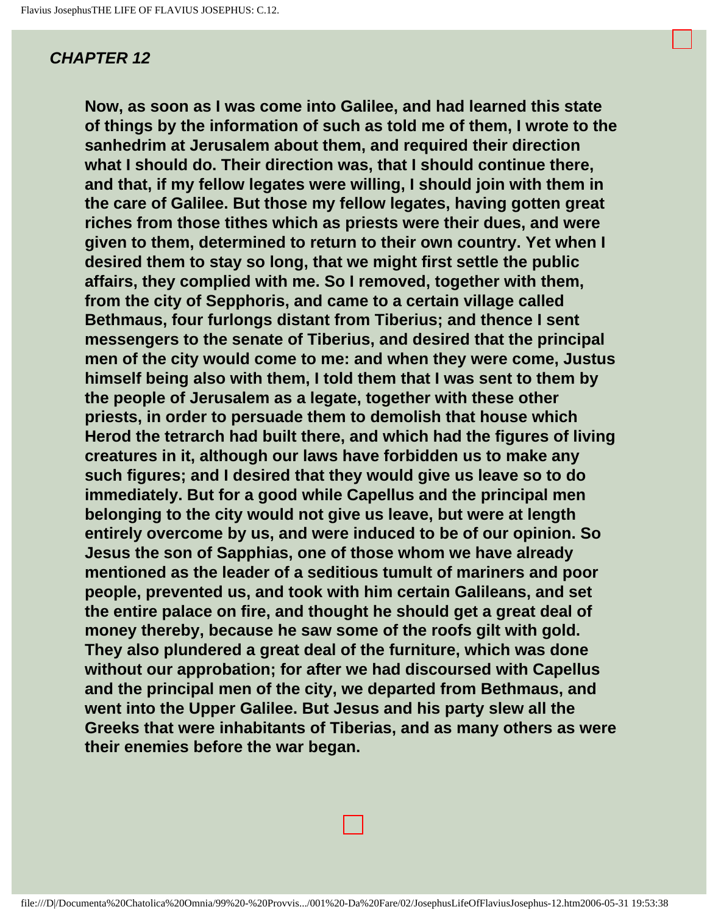## *CHAPTER 12*

**Now, as soon as I was come into Galilee, and had learned this state of things by the information of such as told me of them, I wrote to the sanhedrim at Jerusalem about them, and required their direction what I should do. Their direction was, that I should continue there, and that, if my fellow legates were willing, I should join with them in the care of Galilee. But those my fellow legates, having gotten great riches from those tithes which as priests were their dues, and were given to them, determined to return to their own country. Yet when I desired them to stay so long, that we might first settle the public affairs, they complied with me. So I removed, together with them, from the city of Sepphoris, and came to a certain village called Bethmaus, four furlongs distant from Tiberius; and thence I sent messengers to the senate of Tiberius, and desired that the principal men of the city would come to me: and when they were come, Justus himself being also with them, I told them that I was sent to them by the people of Jerusalem as a legate, together with these other priests, in order to persuade them to demolish that house which Herod the tetrarch had built there, and which had the figures of living creatures in it, although our laws have forbidden us to make any such figures; and I desired that they would give us leave so to do immediately. But for a good while Capellus and the principal men belonging to the city would not give us leave, but were at length entirely overcome by us, and were induced to be of our opinion. So Jesus the son of Sapphias, one of those whom we have already mentioned as the leader of a seditious tumult of mariners and poor people, prevented us, and took with him certain Galileans, and set the entire palace on fire, and thought he should get a great deal of money thereby, because he saw some of the roofs gilt with gold. They also plundered a great deal of the furniture, which was done without our approbation; for after we had discoursed with Capellus and the principal men of the city, we departed from Bethmaus, and went into the Upper Galilee. But Jesus and his party slew all the Greeks that were inhabitants of Tiberias, and as many others as were their enemies before the war began.**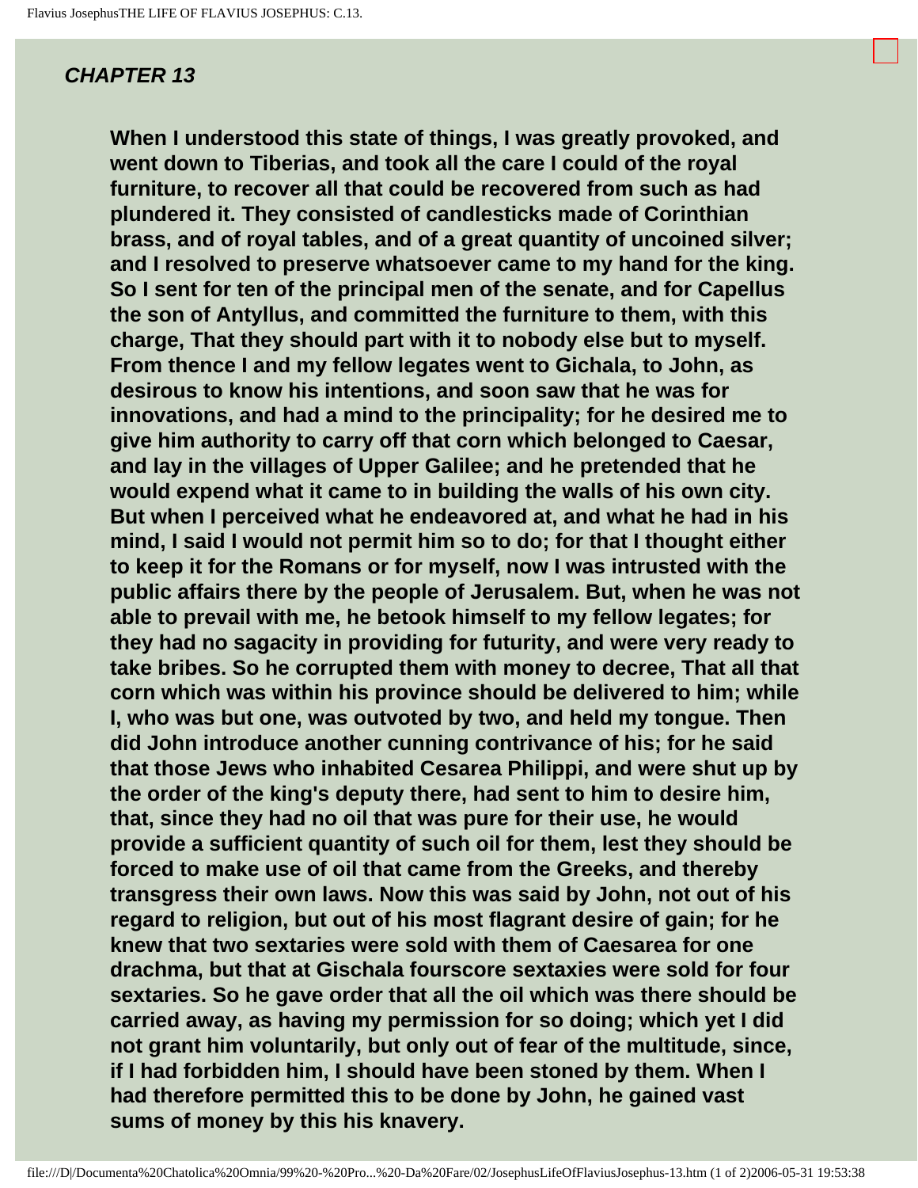## *CHAPTER 13*

**When I understood this state of things, I was greatly provoked, and went down to Tiberias, and took all the care I could of the royal furniture, to recover all that could be recovered from such as had plundered it. They consisted of candlesticks made of Corinthian brass, and of royal tables, and of a great quantity of uncoined silver; and I resolved to preserve whatsoever came to my hand for the king. So I sent for ten of the principal men of the senate, and for Capellus the son of Antyllus, and committed the furniture to them, with this charge, That they should part with it to nobody else but to myself. From thence I and my fellow legates went to Gichala, to John, as desirous to know his intentions, and soon saw that he was for innovations, and had a mind to the principality; for he desired me to give him authority to carry off that corn which belonged to Caesar, and lay in the villages of Upper Galilee; and he pretended that he would expend what it came to in building the walls of his own city. But when I perceived what he endeavored at, and what he had in his mind, I said I would not permit him so to do; for that I thought either to keep it for the Romans or for myself, now I was intrusted with the public affairs there by the people of Jerusalem. But, when he was not able to prevail with me, he betook himself to my fellow legates; for they had no sagacity in providing for futurity, and were very ready to take bribes. So he corrupted them with money to decree, That all that corn which was within his province should be delivered to him; while I, who was but one, was outvoted by two, and held my tongue. Then did John introduce another cunning contrivance of his; for he said that those Jews who inhabited Cesarea Philippi, and were shut up by the order of the king's deputy there, had sent to him to desire him, that, since they had no oil that was pure for their use, he would provide a sufficient quantity of such oil for them, lest they should be forced to make use of oil that came from the Greeks, and thereby transgress their own laws. Now this was said by John, not out of his regard to religion, but out of his most flagrant desire of gain; for he knew that two sextaries were sold with them of Caesarea for one drachma, but that at Gischala fourscore sextaxies were sold for four sextaries. So he gave order that all the oil which was there should be carried away, as having my permission for so doing; which yet I did not grant him voluntarily, but only out of fear of the multitude, since, if I had forbidden him, I should have been stoned by them. When I had therefore permitted this to be done by John, he gained vast sums of money by this his knavery.**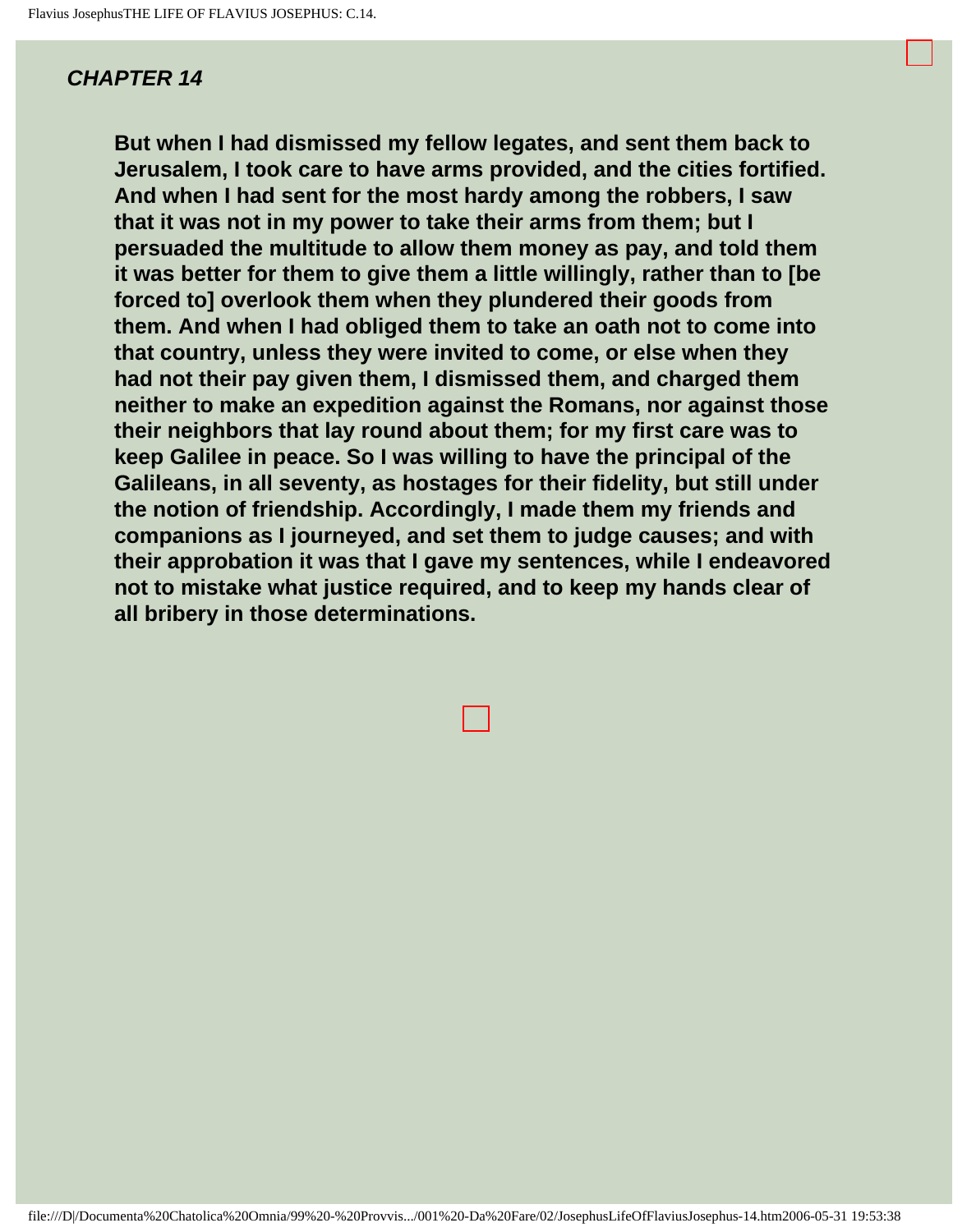## *CHAPTER 14*

**But when I had dismissed my fellow legates, and sent them back to Jerusalem, I took care to have arms provided, and the cities fortified. And when I had sent for the most hardy among the robbers, I saw that it was not in my power to take their arms from them; but I persuaded the multitude to allow them money as pay, and told them it was better for them to give them a little willingly, rather than to [be forced to] overlook them when they plundered their goods from them. And when I had obliged them to take an oath not to come into that country, unless they were invited to come, or else when they had not their pay given them, I dismissed them, and charged them neither to make an expedition against the Romans, nor against those their neighbors that lay round about them; for my first care was to keep Galilee in peace. So I was willing to have the principal of the Galileans, in all seventy, as hostages for their fidelity, but still under the notion of friendship. Accordingly, I made them my friends and companions as I journeyed, and set them to judge causes; and with their approbation it was that I gave my sentences, while I endeavored not to mistake what justice required, and to keep my hands clear of all bribery in those determinations.**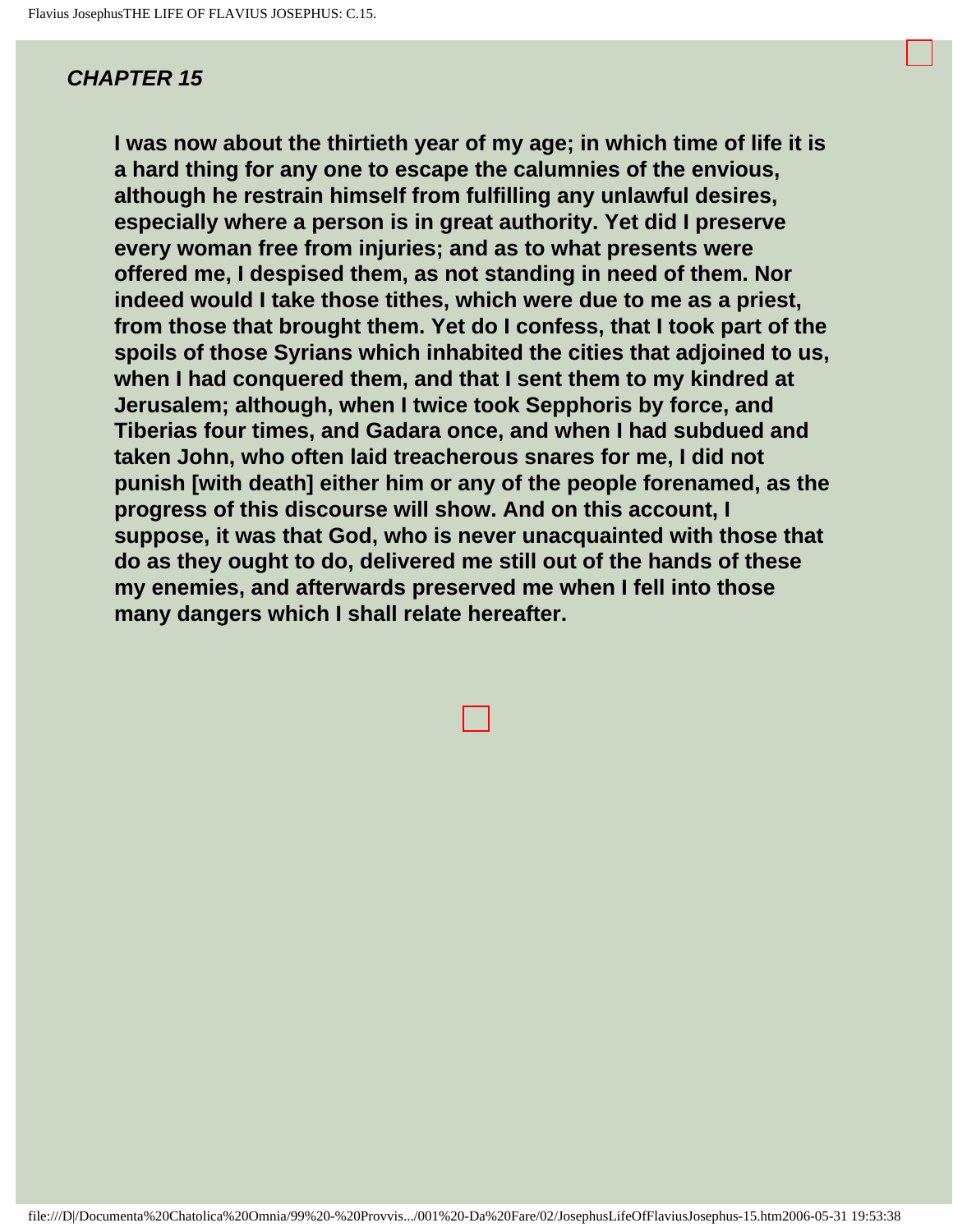## *CHAPTER 15*

**I was now about the thirtieth year of my age; in which time of life it is a hard thing for any one to escape the calumnies of the envious, although he restrain himself from fulfilling any unlawful desires, especially where a person is in great authority. Yet did I preserve every woman free from injuries; and as to what presents were offered me, I despised them, as not standing in need of them. Nor indeed would I take those tithes, which were due to me as a priest, from those that brought them. Yet do I confess, that I took part of the spoils of those Syrians which inhabited the cities that adjoined to us, when I had conquered them, and that I sent them to my kindred at Jerusalem; although, when I twice took Sepphoris by force, and Tiberias four times, and Gadara once, and when I had subdued and taken John, who often laid treacherous snares for me, I did not punish [with death] either him or any of the people forenamed, as the progress of this discourse will show. And on this account, I suppose, it was that God, who is never unacquainted with those that do as they ought to do, delivered me still out of the hands of these my enemies, and afterwards preserved me when I fell into those many dangers which I shall relate hereafter.**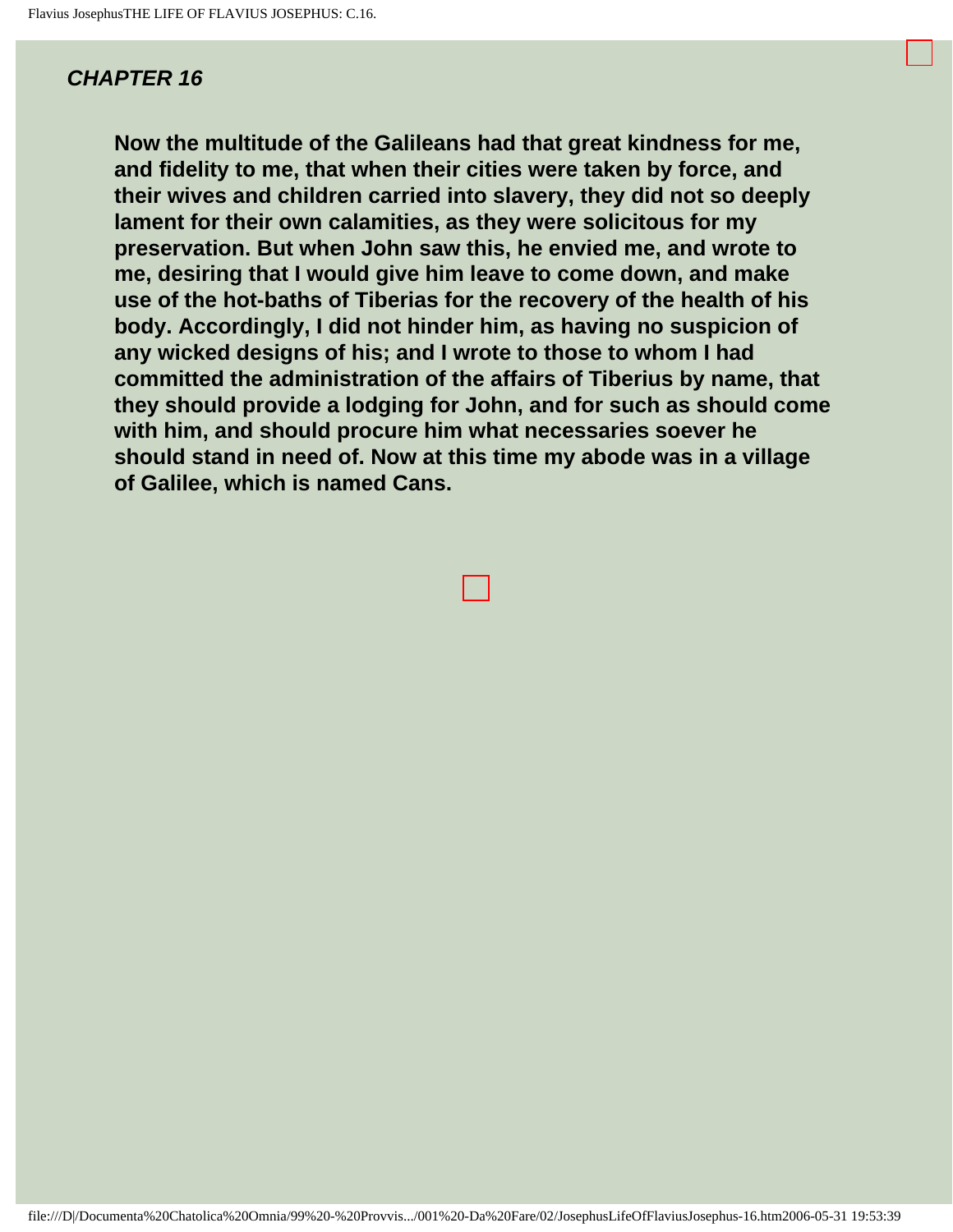## *CHAPTER 16*

**Now the multitude of the Galileans had that great kindness for me, and fidelity to me, that when their cities were taken by force, and their wives and children carried into slavery, they did not so deeply lament for their own calamities, as they were solicitous for my preservation. But when John saw this, he envied me, and wrote to me, desiring that I would give him leave to come down, and make use of the hot-baths of Tiberias for the recovery of the health of his body. Accordingly, I did not hinder him, as having no suspicion of any wicked designs of his; and I wrote to those to whom I had committed the administration of the affairs of Tiberius by name, that they should provide a lodging for John, and for such as should come with him, and should procure him what necessaries soever he should stand in need of. Now at this time my abode was in a village of Galilee, which is named Cans.**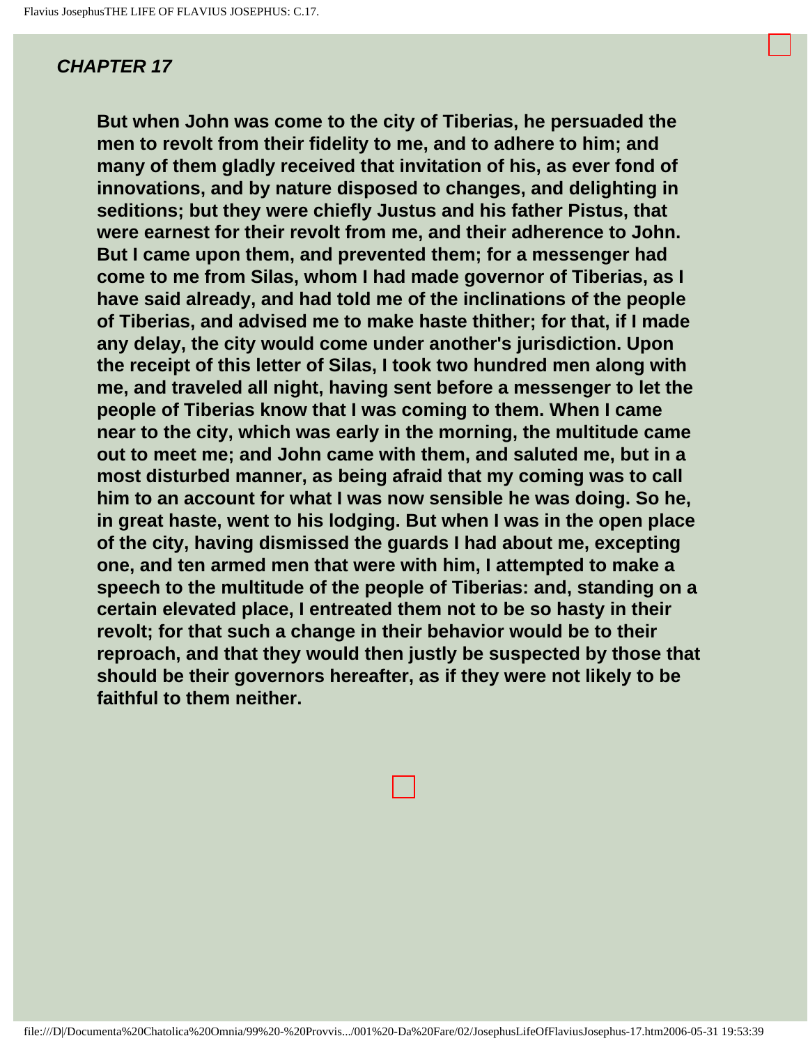## *CHAPTER 17*

**But when John was come to the city of Tiberias, he persuaded the men to revolt from their fidelity to me, and to adhere to him; and many of them gladly received that invitation of his, as ever fond of innovations, and by nature disposed to changes, and delighting in seditions; but they were chiefly Justus and his father Pistus, that were earnest for their revolt from me, and their adherence to John. But I came upon them, and prevented them; for a messenger had come to me from Silas, whom I had made governor of Tiberias, as I have said already, and had told me of the inclinations of the people of Tiberias, and advised me to make haste thither; for that, if I made any delay, the city would come under another's jurisdiction. Upon the receipt of this letter of Silas, I took two hundred men along with me, and traveled all night, having sent before a messenger to let the people of Tiberias know that I was coming to them. When I came near to the city, which was early in the morning, the multitude came out to meet me; and John came with them, and saluted me, but in a most disturbed manner, as being afraid that my coming was to call him to an account for what I was now sensible he was doing. So he, in great haste, went to his lodging. But when I was in the open place of the city, having dismissed the guards I had about me, excepting one, and ten armed men that were with him, I attempted to make a speech to the multitude of the people of Tiberias: and, standing on a certain elevated place, I entreated them not to be so hasty in their revolt; for that such a change in their behavior would be to their reproach, and that they would then justly be suspected by those that should be their governors hereafter, as if they were not likely to be faithful to them neither.**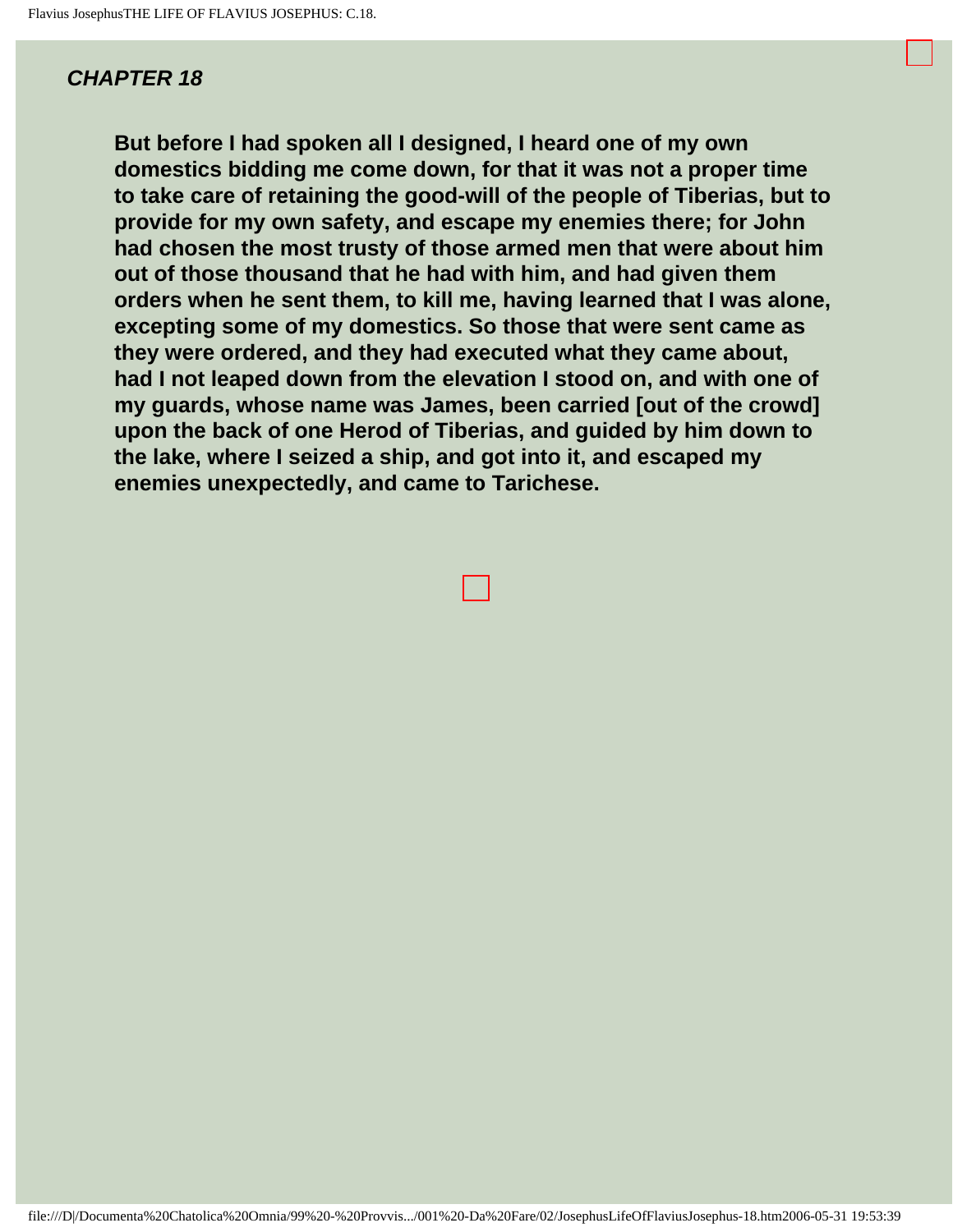## *CHAPTER 18*

**But before I had spoken all I designed, I heard one of my own domestics bidding me come down, for that it was not a proper time to take care of retaining the good-will of the people of Tiberias, but to provide for my own safety, and escape my enemies there; for John had chosen the most trusty of those armed men that were about him out of those thousand that he had with him, and had given them orders when he sent them, to kill me, having learned that I was alone, excepting some of my domestics. So those that were sent came as they were ordered, and they had executed what they came about, had I not leaped down from the elevation I stood on, and with one of my guards, whose name was James, been carried [out of the crowd] upon the back of one Herod of Tiberias, and guided by him down to the lake, where I seized a ship, and got into it, and escaped my enemies unexpectedly, and came to Tarichese.**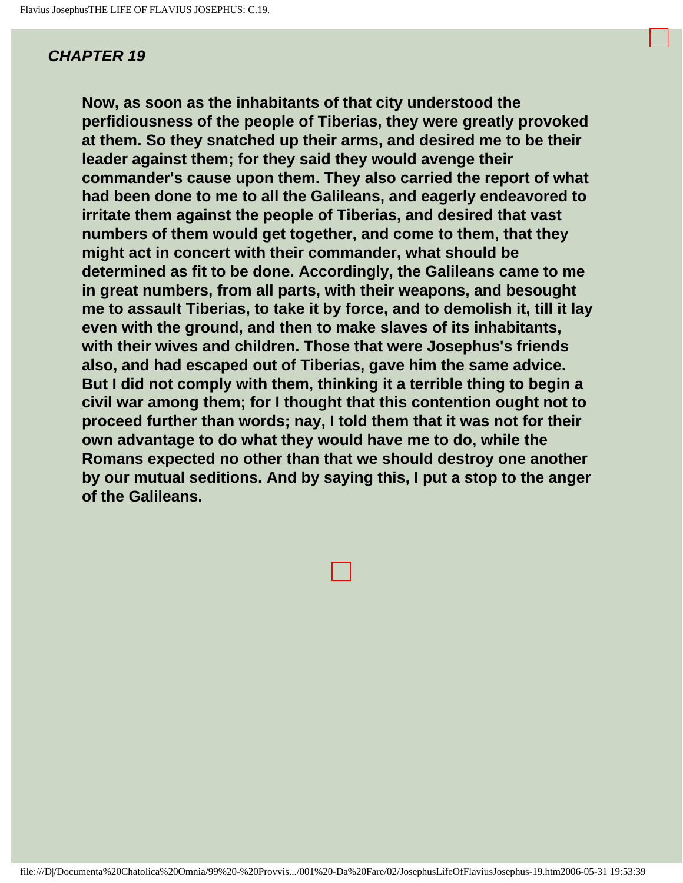## *CHAPTER 19*

**Now, as soon as the inhabitants of that city understood the perfidiousness of the people of Tiberias, they were greatly provoked at them. So they snatched up their arms, and desired me to be their leader against them; for they said they would avenge their commander's cause upon them. They also carried the report of what had been done to me to all the Galileans, and eagerly endeavored to irritate them against the people of Tiberias, and desired that vast numbers of them would get together, and come to them, that they might act in concert with their commander, what should be determined as fit to be done. Accordingly, the Galileans came to me in great numbers, from all parts, with their weapons, and besought me to assault Tiberias, to take it by force, and to demolish it, till it lay even with the ground, and then to make slaves of its inhabitants, with their wives and children. Those that were Josephus's friends also, and had escaped out of Tiberias, gave him the same advice. But I did not comply with them, thinking it a terrible thing to begin a civil war among them; for I thought that this contention ought not to proceed further than words; nay, I told them that it was not for their own advantage to do what they would have me to do, while the Romans expected no other than that we should destroy one another by our mutual seditions. And by saying this, I put a stop to the anger of the Galileans.**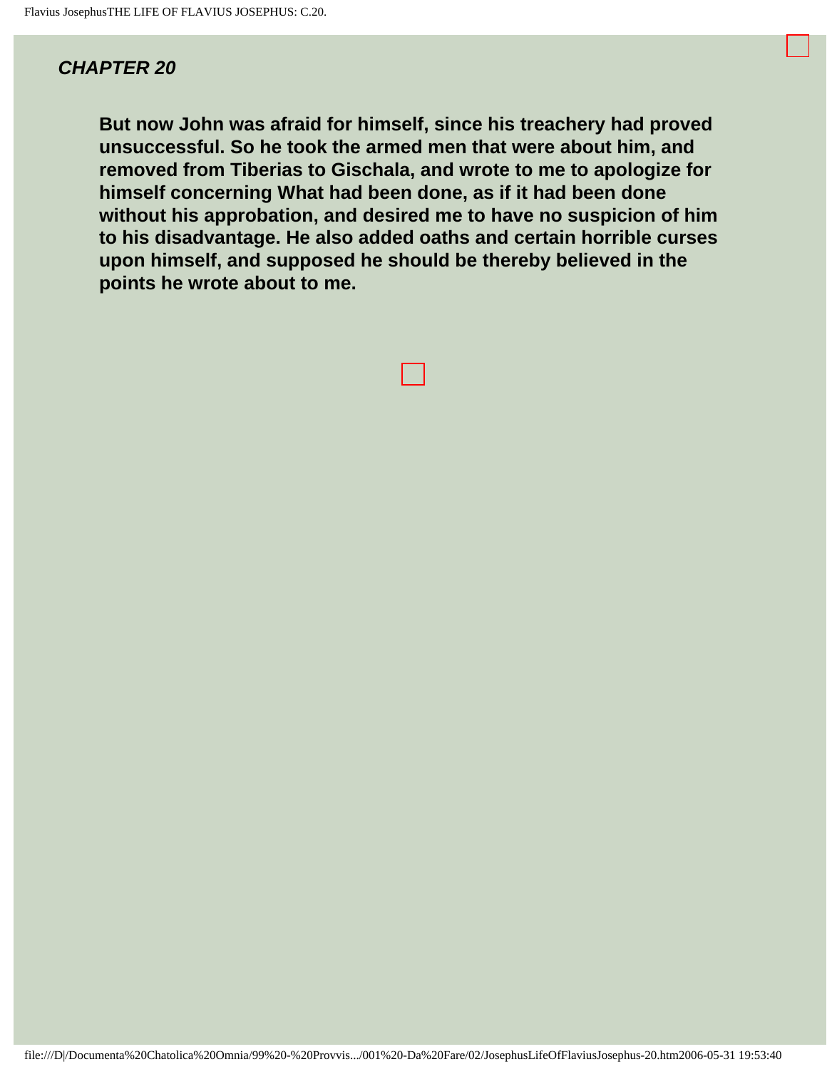## *CHAPTER 20*

**But now John was afraid for himself, since his treachery had proved unsuccessful. So he took the armed men that were about him, and removed from Tiberias to Gischala, and wrote to me to apologize for himself concerning What had been done, as if it had been done without his approbation, and desired me to have no suspicion of him to his disadvantage. He also added oaths and certain horrible curses upon himself, and supposed he should be thereby believed in the points he wrote about to me.**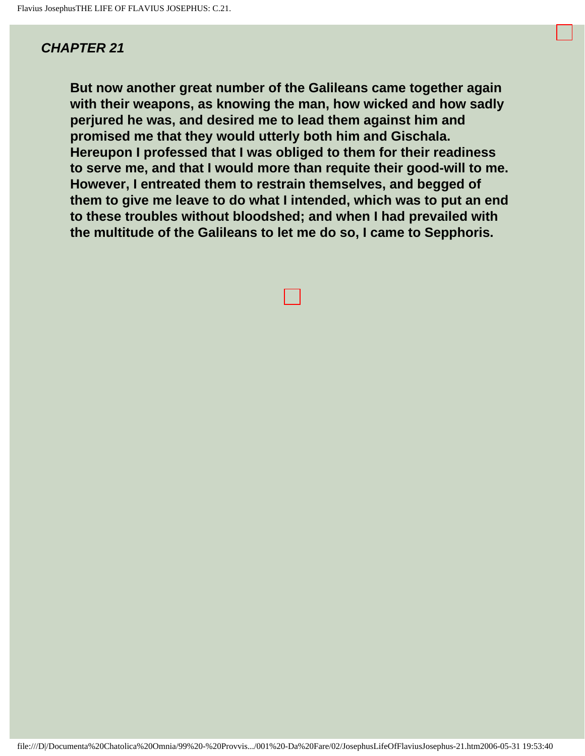## *CHAPTER 21*

**But now another great number of the Galileans came together again with their weapons, as knowing the man, how wicked and how sadly perjured he was, and desired me to lead them against him and promised me that they would utterly both him and Gischala. Hereupon I professed that I was obliged to them for their readiness to serve me, and that I would more than requite their good-will to me. However, I entreated them to restrain themselves, and begged of them to give me leave to do what I intended, which was to put an end to these troubles without bloodshed; and when I had prevailed with the multitude of the Galileans to let me do so, I came to Sepphoris.**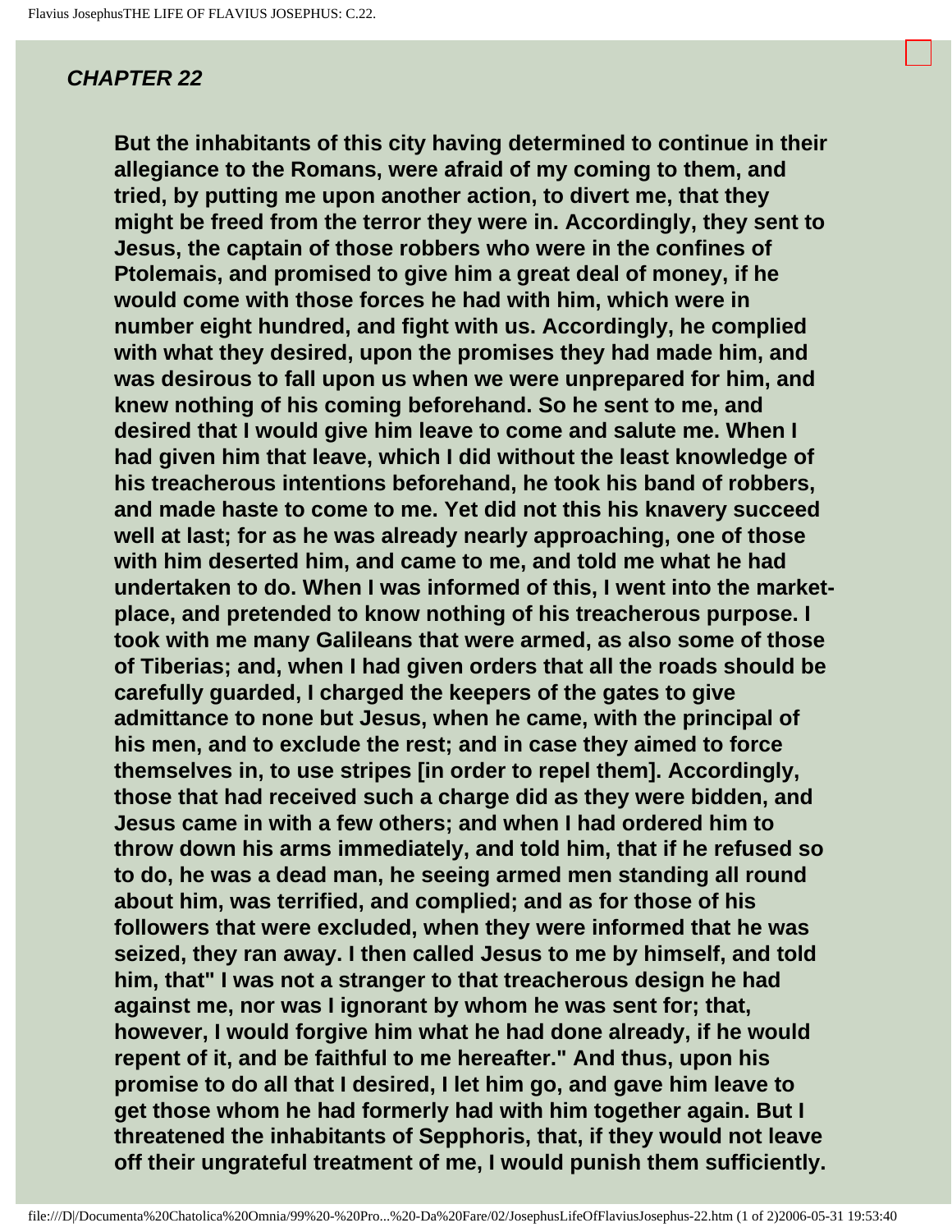## *CHAPTER 22*

**But the inhabitants of this city having determined to continue in their allegiance to the Romans, were afraid of my coming to them, and tried, by putting me upon another action, to divert me, that they might be freed from the terror they were in. Accordingly, they sent to Jesus, the captain of those robbers who were in the confines of Ptolemais, and promised to give him a great deal of money, if he would come with those forces he had with him, which were in number eight hundred, and fight with us. Accordingly, he complied with what they desired, upon the promises they had made him, and was desirous to fall upon us when we were unprepared for him, and knew nothing of his coming beforehand. So he sent to me, and desired that I would give him leave to come and salute me. When I had given him that leave, which I did without the least knowledge of his treacherous intentions beforehand, he took his band of robbers, and made haste to come to me. Yet did not this his knavery succeed well at last; for as he was already nearly approaching, one of those with him deserted him, and came to me, and told me what he had undertaken to do. When I was informed of this, I went into the market-place, and pretended to know nothing of his treacherous purpose. I took with me many Galileans that were armed, as also some of those of Tiberias; and, when I had given orders that all the roads should be carefully guarded, I charged the keepers of the gates to give admittance to none but Jesus, when he came, with the principal of his men, and to exclude the rest; and in case they aimed to force themselves in, to use stripes [in order to repel them]. Accordingly, those that had received such a charge did as they were bidden, and Jesus came in with a few others; and when I had ordered him to throw down his arms immediately, and told him, that if he refused so to do, he was a dead man, he seeing armed men standing all round about him, was terrified, and complied; and as for those of his followers that were excluded, when they were informed that he was seized, they ran away. I then called Jesus to me by himself, and told him, that" I was not a stranger to that treacherous design he had against me, nor was I ignorant by whom he was sent for; that, however, I would forgive him what he had done already, if he would repent of it, and be faithful to me hereafter." And thus, upon his promise to do all that I desired, I let him go, and gave him leave to get those whom he had formerly had with him together again. But I threatened the inhabitants of Sepphoris, that, if they would not leave off their ungrateful treatment of me, I would punish them sufficiently.**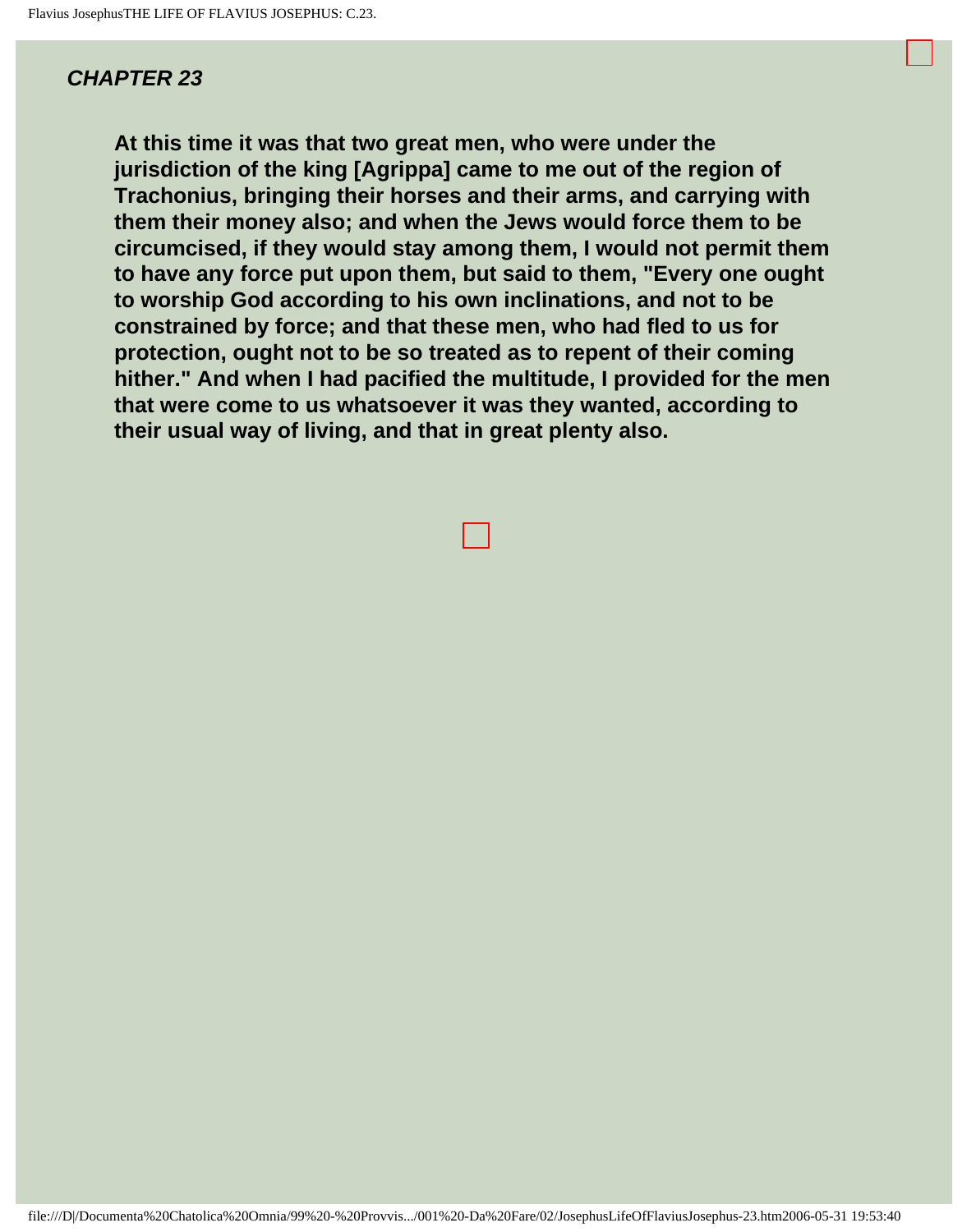## *CHAPTER 23*

**At this time it was that two great men, who were under the jurisdiction of the king [Agrippa] came to me out of the region of Trachonius, bringing their horses and their arms, and carrying with them their money also; and when the Jews would force them to be circumcised, if they would stay among them, I would not permit them to have any force put upon them, but said to them, "Every one ought to worship God according to his own inclinations, and not to be constrained by force; and that these men, who had fled to us for protection, ought not to be so treated as to repent of their coming hither." And when I had pacified the multitude, I provided for the men that were come to us whatsoever it was they wanted, according to their usual way of living, and that in great plenty also.**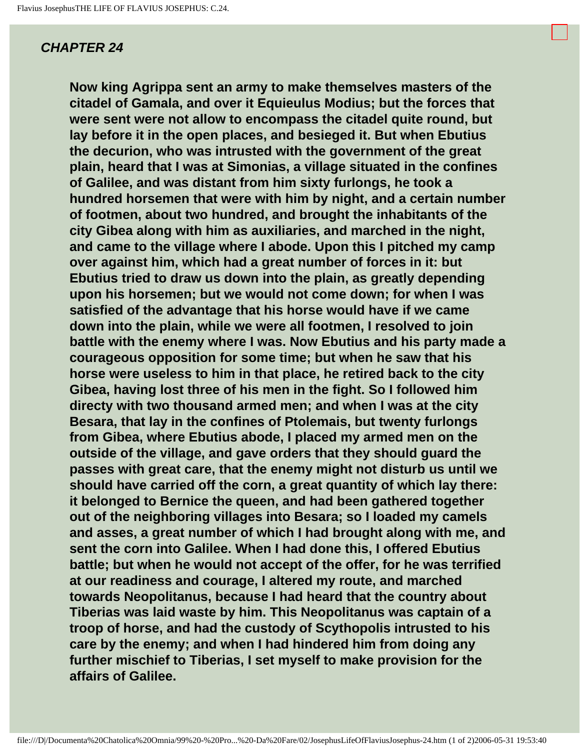## *CHAPTER 24*

**Now king Agrippa sent an army to make themselves masters of the citadel of Gamala, and over it Equieulus Modius; but the forces that were sent were not allow to encompass the citadel quite round, but lay before it in the open places, and besieged it. But when Ebutius the decurion, who was intrusted with the government of the great plain, heard that I was at Simonias, a village situated in the confines of Galilee, and was distant from him sixty furlongs, he took a hundred horsemen that were with him by night, and a certain number of footmen, about two hundred, and brought the inhabitants of the city Gibea along with him as auxiliaries, and marched in the night, and came to the village where I abode. Upon this I pitched my camp over against him, which had a great number of forces in it: but Ebutius tried to draw us down into the plain, as greatly depending upon his horsemen; but we would not come down; for when I was satisfied of the advantage that his horse would have if we came down into the plain, while we were all footmen, I resolved to join battle with the enemy where I was. Now Ebutius and his party made a courageous opposition for some time; but when he saw that his horse were useless to him in that place, he retired back to the city Gibea, having lost three of his men in the fight. So I followed him directy with two thousand armed men; and when I was at the city Besara, that lay in the confines of Ptolemais, but twenty furlongs from Gibea, where Ebutius abode, I placed my armed men on the outside of the village, and gave orders that they should guard the passes with great care, that the enemy might not disturb us until we should have carried off the corn, a great quantity of which lay there: it belonged to Bernice the queen, and had been gathered together out of the neighboring villages into Besara; so I loaded my camels and asses, a great number of which I had brought along with me, and sent the corn into Galilee. When I had done this, I offered Ebutius battle; but when he would not accept of the offer, for he was terrified at our readiness and courage, I altered my route, and marched towards Neopolitanus, because I had heard that the country about Tiberias was laid waste by him. This Neopolitanus was captain of a troop of horse, and had the custody of Scythopolis intrusted to his care by the enemy; and when I had hindered him from doing any further mischief to Tiberias, I set myself to make provision for the affairs of Galilee.**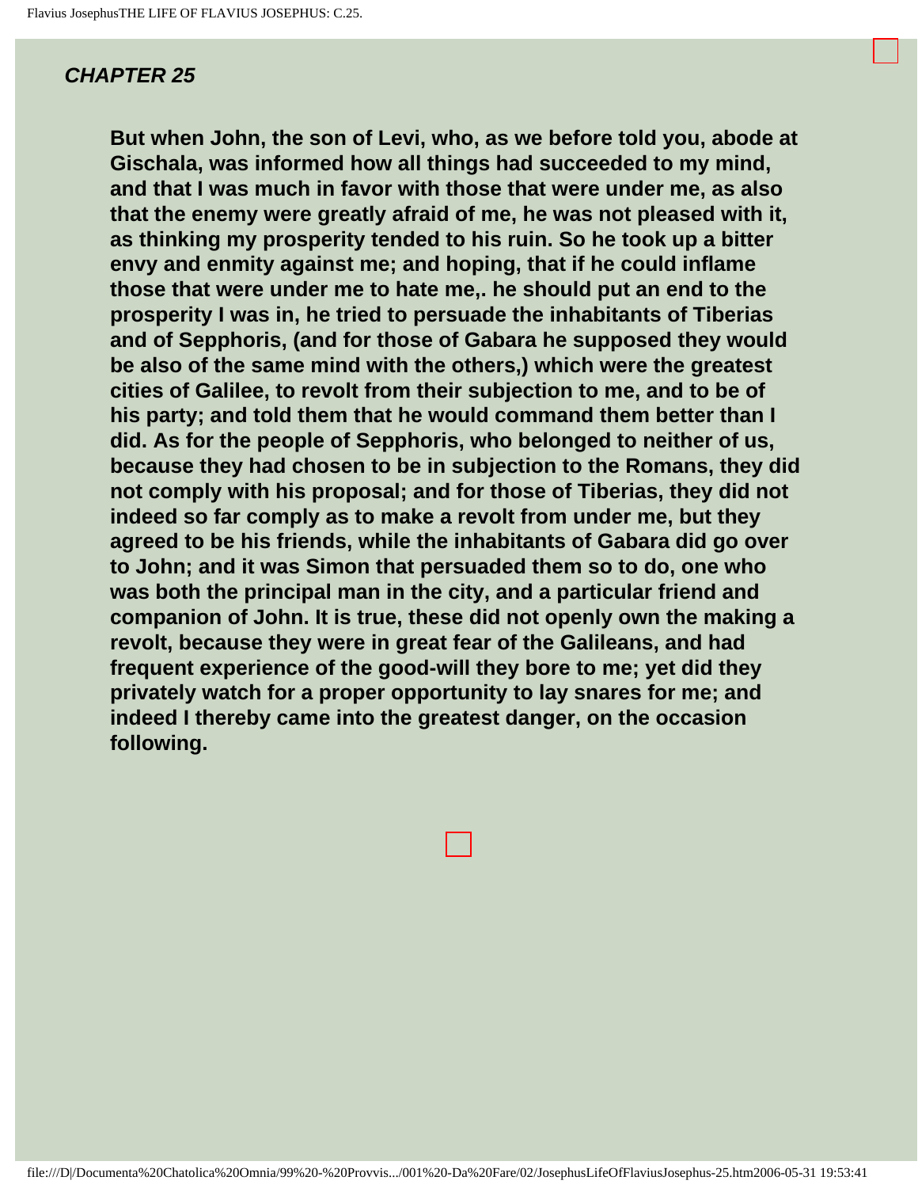## *CHAPTER 25*

**But when John, the son of Levi, who, as we before told you, abode at Gischala, was informed how all things had succeeded to my mind, and that I was much in favor with those that were under me, as also that the enemy were greatly afraid of me, he was not pleased with it, as thinking my prosperity tended to his ruin. So he took up a bitter envy and enmity against me; and hoping, that if he could inflame those that were under me to hate me,. he should put an end to the prosperity I was in, he tried to persuade the inhabitants of Tiberias and of Sepphoris, (and for those of Gabara he supposed they would be also of the same mind with the others,) which were the greatest cities of Galilee, to revolt from their subjection to me, and to be of his party; and told them that he would command them better than I did. As for the people of Sepphoris, who belonged to neither of us, because they had chosen to be in subjection to the Romans, they did not comply with his proposal; and for those of Tiberias, they did not indeed so far comply as to make a revolt from under me, but they agreed to be his friends, while the inhabitants of Gabara did go over to John; and it was Simon that persuaded them so to do, one who was both the principal man in the city, and a particular friend and companion of John. It is true, these did not openly own the making a revolt, because they were in great fear of the Galileans, and had frequent experience of the good-will they bore to me; yet did they privately watch for a proper opportunity to lay snares for me; and indeed I thereby came into the greatest danger, on the occasion following.**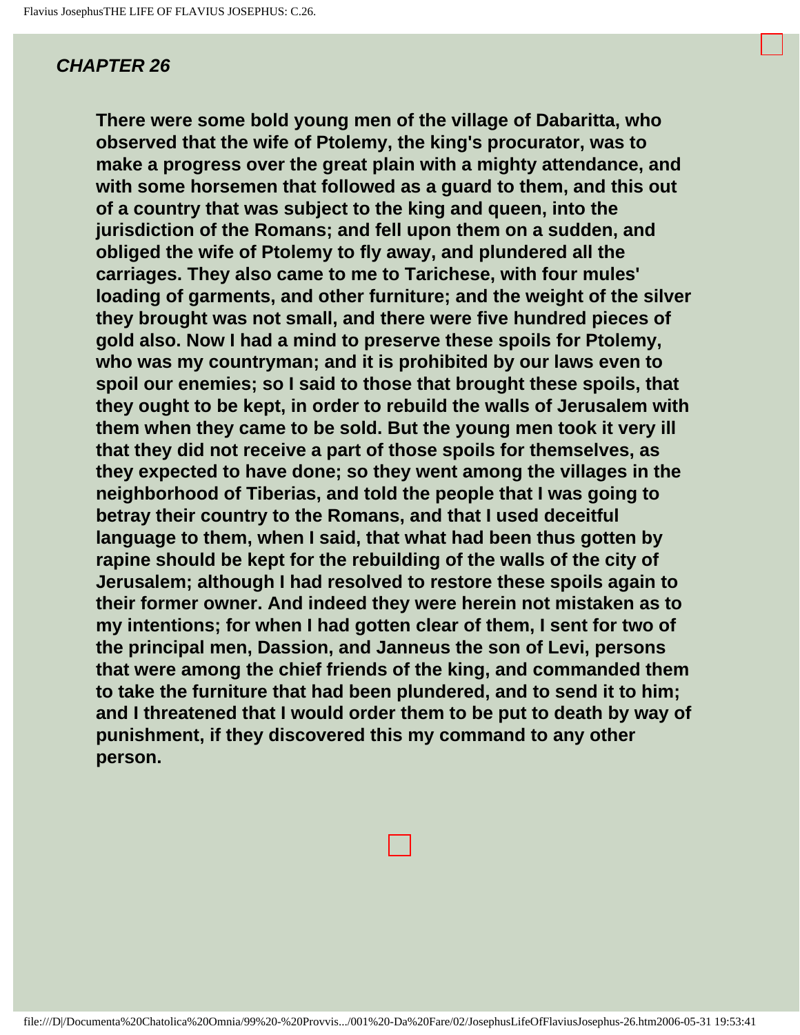## *CHAPTER 26*

**There were some bold young men of the village of Dabaritta, who observed that the wife of Ptolemy, the king's procurator, was to make a progress over the great plain with a mighty attendance, and with some horsemen that followed as a guard to them, and this out of a country that was subject to the king and queen, into the jurisdiction of the Romans; and fell upon them on a sudden, and obliged the wife of Ptolemy to fly away, and plundered all the carriages. They also came to me to Tarichese, with four mules' loading of garments, and other furniture; and the weight of the silver they brought was not small, and there were five hundred pieces of gold also. Now I had a mind to preserve these spoils for Ptolemy, who was my countryman; and it is prohibited by our laws even to spoil our enemies; so I said to those that brought these spoils, that they ought to be kept, in order to rebuild the walls of Jerusalem with them when they came to be sold. But the young men took it very ill that they did not receive a part of those spoils for themselves, as they expected to have done; so they went among the villages in the neighborhood of Tiberias, and told the people that I was going to betray their country to the Romans, and that I used deceitful language to them, when I said, that what had been thus gotten by rapine should be kept for the rebuilding of the walls of the city of Jerusalem; although I had resolved to restore these spoils again to their former owner. And indeed they were herein not mistaken as to my intentions; for when I had gotten clear of them, I sent for two of the principal men, Dassion, and Janneus the son of Levi, persons that were among the chief friends of the king, and commanded them to take the furniture that had been plundered, and to send it to him; and I threatened that I would order them to be put to death by way of punishment, if they discovered this my command to any other person.**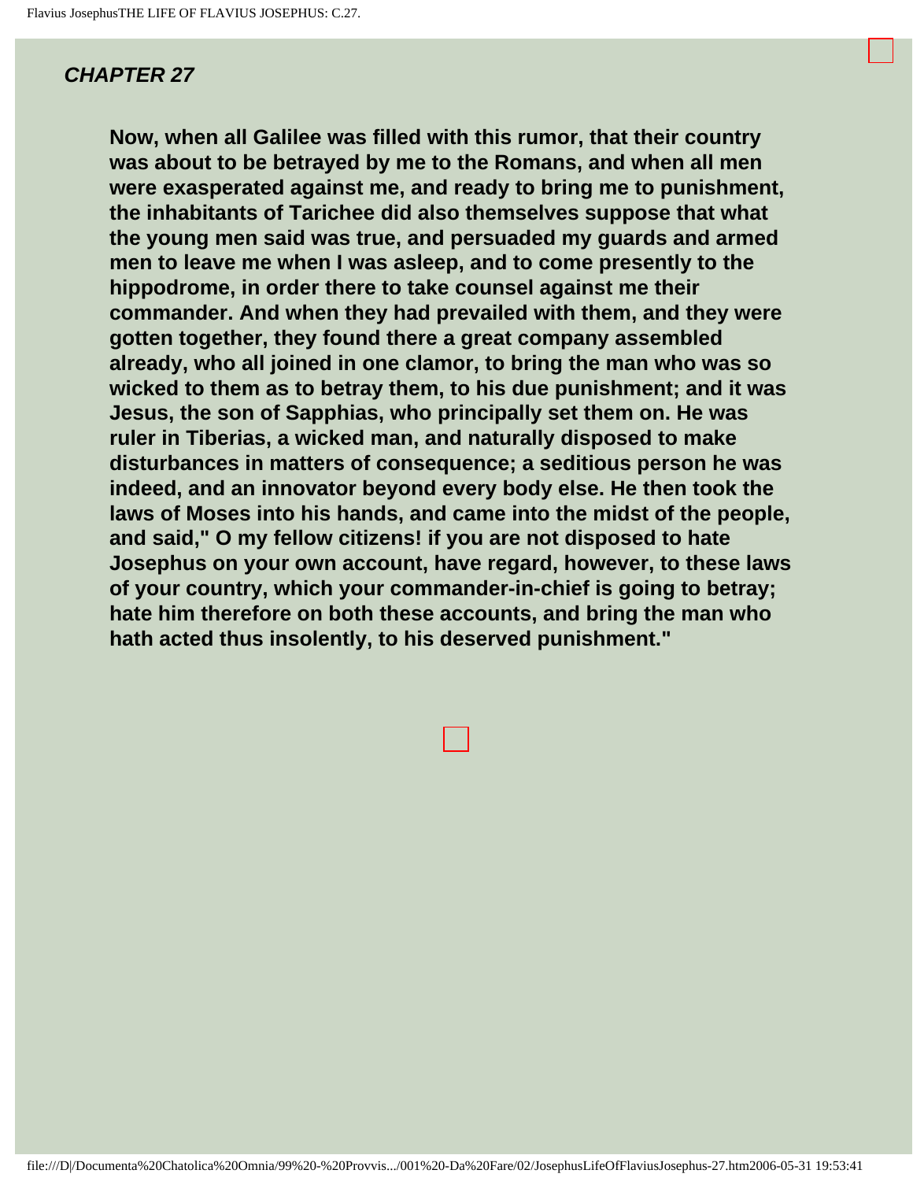## *CHAPTER 27*

**Now, when all Galilee was filled with this rumor, that their country was about to be betrayed by me to the Romans, and when all men were exasperated against me, and ready to bring me to punishment, the inhabitants of Tarichee did also themselves suppose that what the young men said was true, and persuaded my guards and armed men to leave me when I was asleep, and to come presently to the hippodrome, in order there to take counsel against me their commander. And when they had prevailed with them, and they were gotten together, they found there a great company assembled already, who all joined in one clamor, to bring the man who was so wicked to them as to betray them, to his due punishment; and it was Jesus, the son of Sapphias, who principally set them on. He was ruler in Tiberias, a wicked man, and naturally disposed to make disturbances in matters of consequence; a seditious person he was indeed, and an innovator beyond every body else. He then took the laws of Moses into his hands, and came into the midst of the people, and said," O my fellow citizens! if you are not disposed to hate Josephus on your own account, have regard, however, to these laws of your country, which your commander-in-chief is going to betray; hate him therefore on both these accounts, and bring the man who hath acted thus insolently, to his deserved punishment."**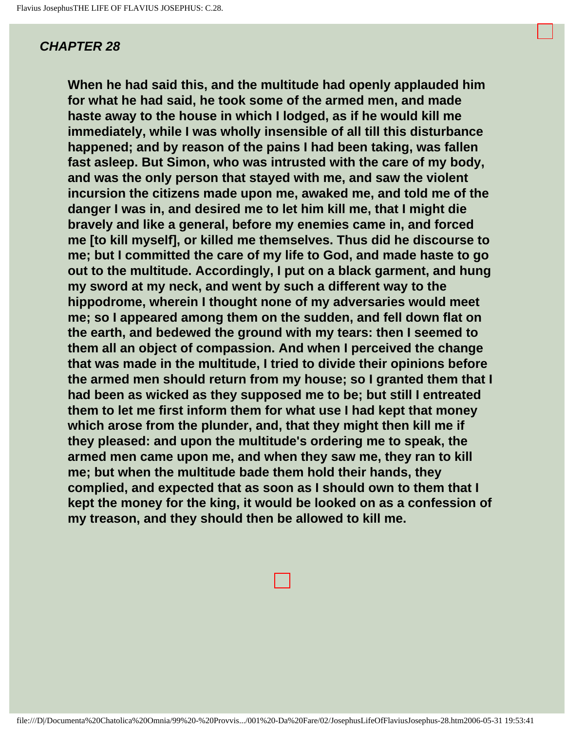### *CHAPTER 28*

**When he had said this, and the multitude had openly applauded him for what he had said, he took some of the armed men, and made haste away to the house in which I lodged, as if he would kill me immediately, while I was wholly insensible of all till this disturbance happened; and by reason of the pains I had been taking, was fallen fast asleep. But Simon, who was intrusted with the care of my body, and was the only person that stayed with me, and saw the violent incursion the citizens made upon me, awaked me, and told me of the danger I was in, and desired me to let him kill me, that I might die bravely and like a general, before my enemies came in, and forced me [to kill myself], or killed me themselves. Thus did he discourse to me; but I committed the care of my life to God, and made haste to go out to the multitude. Accordingly, I put on a black garment, and hung my sword at my neck, and went by such a different way to the hippodrome, wherein I thought none of my adversaries would meet me; so I appeared among them on the sudden, and fell down flat on the earth, and bedewed the ground with my tears: then I seemed to them all an object of compassion. And when I perceived the change that was made in the multitude, I tried to divide their opinions before the armed men should return from my house; so I granted them that I had been as wicked as they supposed me to be; but still I entreated them to let me first inform them for what use I had kept that money which arose from the plunder, and, that they might then kill me if they pleased: and upon the multitude's ordering me to speak, the armed men came upon me, and when they saw me, they ran to kill me; but when the multitude bade them hold their hands, they complied, and expected that as soon as I should own to them that I kept the money for the king, it would be looked on as a confession of my treason, and they should then be allowed to kill me.**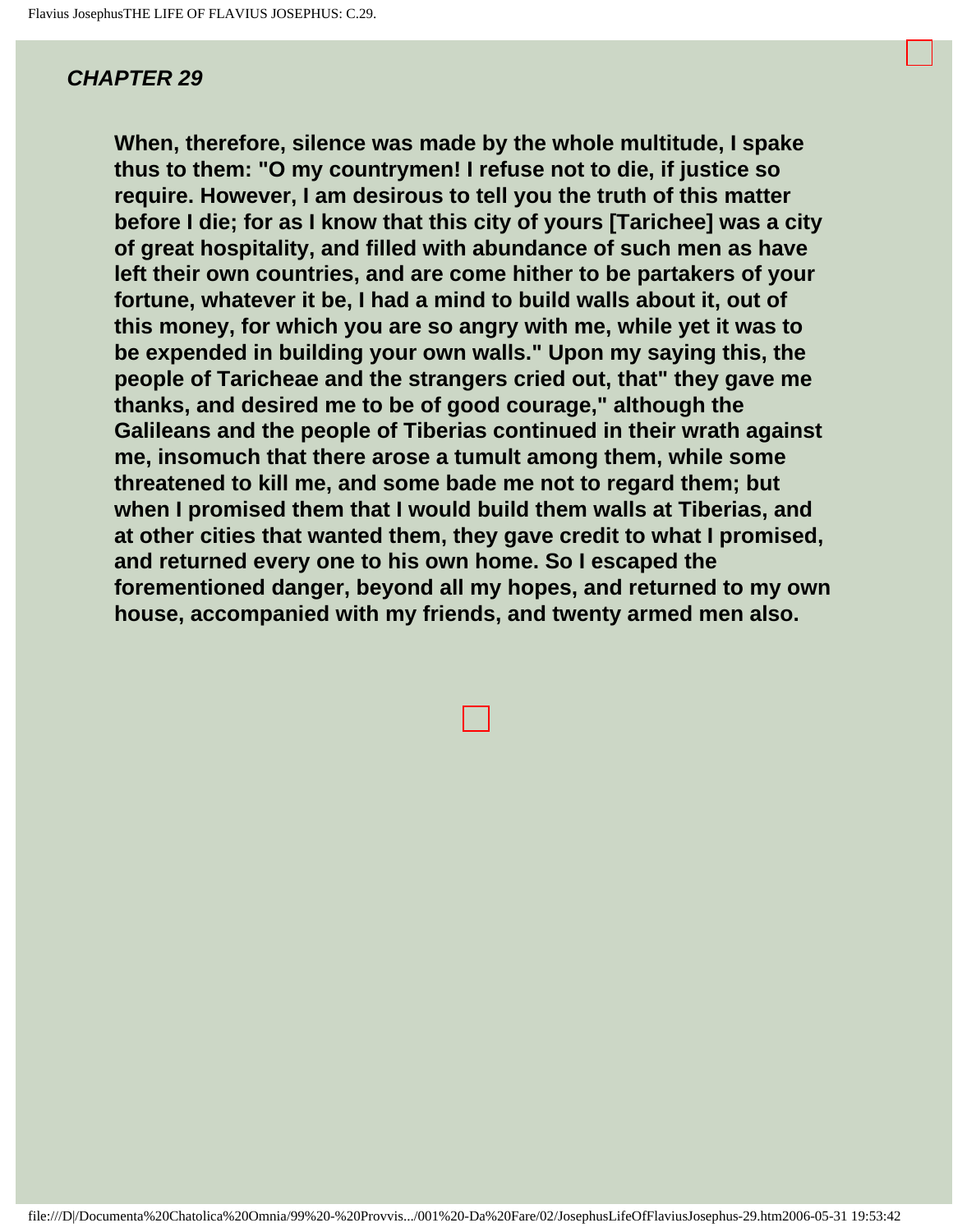***CHAPTER 29***

**When, therefore, silence was made by the whole multitude, I spake thus to them: "O my countrymen! I refuse not to die, if justice so require. However, I am desirous to tell you the truth of this matter before I die; for as I know that this city of yours [Tarichee] was a city of great hospitality, and filled with abundance of such men as have left their own countries, and are come hither to be partakers of your fortune, whatever it be, I had a mind to build walls about it, out of this money, for which you are so angry with me, while yet it was to be expended in building your own walls." Upon my saying this, the people of Taricheae and the strangers cried out, that" they gave me thanks, and desired me to be of good courage," although the Galileans and the people of Tiberias continued in their wrath against me, insomuch that there arose a tumult among them, while some threatened to kill me, and some bade me not to regard them; but when I promised them that I would build them walls at Tiberias, and at other cities that wanted them, they gave credit to what I promised, and returned every one to his own home. So I escaped the forementioned danger, beyond all my hopes, and returned to my own house, accompanied with my friends, and twenty armed men also.**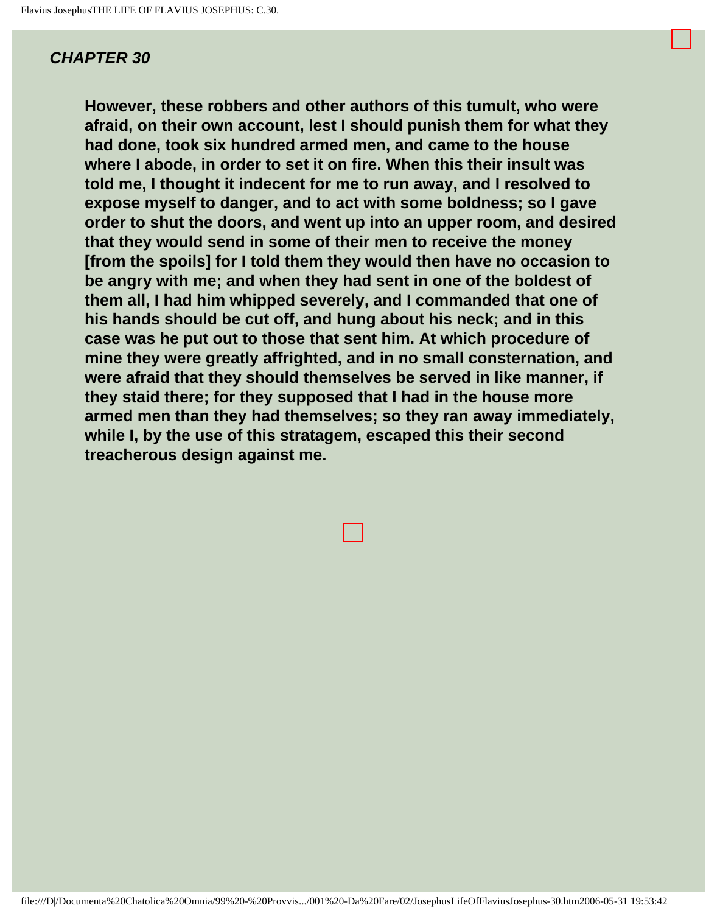## *CHAPTER 30*

**However, these robbers and other authors of this tumult, who were afraid, on their own account, lest I should punish them for what they had done, took six hundred armed men, and came to the house where I abode, in order to set it on fire. When this their insult was told me, I thought it indecent for me to run away, and I resolved to expose myself to danger, and to act with some boldness; so I gave order to shut the doors, and went up into an upper room, and desired that they would send in some of their men to receive the money [from the spoils] for I told them they would then have no occasion to be angry with me; and when they had sent in one of the boldest of them all, I had him whipped severely, and I commanded that one of his hands should be cut off, and hung about his neck; and in this case was he put out to those that sent him. At which procedure of mine they were greatly affrighted, and in no small consternation, and were afraid that they should themselves be served in like manner, if they staid there; for they supposed that I had in the house more armed men than they had themselves; so they ran away immediately, while I, by the use of this stratagem, escaped this their second treacherous design against me.**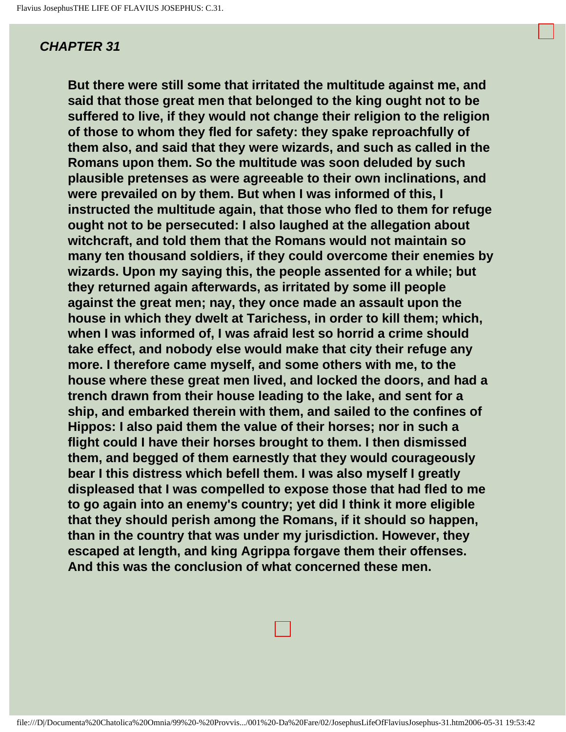## *CHAPTER 31*

**But there were still some that irritated the multitude against me, and said that those great men that belonged to the king ought not to be suffered to live, if they would not change their religion to the religion of those to whom they fled for safety: they spake reproachfully of them also, and said that they were wizards, and such as called in the Romans upon them. So the multitude was soon deluded by such plausible pretenses as were agreeable to their own inclinations, and were prevailed on by them. But when I was informed of this, I instructed the multitude again, that those who fled to them for refuge ought not to be persecuted: I also laughed at the allegation about witchcraft, and told them that the Romans would not maintain so many ten thousand soldiers, if they could overcome their enemies by wizards. Upon my saying this, the people assented for a while; but they returned again afterwards, as irritated by some ill people against the great men; nay, they once made an assault upon the house in which they dwelt at Tarichess, in order to kill them; which, when I was informed of, I was afraid lest so horrid a crime should take effect, and nobody else would make that city their refuge any more. I therefore came myself, and some others with me, to the house where these great men lived, and locked the doors, and had a trench drawn from their house leading to the lake, and sent for a ship, and embarked therein with them, and sailed to the confines of Hippos: I also paid them the value of their horses; nor in such a flight could I have their horses brought to them. I then dismissed them, and begged of them earnestly that they would courageously bear I this distress which befell them. I was also myself I greatly displeased that I was compelled to expose those that had fled to me to go again into an enemy's country; yet did I think it more eligible that they should perish among the Romans, if it should so happen, than in the country that was under my jurisdiction. However, they escaped at length, and king Agrippa forgave them their offenses. And this was the conclusion of what concerned these men.**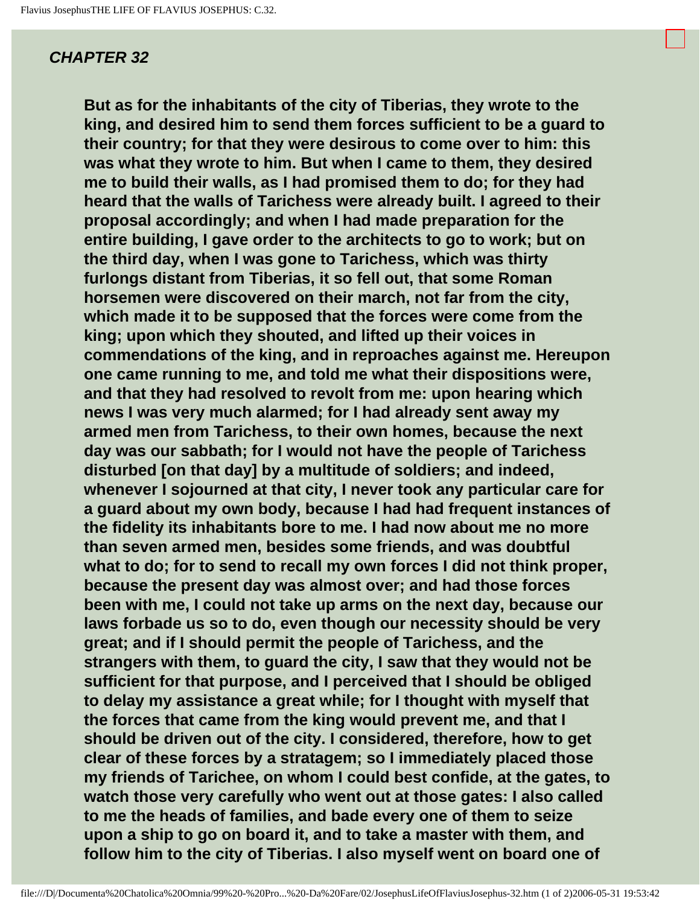## *CHAPTER 32*

**But as for the inhabitants of the city of Tiberias, they wrote to the king, and desired him to send them forces sufficient to be a guard to their country; for that they were desirous to come over to him: this was what they wrote to him. But when I came to them, they desired me to build their walls, as I had promised them to do; for they had heard that the walls of Tarichess were already built. I agreed to their proposal accordingly; and when I had made preparation for the entire building, I gave order to the architects to go to work; but on the third day, when I was gone to Tarichess, which was thirty furlongs distant from Tiberias, it so fell out, that some Roman horsemen were discovered on their march, not far from the city, which made it to be supposed that the forces were come from the king; upon which they shouted, and lifted up their voices in commendations of the king, and in reproaches against me. Hereupon one came running to me, and told me what their dispositions were, and that they had resolved to revolt from me: upon hearing which news I was very much alarmed; for I had already sent away my armed men from Tarichess, to their own homes, because the next day was our sabbath; for I would not have the people of Tarichess disturbed [on that day] by a multitude of soldiers; and indeed, whenever I sojourned at that city, I never took any particular care for a guard about my own body, because I had had frequent instances of the fidelity its inhabitants bore to me. I had now about me no more than seven armed men, besides some friends, and was doubtful what to do; for to send to recall my own forces I did not think proper, because the present day was almost over; and had those forces been with me, I could not take up arms on the next day, because our laws forbade us so to do, even though our necessity should be very great; and if I should permit the people of Tarichess, and the strangers with them, to guard the city, I saw that they would not be sufficient for that purpose, and I perceived that I should be obliged to delay my assistance a great while; for I thought with myself that the forces that came from the king would prevent me, and that I should be driven out of the city. I considered, therefore, how to get clear of these forces by a stratagem; so I immediately placed those my friends of Tarichee, on whom I could best confide, at the gates, to watch those very carefully who went out at those gates: I also called to me the heads of families, and bade every one of them to seize upon a ship to go on board it, and to take a master with them, and follow him to the city of Tiberias. I also myself went on board one of**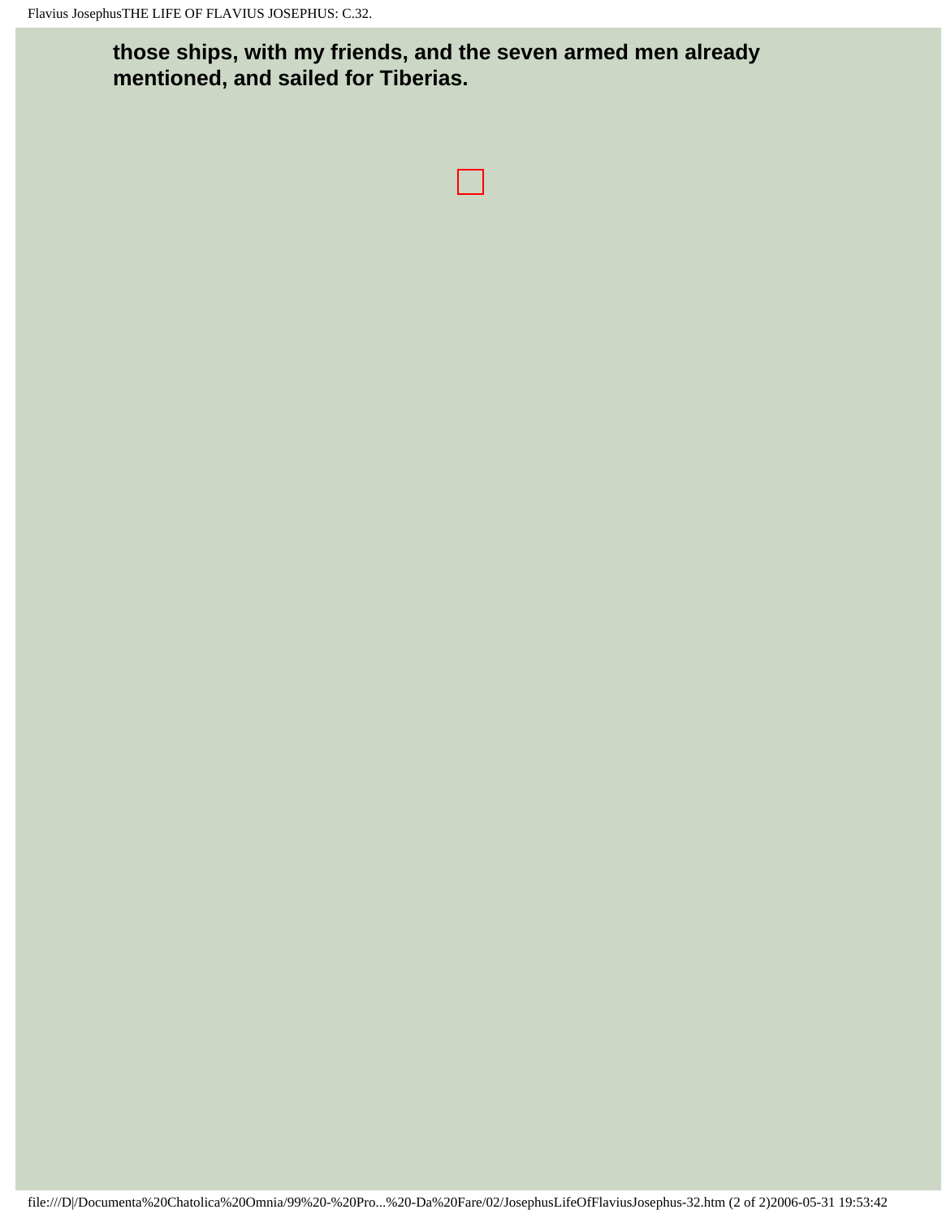**those ships, with my friends, and the seven armed men already mentioned, and sailed for Tiberias.**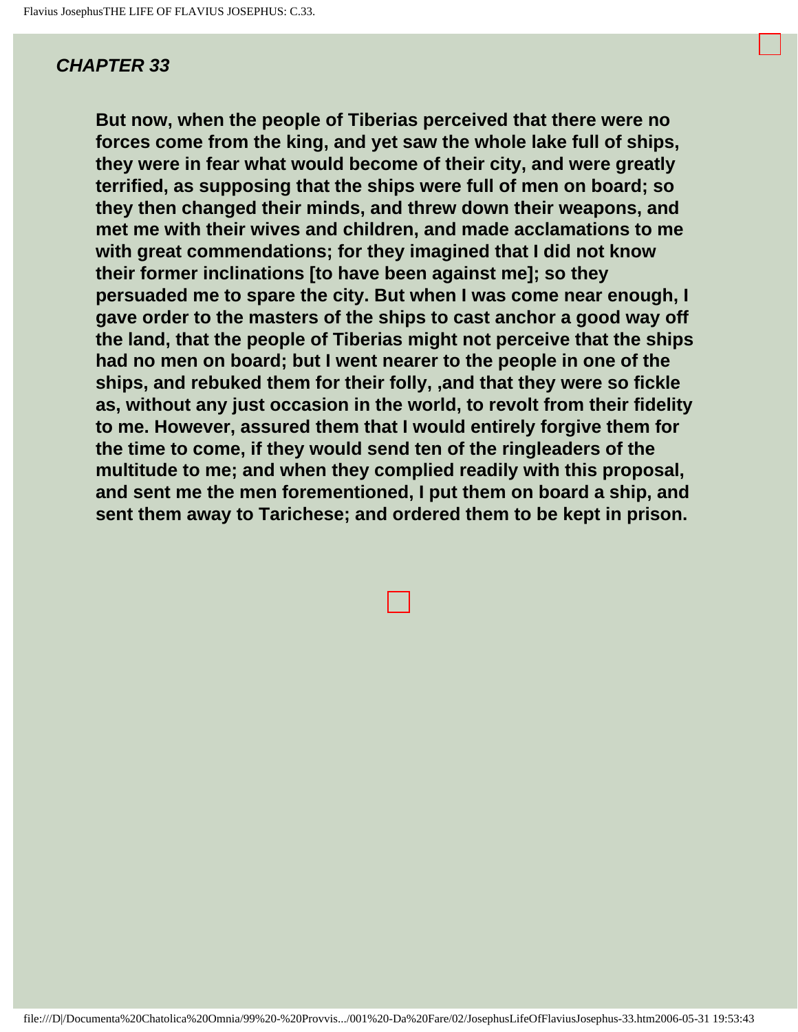## *CHAPTER 33*

**But now, when the people of Tiberias perceived that there were no forces come from the king, and yet saw the whole lake full of ships, they were in fear what would become of their city, and were greatly terrified, as supposing that the ships were full of men on board; so they then changed their minds, and threw down their weapons, and met me with their wives and children, and made acclamations to me with great commendations; for they imagined that I did not know their former inclinations [to have been against me]; so they persuaded me to spare the city. But when I was come near enough, I gave order to the masters of the ships to cast anchor a good way off the land, that the people of Tiberias might not perceive that the ships had no men on board; but I went nearer to the people in one of the ships, and rebuked them for their folly, ,and that they were so fickle as, without any just occasion in the world, to revolt from their fidelity to me. However, assured them that I would entirely forgive them for the time to come, if they would send ten of the ringleaders of the multitude to me; and when they complied readily with this proposal, and sent me the men forementioned, I put them on board a ship, and sent them away to Tarichese; and ordered them to be kept in prison.**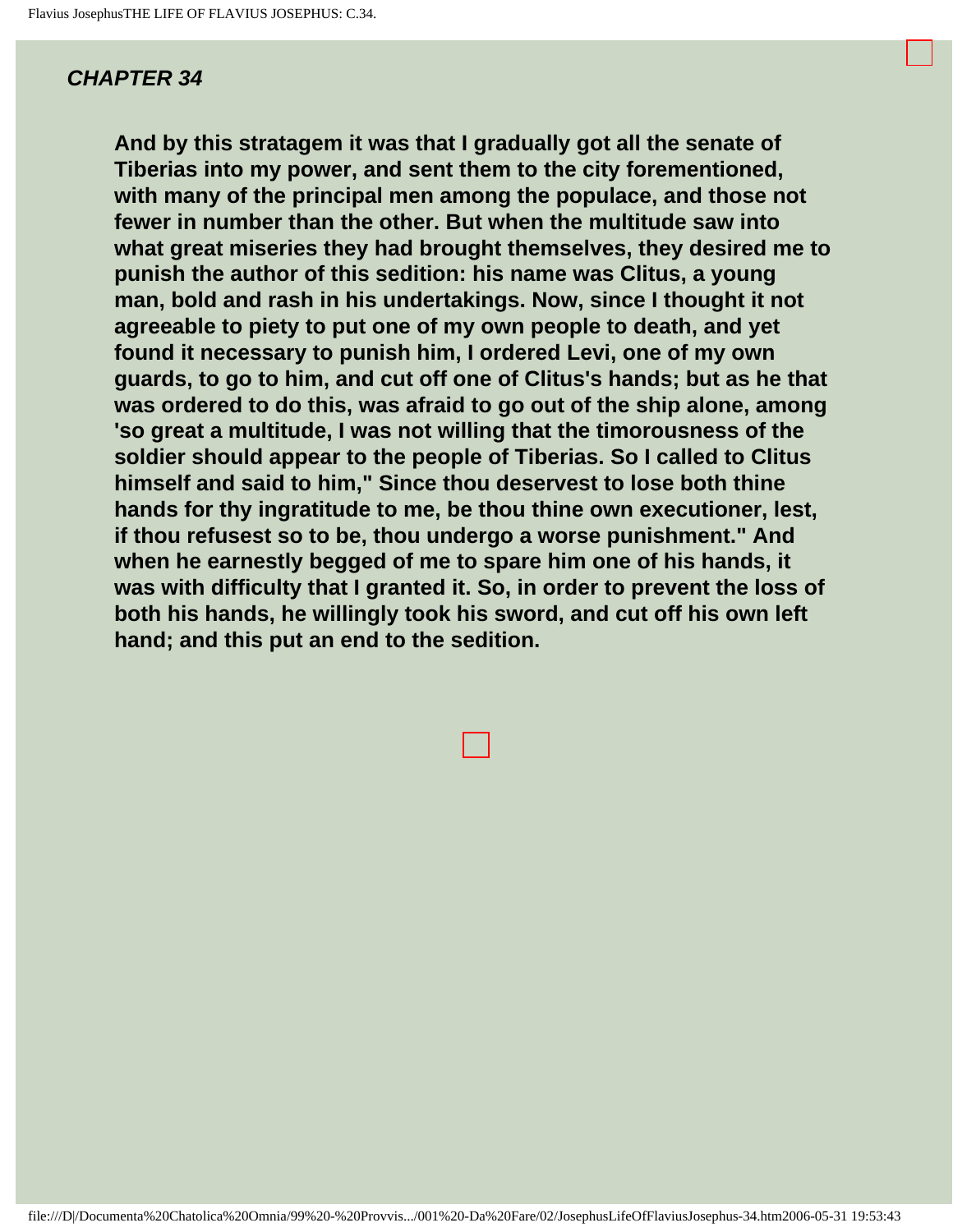## *CHAPTER 34*

**And by this stratagem it was that I gradually got all the senate of Tiberias into my power, and sent them to the city forementioned, with many of the principal men among the populace, and those not fewer in number than the other. But when the multitude saw into what great miseries they had brought themselves, they desired me to punish the author of this sedition: his name was Clitus, a young man, bold and rash in his undertakings. Now, since I thought it not agreeable to piety to put one of my own people to death, and yet found it necessary to punish him, I ordered Levi, one of my own guards, to go to him, and cut off one of Clitus's hands; but as he that was ordered to do this, was afraid to go out of the ship alone, among 'so great a multitude, I was not willing that the timorousness of the soldier should appear to the people of Tiberias. So I called to Clitus himself and said to him," Since thou deservest to lose both thine hands for thy ingratitude to me, be thou thine own executioner, lest, if thou refusest so to be, thou undergo a worse punishment." And when he earnestly begged of me to spare him one of his hands, it was with difficulty that I granted it. So, in order to prevent the loss of both his hands, he willingly took his sword, and cut off his own left hand; and this put an end to the sedition.**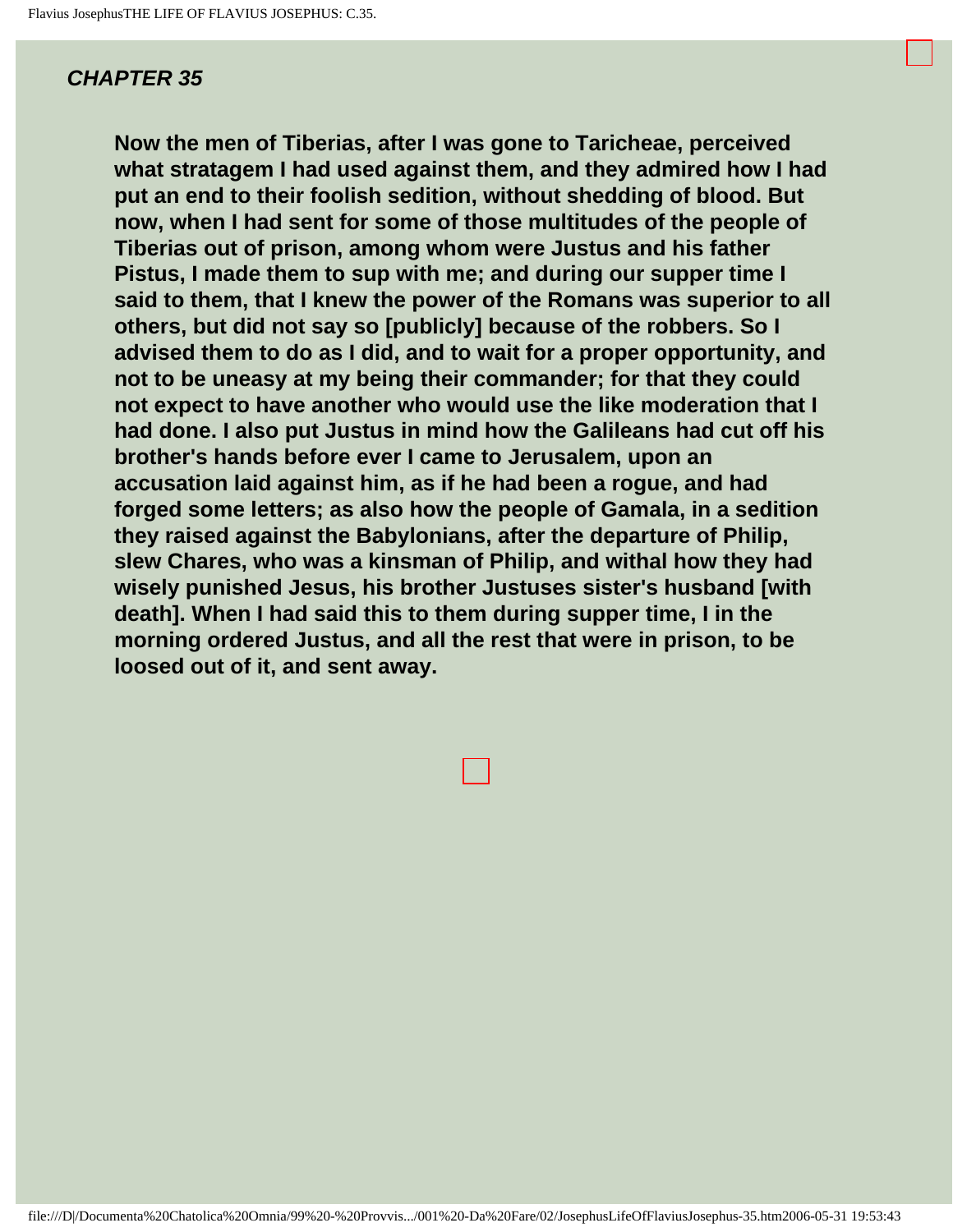## *CHAPTER 35*

**Now the men of Tiberias, after I was gone to Taricheae, perceived what stratagem I had used against them, and they admired how I had put an end to their foolish sedition, without shedding of blood. But now, when I had sent for some of those multitudes of the people of Tiberias out of prison, among whom were Justus and his father Pistus, I made them to sup with me; and during our supper time I said to them, that I knew the power of the Romans was superior to all others, but did not say so [publicly] because of the robbers. So I advised them to do as I did, and to wait for a proper opportunity, and not to be uneasy at my being their commander; for that they could not expect to have another who would use the like moderation that I had done. I also put Justus in mind how the Galileans had cut off his brother's hands before ever I came to Jerusalem, upon an accusation laid against him, as if he had been a rogue, and had forged some letters; as also how the people of Gamala, in a sedition they raised against the Babylonians, after the departure of Philip, slew Chares, who was a kinsman of Philip, and withal how they had wisely punished Jesus, his brother Justuses sister's husband [with death]. When I had said this to them during supper time, I in the morning ordered Justus, and all the rest that were in prison, to be loosed out of it, and sent away.**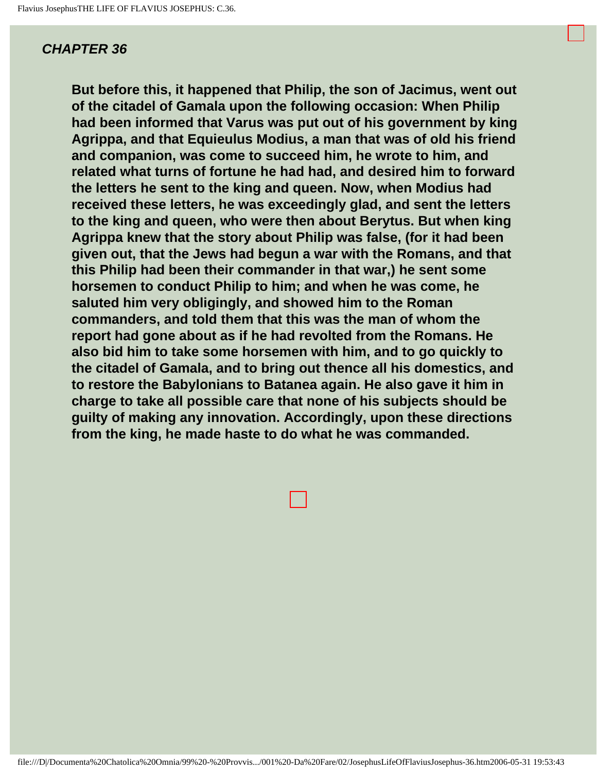## *CHAPTER 36*

**But before this, it happened that Philip, the son of Jacimus, went out of the citadel of Gamala upon the following occasion: When Philip had been informed that Varus was put out of his government by king Agrippa, and that Equieulus Modius, a man that was of old his friend and companion, was come to succeed him, he wrote to him, and related what turns of fortune he had had, and desired him to forward the letters he sent to the king and queen. Now, when Modius had received these letters, he was exceedingly glad, and sent the letters to the king and queen, who were then about Berytus. But when king Agrippa knew that the story about Philip was false, (for it had been given out, that the Jews had begun a war with the Romans, and that this Philip had been their commander in that war,) he sent some horsemen to conduct Philip to him; and when he was come, he saluted him very obligingly, and showed him to the Roman commanders, and told them that this was the man of whom the report had gone about as if he had revolted from the Romans. He also bid him to take some horsemen with him, and to go quickly to the citadel of Gamala, and to bring out thence all his domestics, and to restore the Babylonians to Batanea again. He also gave it him in charge to take all possible care that none of his subjects should be guilty of making any innovation. Accordingly, upon these directions from the king, he made haste to do what he was commanded.**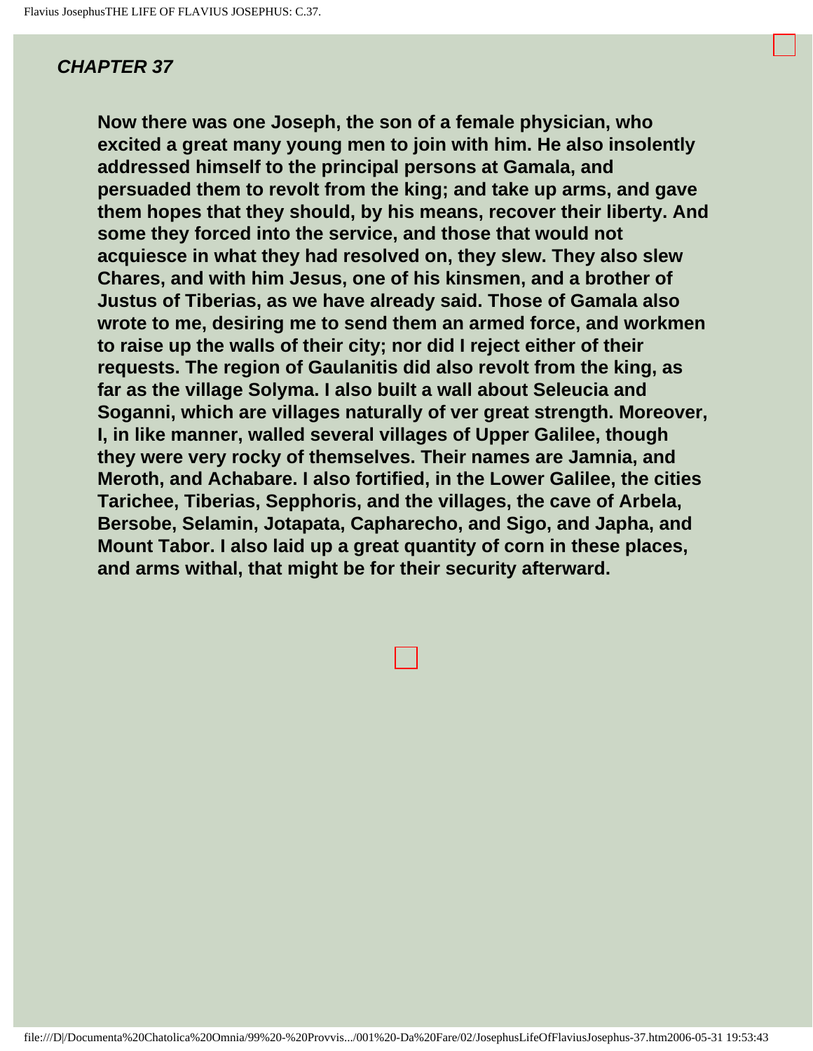***CHAPTER 37***

**Now there was one Joseph, the son of a female physician, who excited a great many young men to join with him. He also insolently addressed himself to the principal persons at Gamala, and persuaded them to revolt from the king; and take up arms, and gave them hopes that they should, by his means, recover their liberty. And some they forced into the service, and those that would not acquiesce in what they had resolved on, they slew. They also slew Chares, and with him Jesus, one of his kinsmen, and a brother of Justus of Tiberias, as we have already said. Those of Gamala also wrote to me, desiring me to send them an armed force, and workmen to raise up the walls of their city; nor did I reject either of their requests. The region of Gaulanitis did also revolt from the king, as far as the village Solyma. I also built a wall about Seleucia and Soganni, which are villages naturally of ver great strength. Moreover, I, in like manner, walled several villages of Upper Galilee, though they were very rocky of themselves. Their names are Jamnia, and Meroth, and Achabare. I also fortified, in the Lower Galilee, the cities Tarichee, Tiberias, Sepphoris, and the villages, the cave of Arbela, Bersobe, Selamin, Jotapata, Capharecho, and Sigo, and Japha, and Mount Tabor. I also laid up a great quantity of corn in these places, and arms withal, that might be for their security afterward.**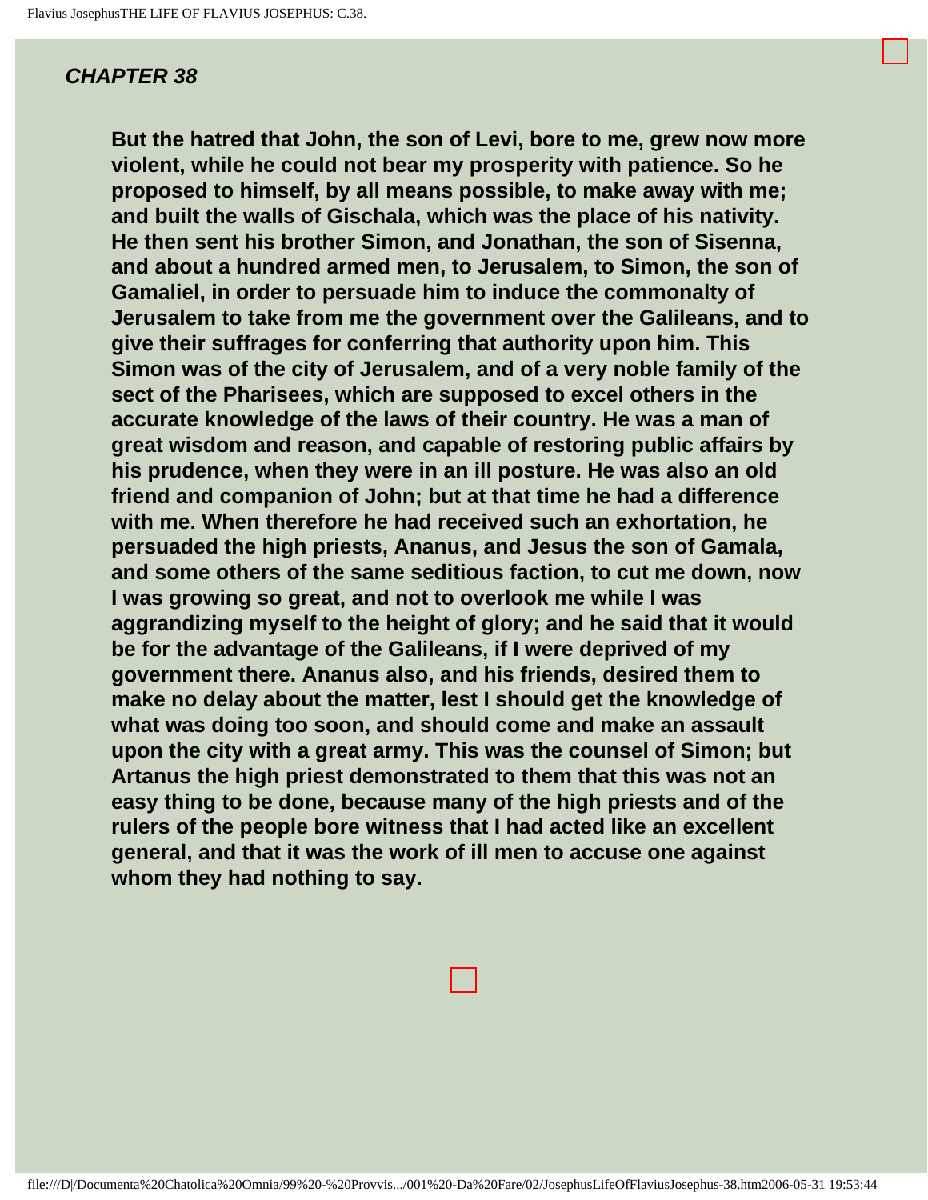## *CHAPTER 38*

**But the hatred that John, the son of Levi, bore to me, grew now more violent, while he could not bear my prosperity with patience. So he proposed to himself, by all means possible, to make away with me; and built the walls of Gischala, which was the place of his nativity. He then sent his brother Simon, and Jonathan, the son of Sisenna, and about a hundred armed men, to Jerusalem, to Simon, the son of Gamaliel, in order to persuade him to induce the commonalty of Jerusalem to take from me the government over the Galileans, and to give their suffrages for conferring that authority upon him. This Simon was of the city of Jerusalem, and of a very noble family of the sect of the Pharisees, which are supposed to excel others in the accurate knowledge of the laws of their country. He was a man of great wisdom and reason, and capable of restoring public affairs by his prudence, when they were in an ill posture. He was also an old friend and companion of John; but at that time he had a difference with me. When therefore he had received such an exhortation, he persuaded the high priests, Ananus, and Jesus the son of Gamala, and some others of the same seditious faction, to cut me down, now I was growing so great, and not to overlook me while I was aggrandizing myself to the height of glory; and he said that it would be for the advantage of the Galileans, if I were deprived of my government there. Ananus also, and his friends, desired them to make no delay about the matter, lest I should get the knowledge of what was doing too soon, and should come and make an assault upon the city with a great army. This was the counsel of Simon; but Artanus the high priest demonstrated to them that this was not an easy thing to be done, because many of the high priests and of the rulers of the people bore witness that I had acted like an excellent general, and that it was the work of ill men to accuse one against whom they had nothing to say.**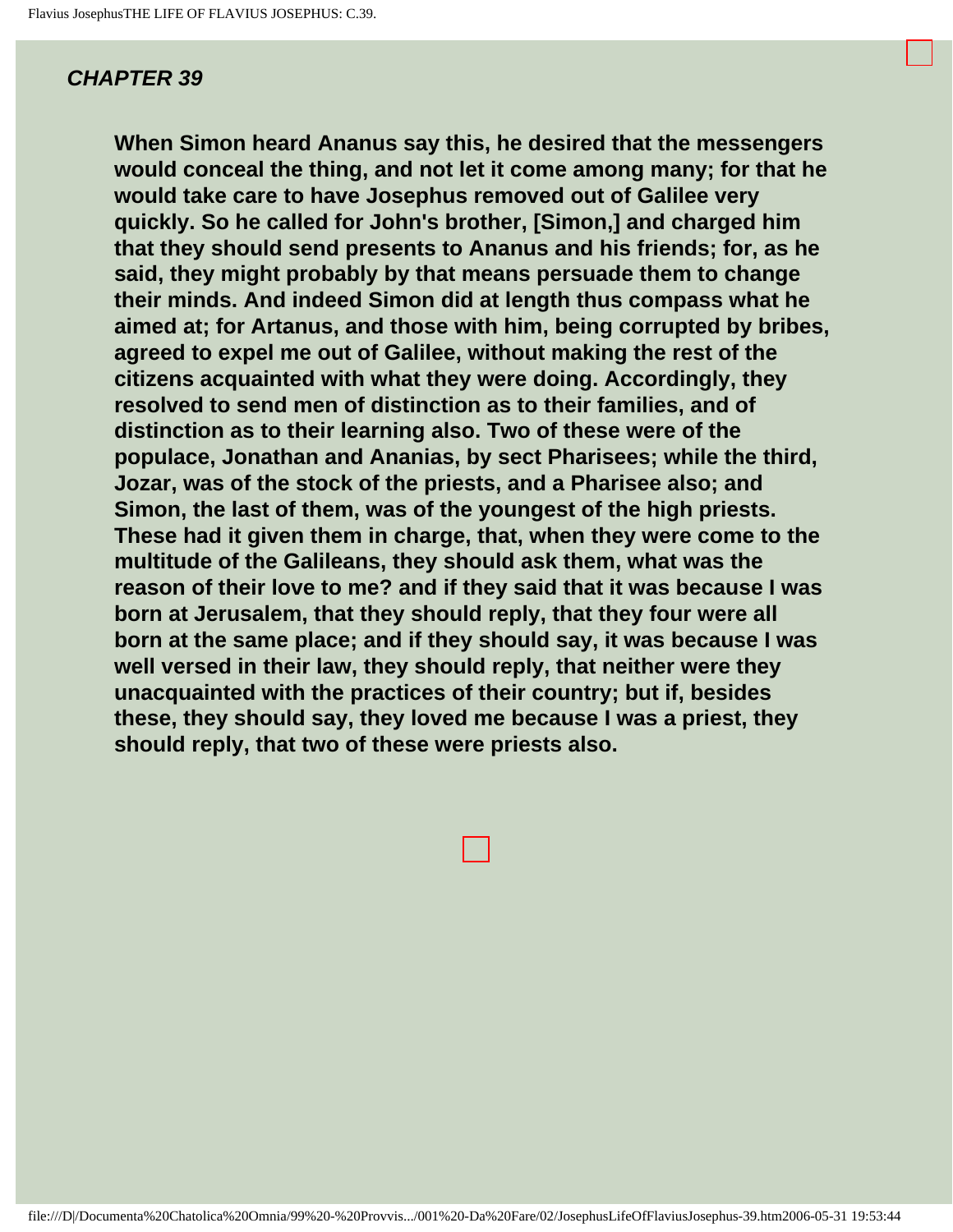## *CHAPTER 39*

**When Simon heard Ananus say this, he desired that the messengers would conceal the thing, and not let it come among many; for that he would take care to have Josephus removed out of Galilee very quickly. So he called for John's brother, [Simon,] and charged him that they should send presents to Ananus and his friends; for, as he said, they might probably by that means persuade them to change their minds. And indeed Simon did at length thus compass what he aimed at; for Artanus, and those with him, being corrupted by bribes, agreed to expel me out of Galilee, without making the rest of the citizens acquainted with what they were doing. Accordingly, they resolved to send men of distinction as to their families, and of distinction as to their learning also. Two of these were of the populace, Jonathan and Ananias, by sect Pharisees; while the third, Jozar, was of the stock of the priests, and a Pharisee also; and Simon, the last of them, was of the youngest of the high priests. These had it given them in charge, that, when they were come to the multitude of the Galileans, they should ask them, what was the reason of their love to me? and if they said that it was because I was born at Jerusalem, that they should reply, that they four were all born at the same place; and if they should say, it was because I was well versed in their law, they should reply, that neither were they unacquainted with the practices of their country; but if, besides these, they should say, they loved me because I was a priest, they should reply, that two of these were priests also.**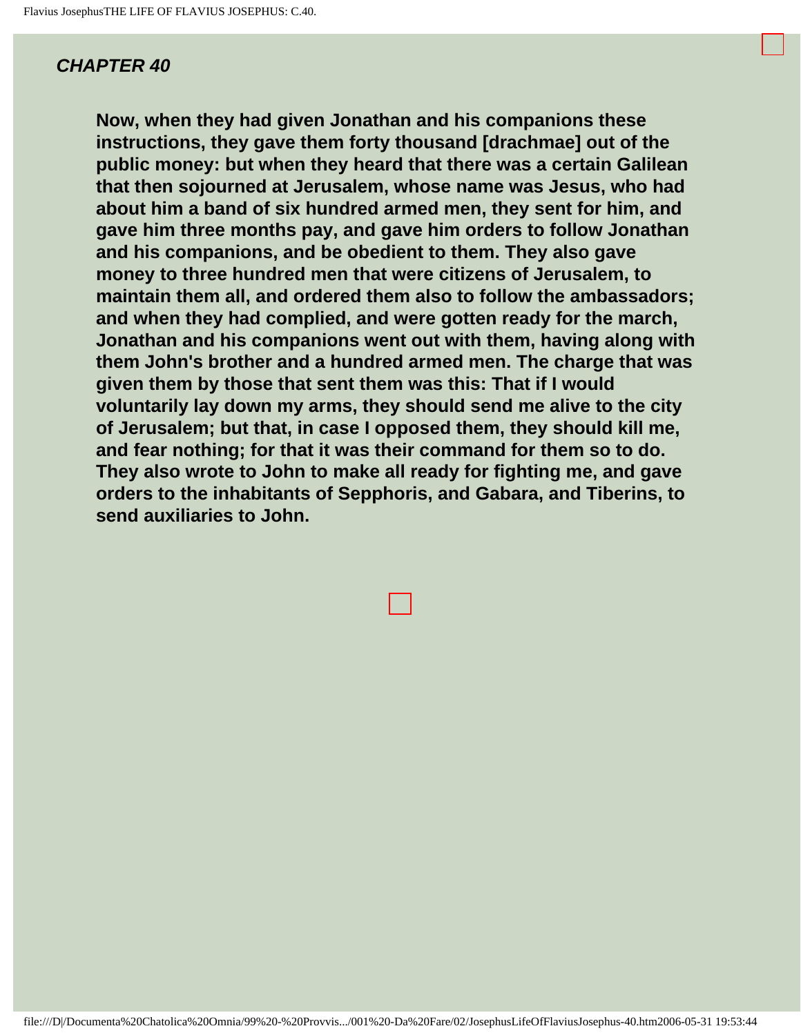## *CHAPTER 40*

**Now, when they had given Jonathan and his companions these instructions, they gave them forty thousand [drachmae] out of the public money: but when they heard that there was a certain Galilean that then sojourned at Jerusalem, whose name was Jesus, who had about him a band of six hundred armed men, they sent for him, and gave him three months pay, and gave him orders to follow Jonathan and his companions, and be obedient to them. They also gave money to three hundred men that were citizens of Jerusalem, to maintain them all, and ordered them also to follow the ambassadors; and when they had complied, and were gotten ready for the march, Jonathan and his companions went out with them, having along with them John's brother and a hundred armed men. The charge that was given them by those that sent them was this: That if I would voluntarily lay down my arms, they should send me alive to the city of Jerusalem; but that, in case I opposed them, they should kill me, and fear nothing; for that it was their command for them so to do. They also wrote to John to make all ready for fighting me, and gave orders to the inhabitants of Sepphoris, and Gabara, and Tiberins, to send auxiliaries to John.**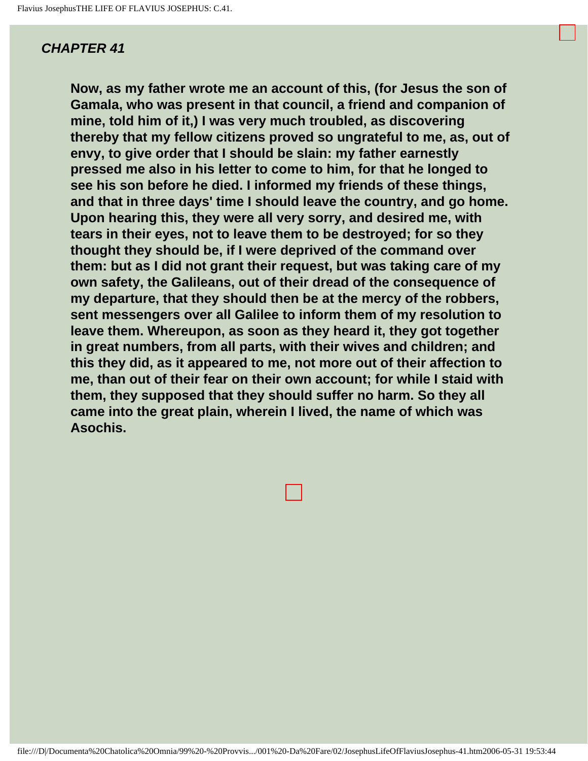## *CHAPTER 41*

**Now, as my father wrote me an account of this, (for Jesus the son of Gamala, who was present in that council, a friend and companion of mine, told him of it,) I was very much troubled, as discovering thereby that my fellow citizens proved so ungrateful to me, as, out of envy, to give order that I should be slain: my father earnestly pressed me also in his letter to come to him, for that he longed to see his son before he died. I informed my friends of these things, and that in three days' time I should leave the country, and go home. Upon hearing this, they were all very sorry, and desired me, with tears in their eyes, not to leave them to be destroyed; for so they thought they should be, if I were deprived of the command over them: but as I did not grant their request, but was taking care of my own safety, the Galileans, out of their dread of the consequence of my departure, that they should then be at the mercy of the robbers, sent messengers over all Galilee to inform them of my resolution to leave them. Whereupon, as soon as they heard it, they got together in great numbers, from all parts, with their wives and children; and this they did, as it appeared to me, not more out of their affection to me, than out of their fear on their own account; for while I staid with them, they supposed that they should suffer no harm. So they all came into the great plain, wherein I lived, the name of which was Asochis.**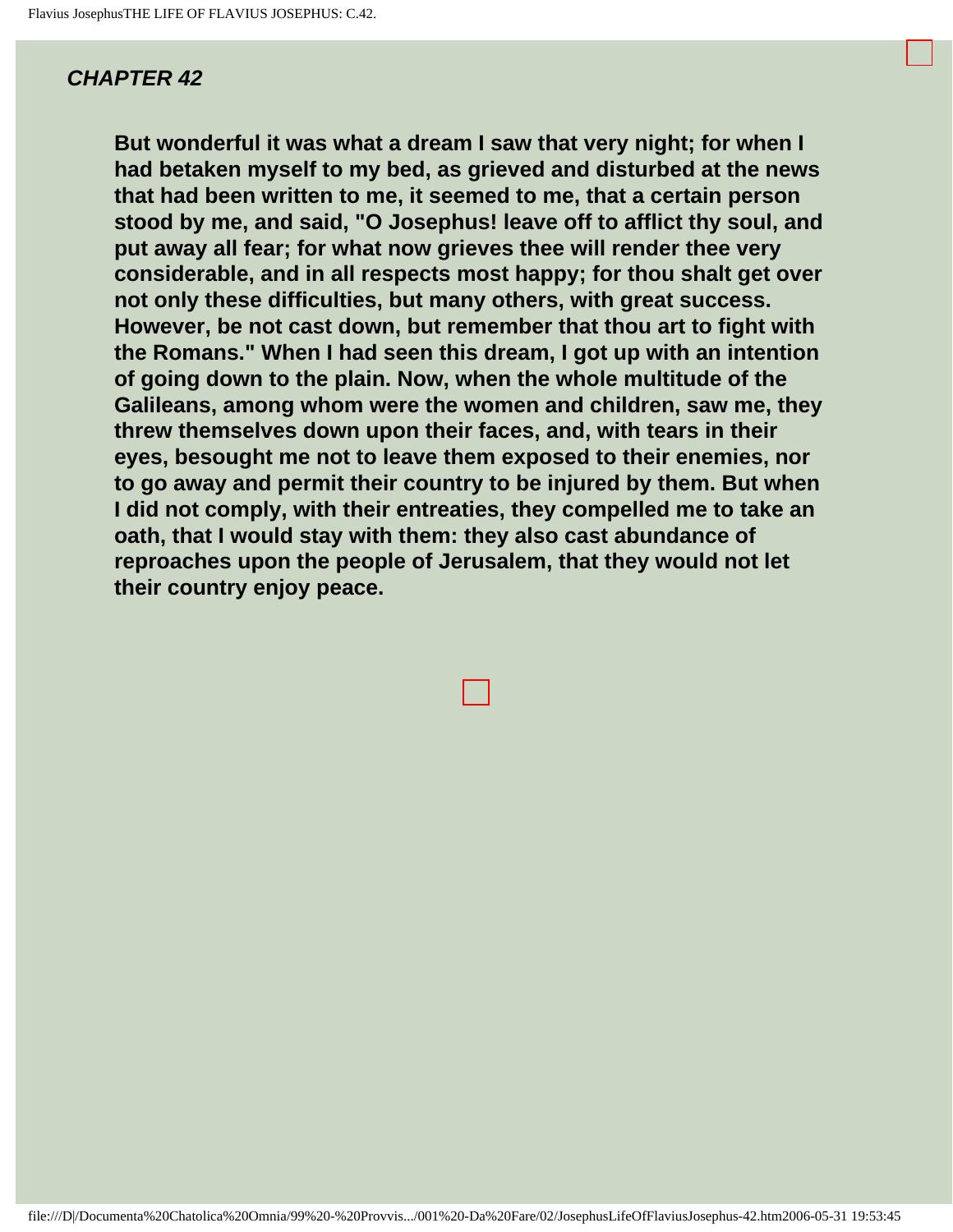## *CHAPTER 42*

**But wonderful it was what a dream I saw that very night; for when I had betaken myself to my bed, as grieved and disturbed at the news that had been written to me, it seemed to me, that a certain person stood by me, and said, "O Josephus! leave off to afflict thy soul, and put away all fear; for what now grieves thee will render thee very considerable, and in all respects most happy; for thou shalt get over not only these difficulties, but many others, with great success. However, be not cast down, but remember that thou art to fight with the Romans." When I had seen this dream, I got up with an intention of going down to the plain. Now, when the whole multitude of the Galileans, among whom were the women and children, saw me, they threw themselves down upon their faces, and, with tears in their eyes, besought me not to leave them exposed to their enemies, nor to go away and permit their country to be injured by them. But when I did not comply, with their entreaties, they compelled me to take an oath, that I would stay with them: they also cast abundance of reproaches upon the people of Jerusalem, that they would not let their country enjoy peace.**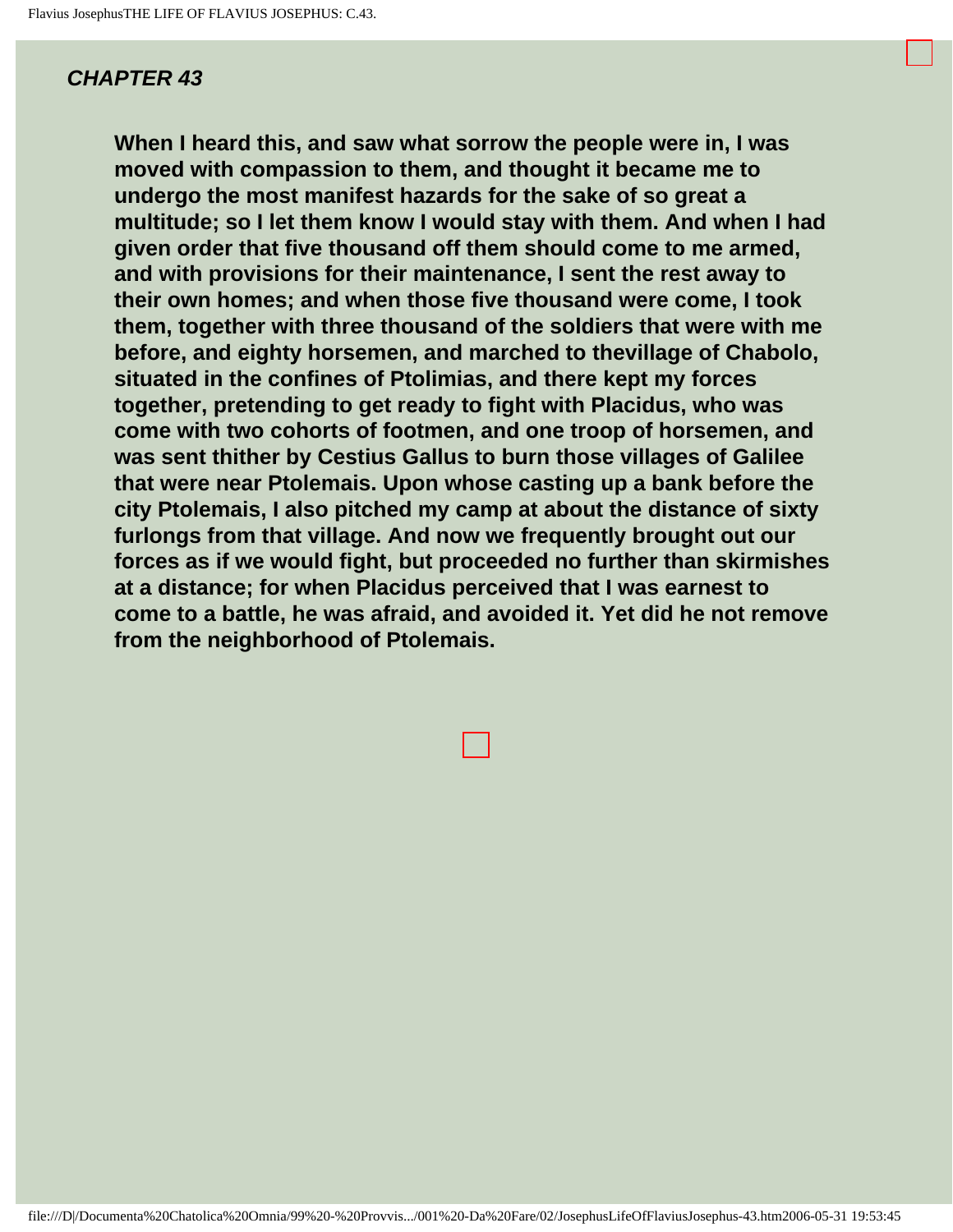### *CHAPTER 43*

**When I heard this, and saw what sorrow the people were in, I was moved with compassion to them, and thought it became me to undergo the most manifest hazards for the sake of so great a multitude; so I let them know I would stay with them. And when I had given order that five thousand off them should come to me armed, and with provisions for their maintenance, I sent the rest away to their own homes; and when those five thousand were come, I took them, together with three thousand of the soldiers that were with me before, and eighty horsemen, and marched to thevillage of Chabolo, situated in the confines of Ptolimias, and there kept my forces together, pretending to get ready to fight with Placidus, who was come with two cohorts of footmen, and one troop of horsemen, and was sent thither by Cestius Gallus to burn those villages of Galilee that were near Ptolemais. Upon whose casting up a bank before the city Ptolemais, I also pitched my camp at about the distance of sixty furlongs from that village. And now we frequently brought out our forces as if we would fight, but proceeded no further than skirmishes at a distance; for when Placidus perceived that I was earnest to come to a battle, he was afraid, and avoided it. Yet did he not remove from the neighborhood of Ptolemais.**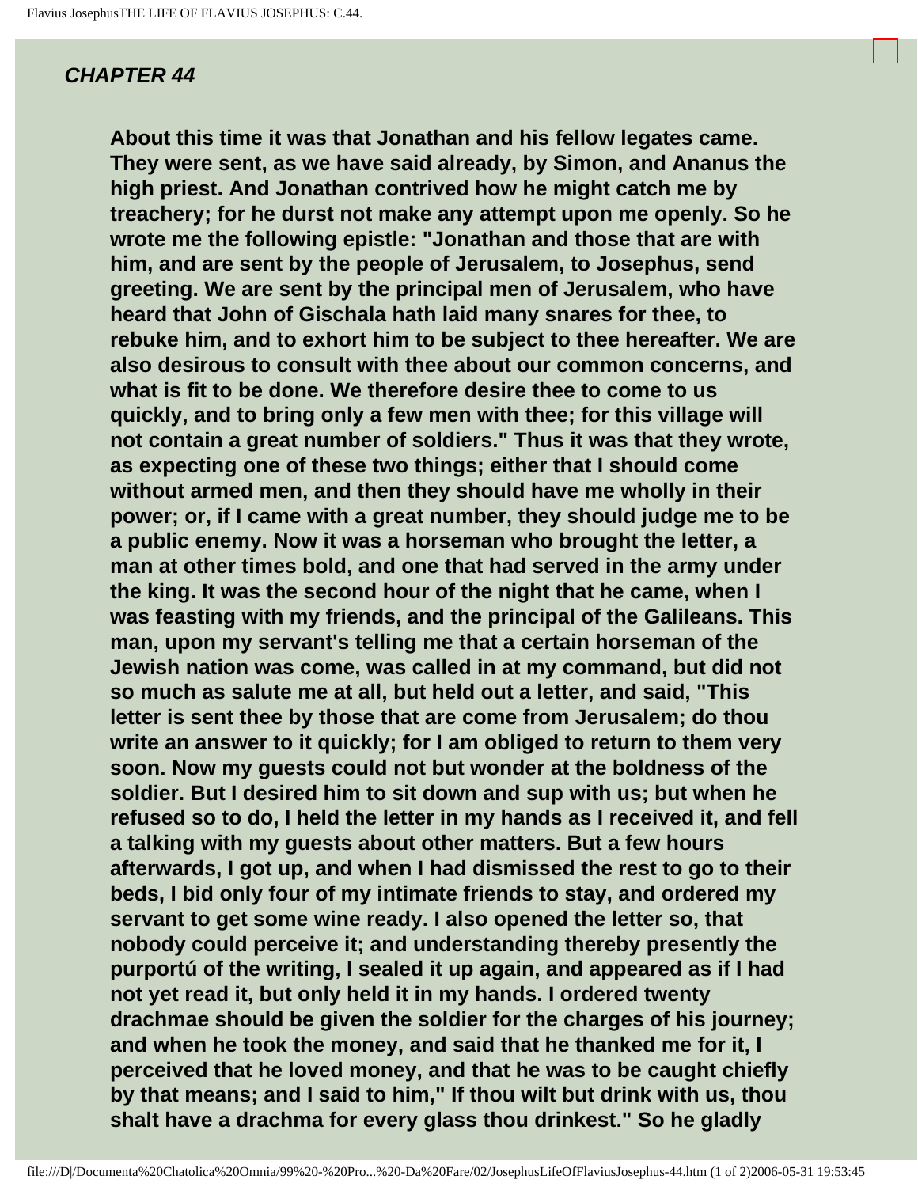***CHAPTER 44***

**About this time it was that Jonathan and his fellow legates came. They were sent, as we have said already, by Simon, and Ananus the high priest. And Jonathan contrived how he might catch me by treachery; for he durst not make any attempt upon me openly. So he wrote me the following epistle: "Jonathan and those that are with him, and are sent by the people of Jerusalem, to Josephus, send greeting. We are sent by the principal men of Jerusalem, who have heard that John of Gischala hath laid many snares for thee, to rebuke him, and to exhort him to be subject to thee hereafter. We are also desirous to consult with thee about our common concerns, and what is fit to be done. We therefore desire thee to come to us quickly, and to bring only a few men with thee; for this village will not contain a great number of soldiers." Thus it was that they wrote, as expecting one of these two things; either that I should come without armed men, and then they should have me wholly in their power; or, if I came with a great number, they should judge me to be a public enemy. Now it was a horseman who brought the letter, a man at other times bold, and one that had served in the army under the king. It was the second hour of the night that he came, when I was feasting with my friends, and the principal of the Galileans. This man, upon my servant's telling me that a certain horseman of the Jewish nation was come, was called in at my command, but did not so much as salute me at all, but held out a letter, and said, "This letter is sent thee by those that are come from Jerusalem; do thou write an answer to it quickly; for I am obliged to return to them very soon. Now my guests could not but wonder at the boldness of the soldier. But I desired him to sit down and sup with us; but when he refused so to do, I held the letter in my hands as I received it, and fell a talking with my guests about other matters. But a few hours afterwards, I got up, and when I had dismissed the rest to go to their beds, I bid only four of my intimate friends to stay, and ordered my servant to get some wine ready. I also opened the letter so, that nobody could perceive it; and understanding thereby presently the purportú of the writing, I sealed it up again, and appeared as if I had not yet read it, but only held it in my hands. I ordered twenty drachmae should be given the soldier for the charges of his journey; and when he took the money, and said that he thanked me for it, I perceived that he loved money, and that he was to be caught chiefly by that means; and I said to him," If thou wilt but drink with us, thou shalt have a drachma for every glass thou drinkest." So he gladly**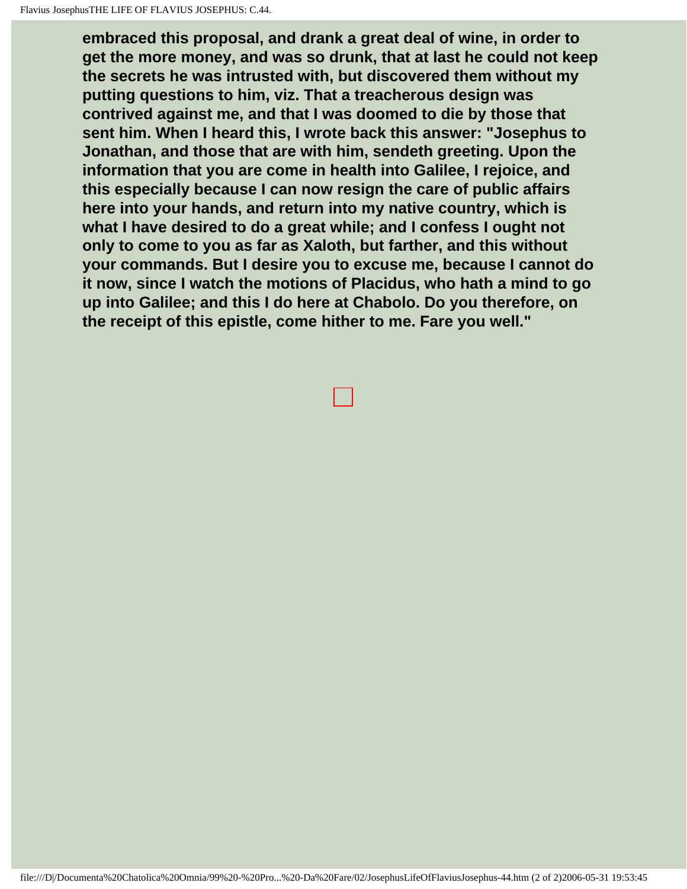**embraced this proposal, and drank a great deal of wine, in order to get the more money, and was so drunk, that at last he could not keep the secrets he was intrusted with, but discovered them without my putting questions to him, viz. That a treacherous design was contrived against me, and that I was doomed to die by those that sent him. When I heard this, I wrote back this answer: "Josephus to Jonathan, and those that are with him, sendeth greeting. Upon the information that you are come in health into Galilee, I rejoice, and this especially because I can now resign the care of public affairs here into your hands, and return into my native country, which is what I have desired to do a great while; and I confess I ought not only to come to you as far as Xaloth, but farther, and this without your commands. But I desire you to excuse me, because I cannot do it now, since I watch the motions of Placidus, who hath a mind to go up into Galilee; and this I do here at Chabolo. Do you therefore, on the receipt of this epistle, come hither to me. Fare you well."**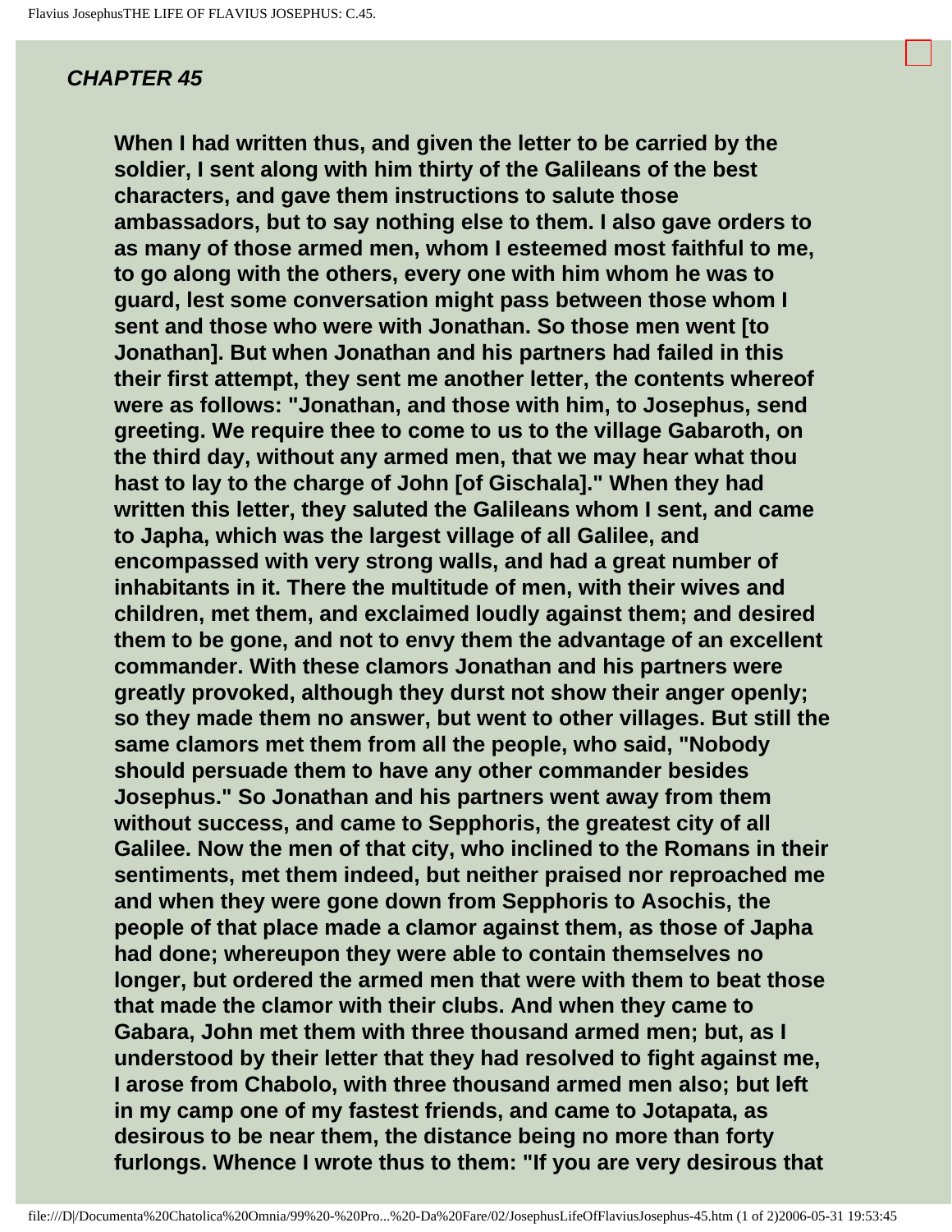## *CHAPTER 45*

**When I had written thus, and given the letter to be carried by the soldier, I sent along with him thirty of the Galileans of the best characters, and gave them instructions to salute those ambassadors, but to say nothing else to them. I also gave orders to as many of those armed men, whom I esteemed most faithful to me, to go along with the others, every one with him whom he was to guard, lest some conversation might pass between those whom I sent and those who were with Jonathan. So those men went [to Jonathan]. But when Jonathan and his partners had failed in this their first attempt, they sent me another letter, the contents whereof were as follows: "Jonathan, and those with him, to Josephus, send greeting. We require thee to come to us to the village Gabaroth, on the third day, without any armed men, that we may hear what thou hast to lay to the charge of John [of Gischala]." When they had written this letter, they saluted the Galileans whom I sent, and came to Japha, which was the largest village of all Galilee, and encompassed with very strong walls, and had a great number of inhabitants in it. There the multitude of men, with their wives and children, met them, and exclaimed loudly against them; and desired them to be gone, and not to envy them the advantage of an excellent commander. With these clamors Jonathan and his partners were greatly provoked, although they durst not show their anger openly; so they made them no answer, but went to other villages. But still the same clamors met them from all the people, who said, "Nobody should persuade them to have any other commander besides Josephus." So Jonathan and his partners went away from them without success, and came to Sepphoris, the greatest city of all Galilee. Now the men of that city, who inclined to the Romans in their sentiments, met them indeed, but neither praised nor reproached me and when they were gone down from Sepphoris to Asochis, the people of that place made a clamor against them, as those of Japha had done; whereupon they were able to contain themselves no longer, but ordered the armed men that were with them to beat those that made the clamor with their clubs. And when they came to Gabara, John met them with three thousand armed men; but, as I understood by their letter that they had resolved to fight against me, I arose from Chabolo, with three thousand armed men also; but left in my camp one of my fastest friends, and came to Jotapata, as desirous to be near them, the distance being no more than forty furlongs. Whence I wrote thus to them: "If you are very desirous that**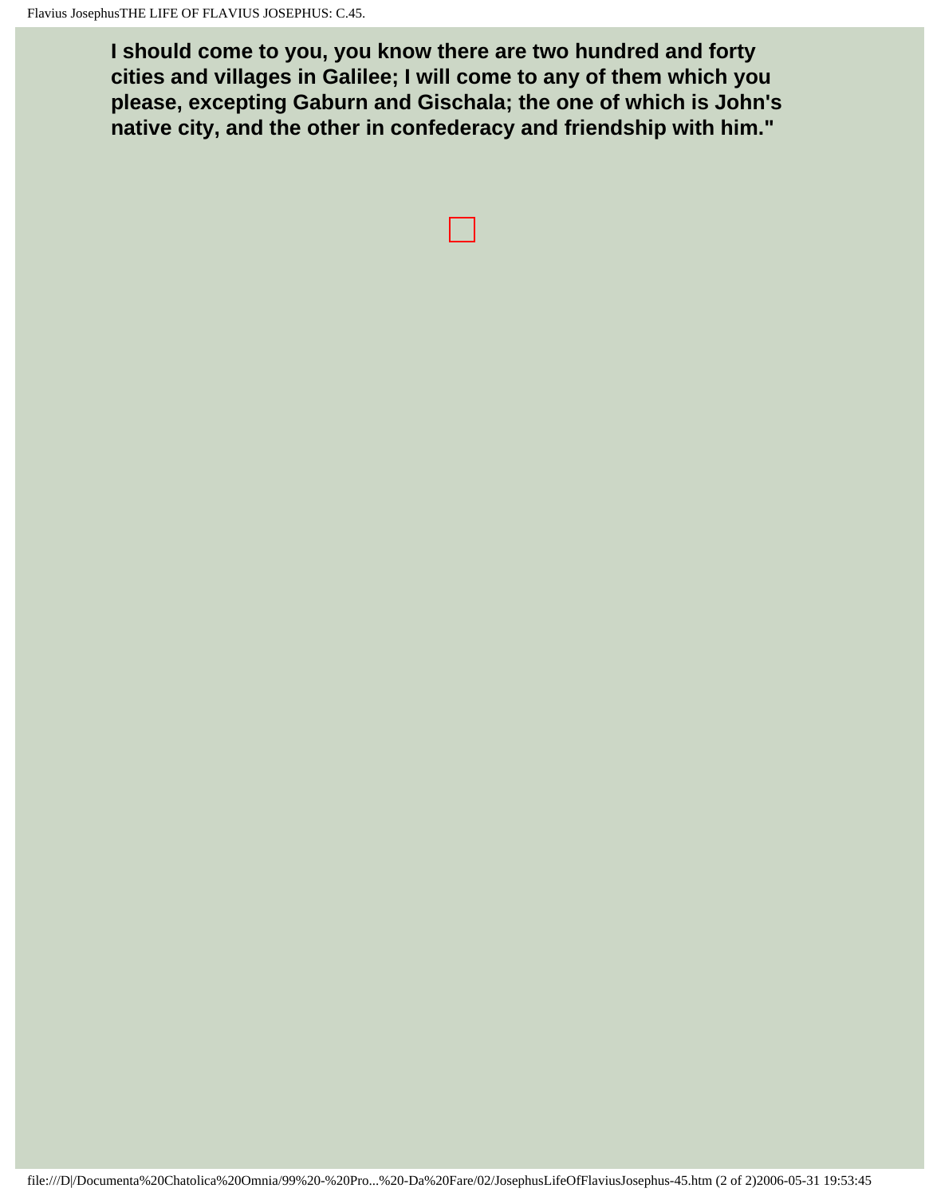**I should come to you, you know there are two hundred and forty cities and villages in Galilee; I will come to any of them which you please, excepting Gaburn and Gischala; the one of which is John's native city, and the other in confederacy and friendship with him."**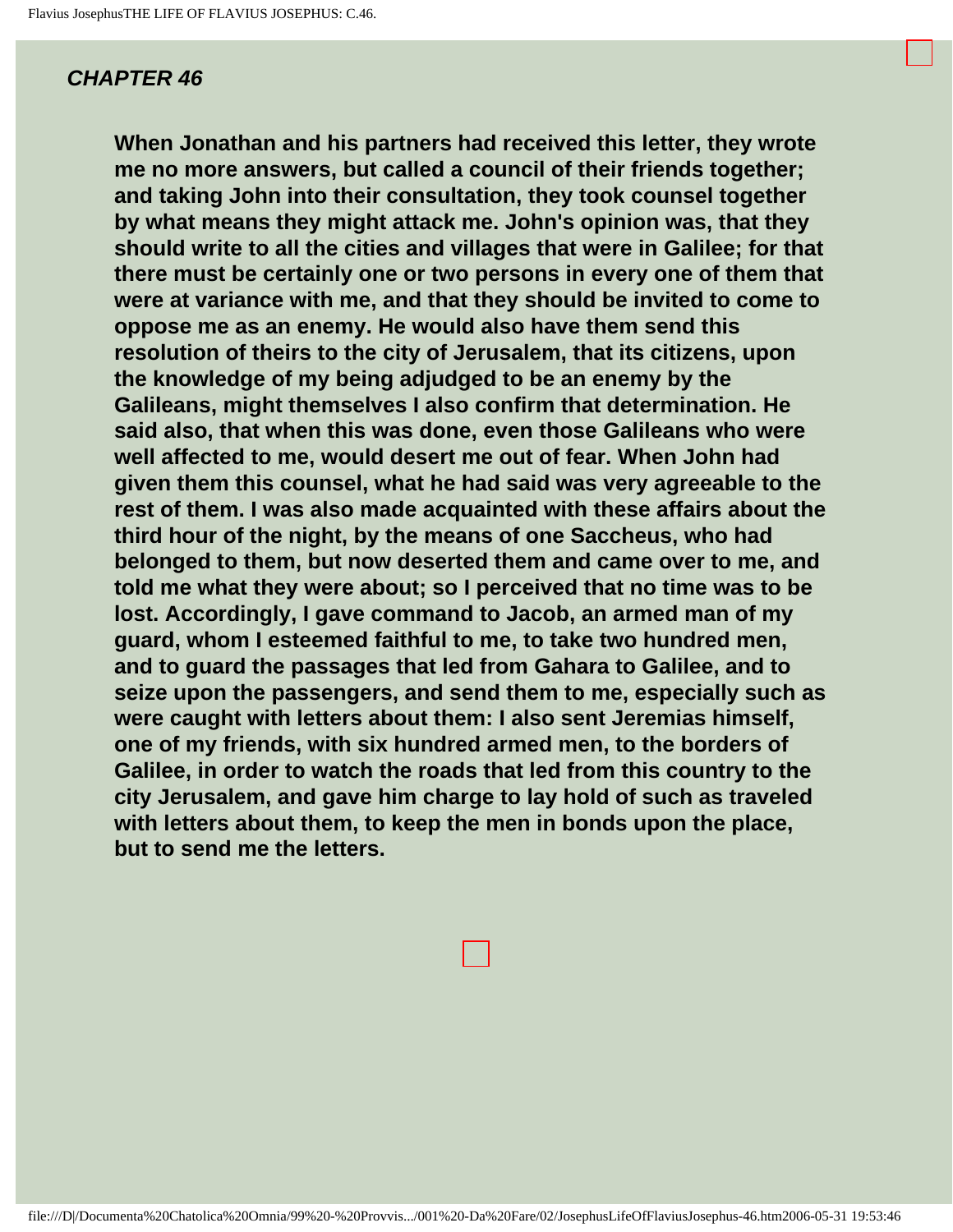## CHAPTER 46

**When Jonathan and his partners had received this letter, they wrote me no more answers, but called a council of their friends together; and taking John into their consultation, they took counsel together by what means they might attack me. John's opinion was, that they should write to all the cities and villages that were in Galilee; for that there must be certainly one or two persons in every one of them that were at variance with me, and that they should be invited to come to oppose me as an enemy. He would also have them send this resolution of theirs to the city of Jerusalem, that its citizens, upon the knowledge of my being adjudged to be an enemy by the Galileans, might themselves I also confirm that determination. He said also, that when this was done, even those Galileans who were well affected to me, would desert me out of fear. When John had given them this counsel, what he had said was very agreeable to the rest of them. I was also made acquainted with these affairs about the third hour of the night, by the means of one Saccheus, who had belonged to them, but now deserted them and came over to me, and told me what they were about; so I perceived that no time was to be lost. Accordingly, I gave command to Jacob, an armed man of my guard, whom I esteemed faithful to me, to take two hundred men, and to guard the passages that led from Gahara to Galilee, and to seize upon the passengers, and send them to me, especially such as were caught with letters about them: I also sent Jeremias himself, one of my friends, with six hundred armed men, to the borders of Galilee, in order to watch the roads that led from this country to the city Jerusalem, and gave him charge to lay hold of such as traveled with letters about them, to keep the men in bonds upon the place, but to send me the letters.**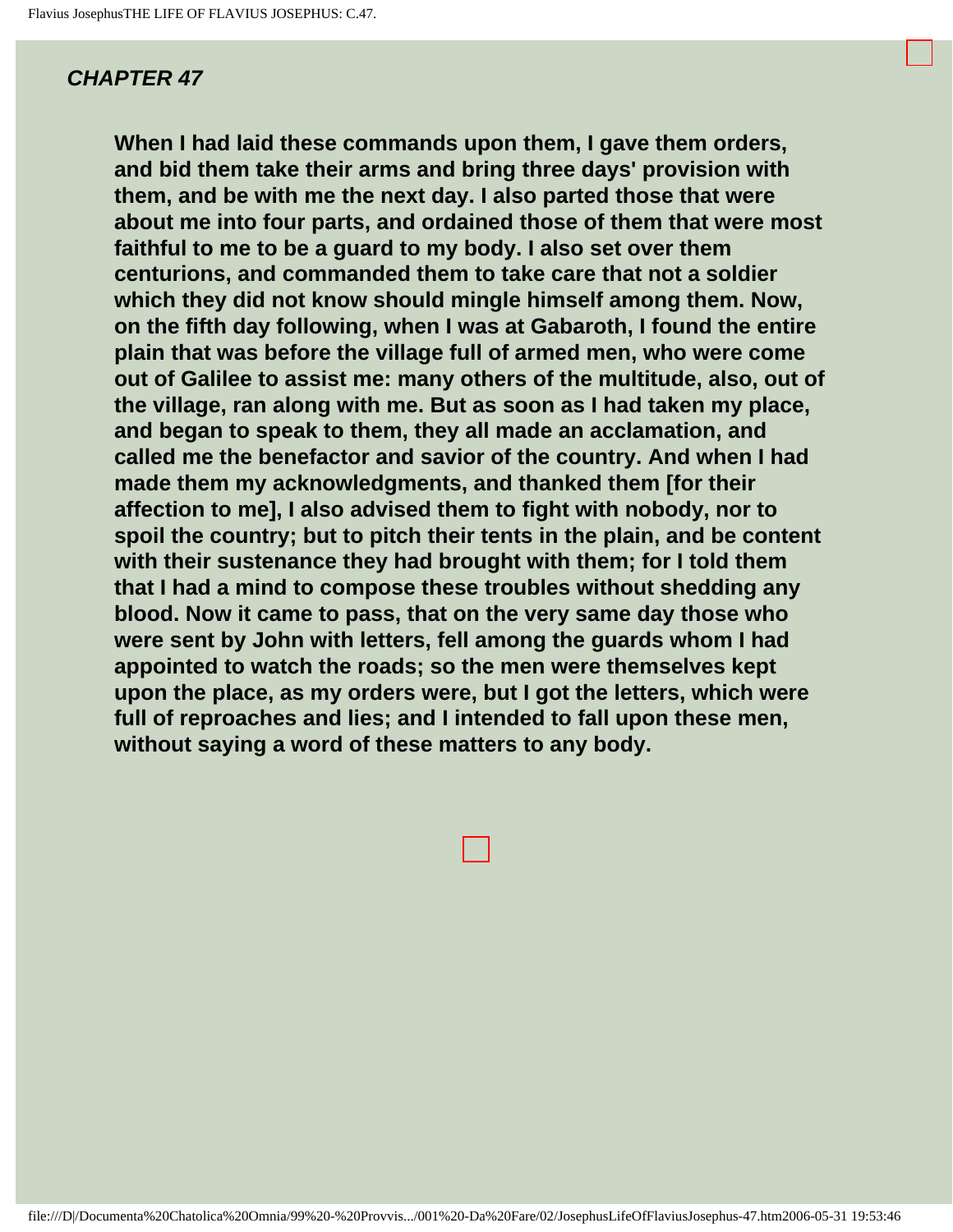## *CHAPTER 47*

**When I had laid these commands upon them, I gave them orders, and bid them take their arms and bring three days' provision with them, and be with me the next day. I also parted those that were about me into four parts, and ordained those of them that were most faithful to me to be a guard to my body. I also set over them centurions, and commanded them to take care that not a soldier which they did not know should mingle himself among them. Now, on the fifth day following, when I was at Gabaroth, I found the entire plain that was before the village full of armed men, who were come out of Galilee to assist me: many others of the multitude, also, out of the village, ran along with me. But as soon as I had taken my place, and began to speak to them, they all made an acclamation, and called me the benefactor and savior of the country. And when I had made them my acknowledgments, and thanked them [for their affection to me], I also advised them to fight with nobody, nor to spoil the country; but to pitch their tents in the plain, and be content with their sustenance they had brought with them; for I told them that I had a mind to compose these troubles without shedding any blood. Now it came to pass, that on the very same day those who were sent by John with letters, fell among the guards whom I had appointed to watch the roads; so the men were themselves kept upon the place, as my orders were, but I got the letters, which were full of reproaches and lies; and I intended to fall upon these men, without saying a word of these matters to any body.**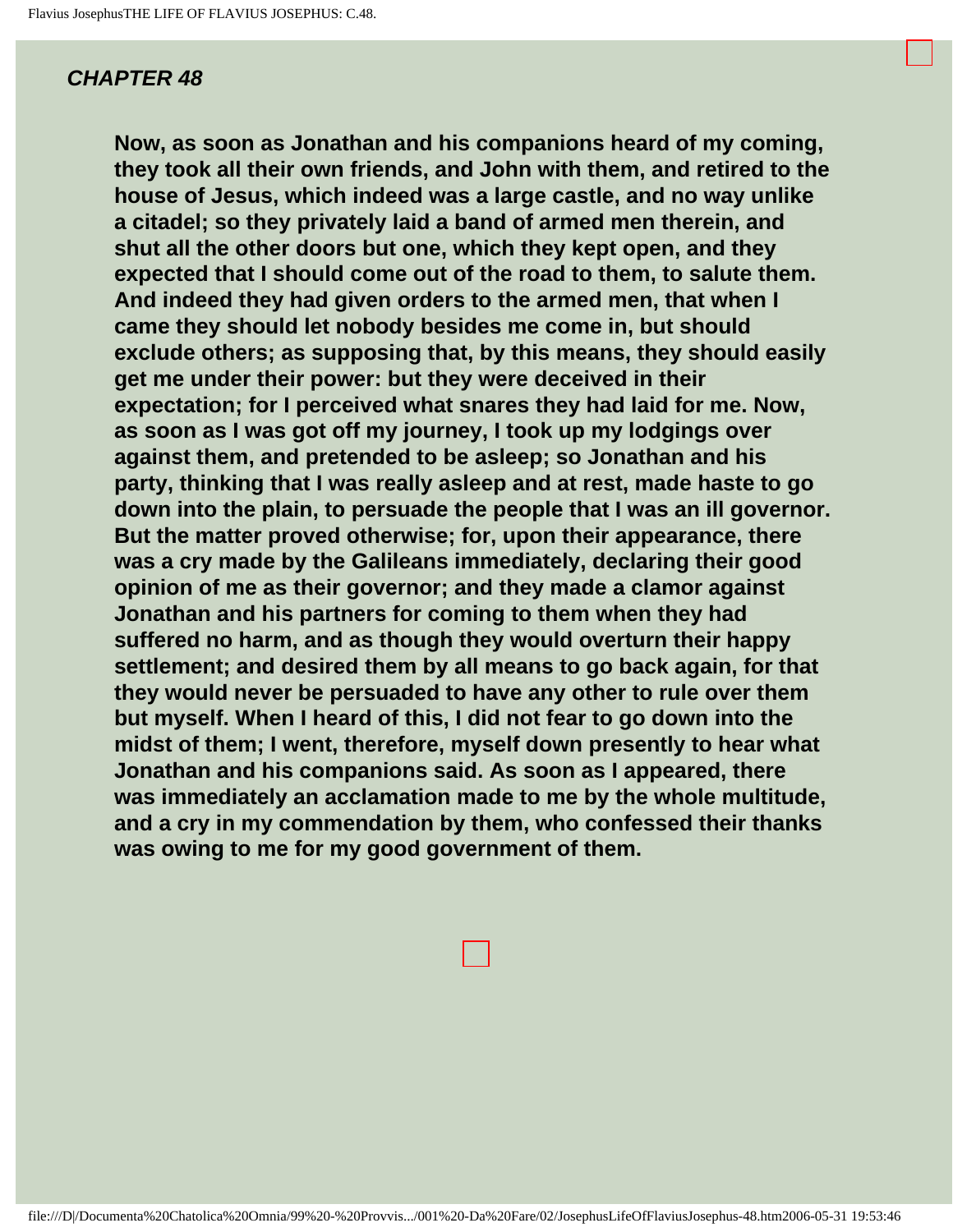## *CHAPTER 48*

**Now, as soon as Jonathan and his companions heard of my coming, they took all their own friends, and John with them, and retired to the house of Jesus, which indeed was a large castle, and no way unlike a citadel; so they privately laid a band of armed men therein, and shut all the other doors but one, which they kept open, and they expected that I should come out of the road to them, to salute them. And indeed they had given orders to the armed men, that when I came they should let nobody besides me come in, but should exclude others; as supposing that, by this means, they should easily get me under their power: but they were deceived in their expectation; for I perceived what snares they had laid for me. Now, as soon as I was got off my journey, I took up my lodgings over against them, and pretended to be asleep; so Jonathan and his party, thinking that I was really asleep and at rest, made haste to go down into the plain, to persuade the people that I was an ill governor. But the matter proved otherwise; for, upon their appearance, there was a cry made by the Galileans immediately, declaring their good opinion of me as their governor; and they made a clamor against Jonathan and his partners for coming to them when they had suffered no harm, and as though they would overturn their happy settlement; and desired them by all means to go back again, for that they would never be persuaded to have any other to rule over them but myself. When I heard of this, I did not fear to go down into the midst of them; I went, therefore, myself down presently to hear what Jonathan and his companions said. As soon as I appeared, there was immediately an acclamation made to me by the whole multitude, and a cry in my commendation by them, who confessed their thanks was owing to me for my good government of them.**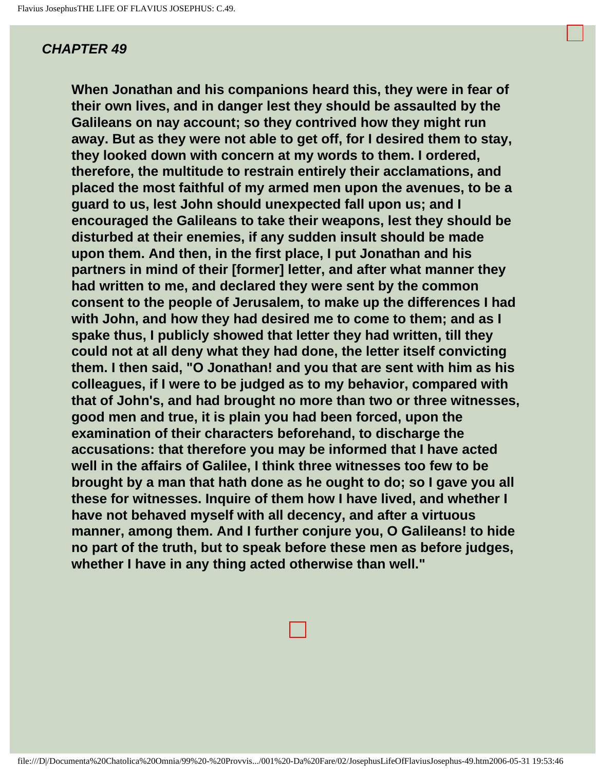## *CHAPTER 49*

**When Jonathan and his companions heard this, they were in fear of their own lives, and in danger lest they should be assaulted by the Galileans on nay account; so they contrived how they might run away. But as they were not able to get off, for I desired them to stay, they looked down with concern at my words to them. I ordered, therefore, the multitude to restrain entirely their acclamations, and placed the most faithful of my armed men upon the avenues, to be a guard to us, lest John should unexpected fall upon us; and I encouraged the Galileans to take their weapons, lest they should be disturbed at their enemies, if any sudden insult should be made upon them. And then, in the first place, I put Jonathan and his partners in mind of their [former] letter, and after what manner they had written to me, and declared they were sent by the common consent to the people of Jerusalem, to make up the differences I had with John, and how they had desired me to come to them; and as I spake thus, I publicly showed that letter they had written, till they could not at all deny what they had done, the letter itself convicting them. I then said, "O Jonathan! and you that are sent with him as his colleagues, if I were to be judged as to my behavior, compared with that of John's, and had brought no more than two or three witnesses, good men and true, it is plain you had been forced, upon the examination of their characters beforehand, to discharge the accusations: that therefore you may be informed that I have acted well in the affairs of Galilee, I think three witnesses too few to be brought by a man that hath done as he ought to do; so I gave you all these for witnesses. Inquire of them how I have lived, and whether I have not behaved myself with all decency, and after a virtuous manner, among them. And I further conjure you, O Galileans! to hide no part of the truth, but to speak before these men as before judges, whether I have in any thing acted otherwise than well."**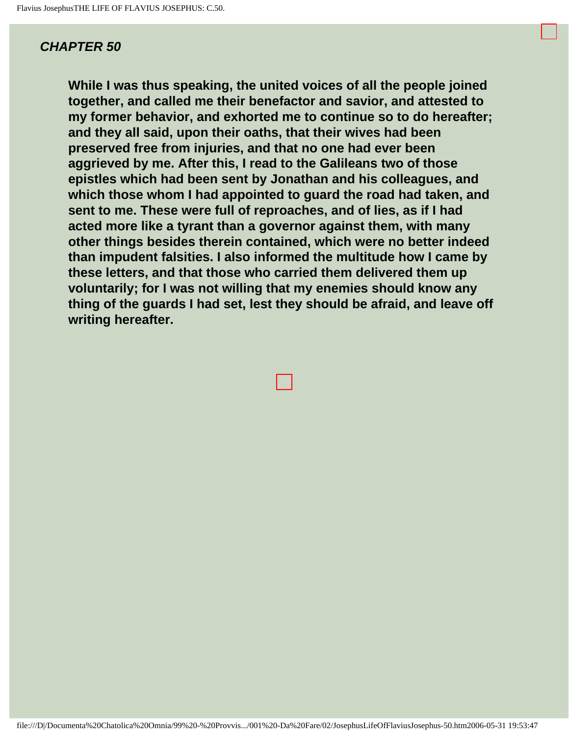## *CHAPTER 50*

**While I was thus speaking, the united voices of all the people joined together, and called me their benefactor and savior, and attested to my former behavior, and exhorted me to continue so to do hereafter; and they all said, upon their oaths, that their wives had been preserved free from injuries, and that no one had ever been aggrieved by me. After this, I read to the Galileans two of those epistles which had been sent by Jonathan and his colleagues, and which those whom I had appointed to guard the road had taken, and sent to me. These were full of reproaches, and of lies, as if I had acted more like a tyrant than a governor against them, with many other things besides therein contained, which were no better indeed than impudent falsities. I also informed the multitude how I came by these letters, and that those who carried them delivered them up voluntarily; for I was not willing that my enemies should know any thing of the guards I had set, lest they should be afraid, and leave off writing hereafter.**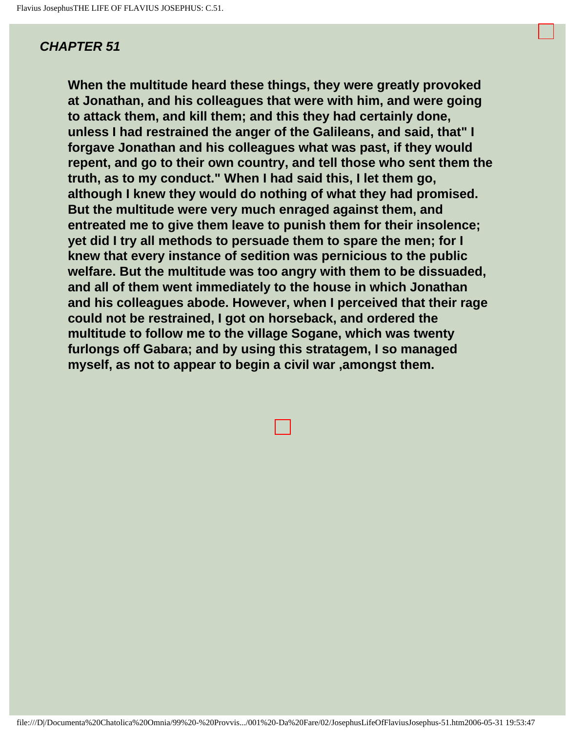## *CHAPTER 51*

**When the multitude heard these things, they were greatly provoked at Jonathan, and his colleagues that were with him, and were going to attack them, and kill them; and this they had certainly done, unless I had restrained the anger of the Galileans, and said, that" I forgave Jonathan and his colleagues what was past, if they would repent, and go to their own country, and tell those who sent them the truth, as to my conduct." When I had said this, I let them go, although I knew they would do nothing of what they had promised. But the multitude were very much enraged against them, and entreated me to give them leave to punish them for their insolence; yet did I try all methods to persuade them to spare the men; for I knew that every instance of sedition was pernicious to the public welfare. But the multitude was too angry with them to be dissuaded, and all of them went immediately to the house in which Jonathan and his colleagues abode. However, when I perceived that their rage could not be restrained, I got on horseback, and ordered the multitude to follow me to the village Sogane, which was twenty furlongs off Gabara; and by using this stratagem, I so managed myself, as not to appear to begin a civil war ,amongst them.**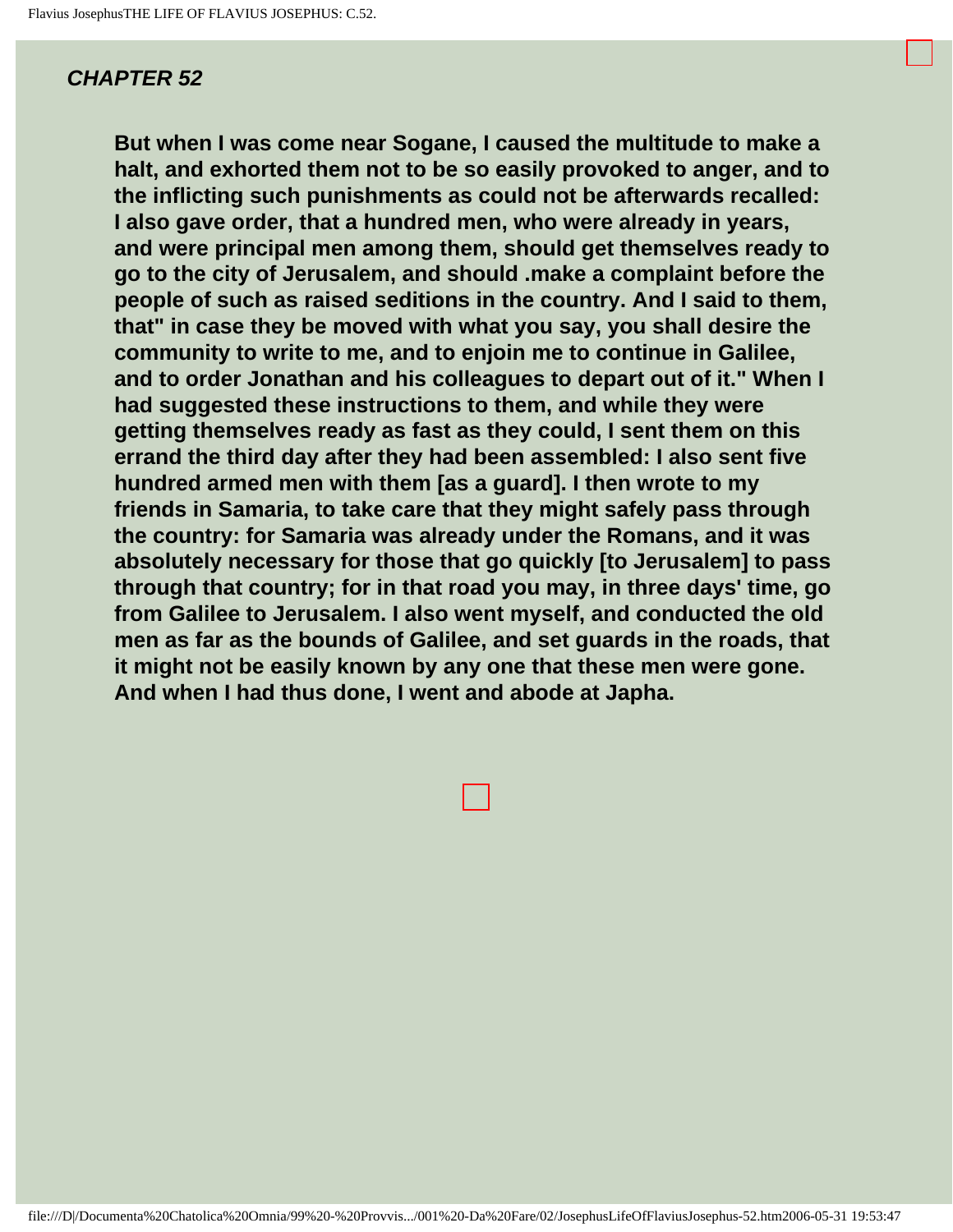## *CHAPTER 52*

**But when I was come near Sogane, I caused the multitude to make a halt, and exhorted them not to be so easily provoked to anger, and to the inflicting such punishments as could not be afterwards recalled: I also gave order, that a hundred men, who were already in years, and were principal men among them, should get themselves ready to go to the city of Jerusalem, and should .make a complaint before the people of such as raised seditions in the country. And I said to them, that" in case they be moved with what you say, you shall desire the community to write to me, and to enjoin me to continue in Galilee, and to order Jonathan and his colleagues to depart out of it." When I had suggested these instructions to them, and while they were getting themselves ready as fast as they could, I sent them on this errand the third day after they had been assembled: I also sent five hundred armed men with them [as a guard]. I then wrote to my friends in Samaria, to take care that they might safely pass through the country: for Samaria was already under the Romans, and it was absolutely necessary for those that go quickly [to Jerusalem] to pass through that country; for in that road you may, in three days' time, go from Galilee to Jerusalem. I also went myself, and conducted the old men as far as the bounds of Galilee, and set guards in the roads, that it might not be easily known by any one that these men were gone. And when I had thus done, I went and abode at Japha.**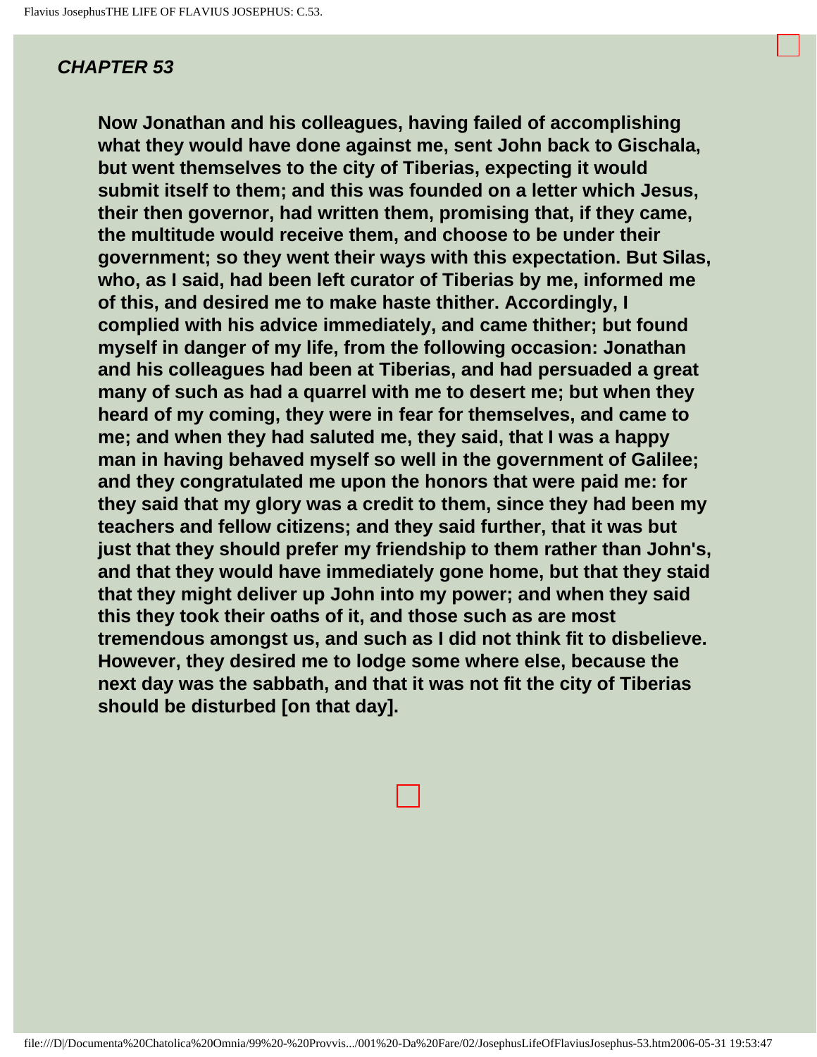## *CHAPTER 53*

**Now Jonathan and his colleagues, having failed of accomplishing what they would have done against me, sent John back to Gischala, but went themselves to the city of Tiberias, expecting it would submit itself to them; and this was founded on a letter which Jesus, their then governor, had written them, promising that, if they came, the multitude would receive them, and choose to be under their government; so they went their ways with this expectation. But Silas, who, as I said, had been left curator of Tiberias by me, informed me of this, and desired me to make haste thither. Accordingly, I complied with his advice immediately, and came thither; but found myself in danger of my life, from the following occasion: Jonathan and his colleagues had been at Tiberias, and had persuaded a great many of such as had a quarrel with me to desert me; but when they heard of my coming, they were in fear for themselves, and came to me; and when they had saluted me, they said, that I was a happy man in having behaved myself so well in the government of Galilee; and they congratulated me upon the honors that were paid me: for they said that my glory was a credit to them, since they had been my teachers and fellow citizens; and they said further, that it was but just that they should prefer my friendship to them rather than John's, and that they would have immediately gone home, but that they staid that they might deliver up John into my power; and when they said this they took their oaths of it, and those such as are most tremendous amongst us, and such as I did not think fit to disbelieve. However, they desired me to lodge some where else, because the next day was the sabbath, and that it was not fit the city of Tiberias should be disturbed [on that day].**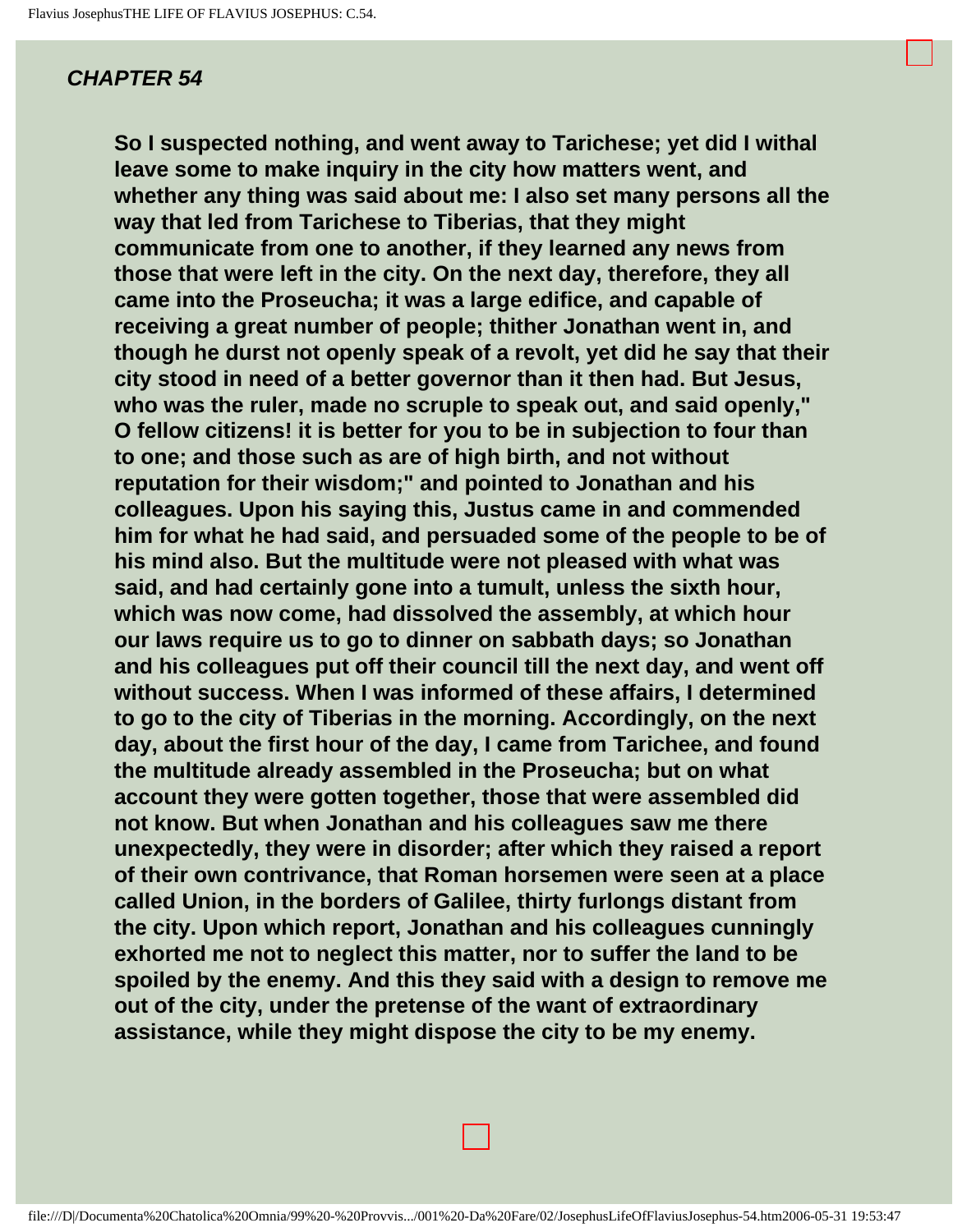## *CHAPTER 54*

**So I suspected nothing, and went away to Tarichese; yet did I withal leave some to make inquiry in the city how matters went, and whether any thing was said about me: I also set many persons all the way that led from Tarichese to Tiberias, that they might communicate from one to another, if they learned any news from those that were left in the city. On the next day, therefore, they all came into the Proseucha; it was a large edifice, and capable of receiving a great number of people; thither Jonathan went in, and though he durst not openly speak of a revolt, yet did he say that their city stood in need of a better governor than it then had. But Jesus, who was the ruler, made no scruple to speak out, and said openly," O fellow citizens! it is better for you to be in subjection to four than to one; and those such as are of high birth, and not without reputation for their wisdom;" and pointed to Jonathan and his colleagues. Upon his saying this, Justus came in and commended him for what he had said, and persuaded some of the people to be of his mind also. But the multitude were not pleased with what was said, and had certainly gone into a tumult, unless the sixth hour, which was now come, had dissolved the assembly, at which hour our laws require us to go to dinner on sabbath days; so Jonathan and his colleagues put off their council till the next day, and went off without success. When I was informed of these affairs, I determined to go to the city of Tiberias in the morning. Accordingly, on the next day, about the first hour of the day, I came from Tarichee, and found the multitude already assembled in the Proseucha; but on what account they were gotten together, those that were assembled did not know. But when Jonathan and his colleagues saw me there unexpectedly, they were in disorder; after which they raised a report of their own contrivance, that Roman horsemen were seen at a place called Union, in the borders of Galilee, thirty furlongs distant from the city. Upon which report, Jonathan and his colleagues cunningly exhorted me not to neglect this matter, nor to suffer the land to be spoiled by the enemy. And this they said with a design to remove me out of the city, under the pretense of the want of extraordinary assistance, while they might dispose the city to be my enemy.**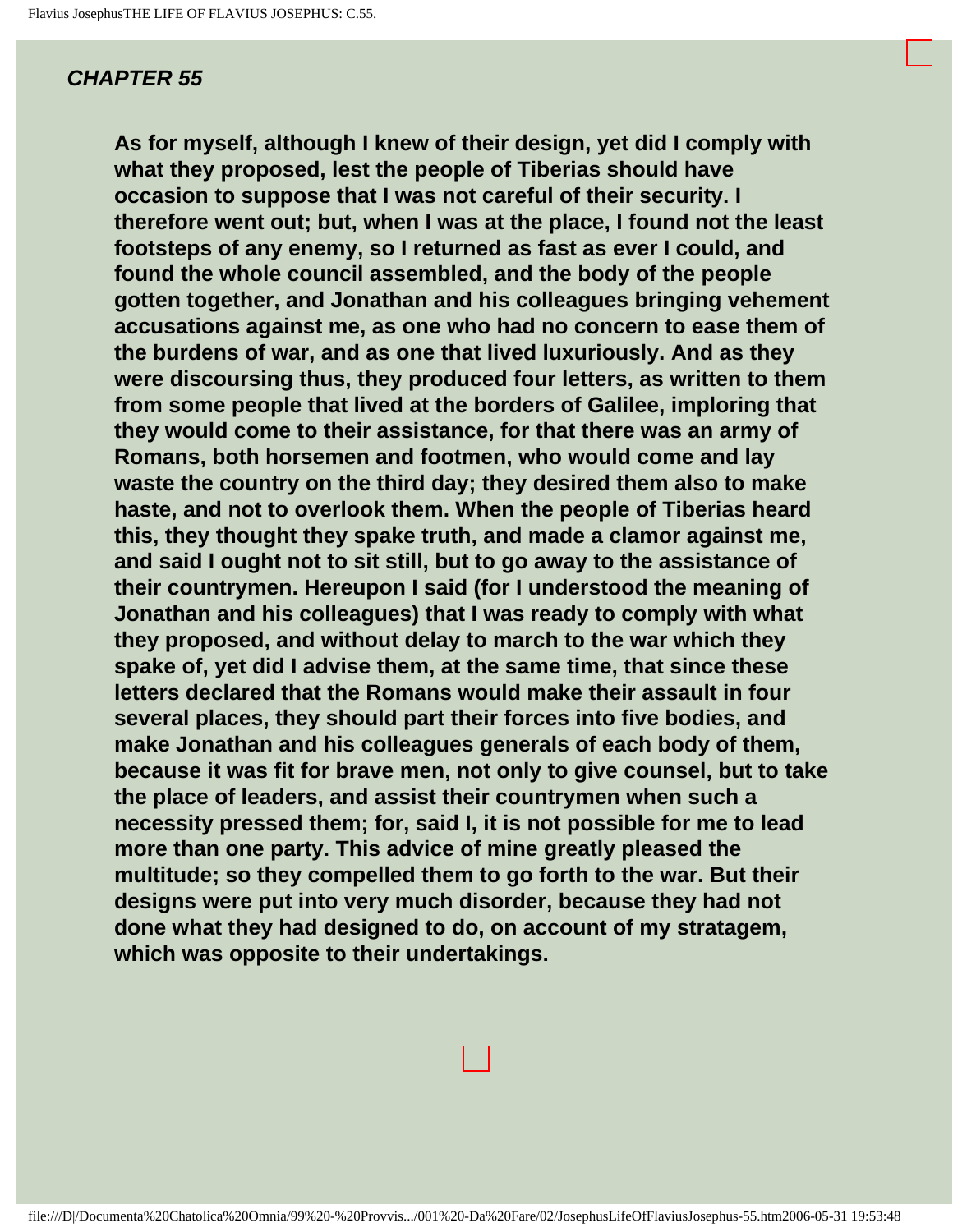## CHAPTER 55

**As for myself, although I knew of their design, yet did I comply with what they proposed, lest the people of Tiberias should have occasion to suppose that I was not careful of their security. I therefore went out; but, when I was at the place, I found not the least footsteps of any enemy, so I returned as fast as ever I could, and found the whole council assembled, and the body of the people gotten together, and Jonathan and his colleagues bringing vehement accusations against me, as one who had no concern to ease them of the burdens of war, and as one that lived luxuriously. And as they were discoursing thus, they produced four letters, as written to them from some people that lived at the borders of Galilee, imploring that they would come to their assistance, for that there was an army of Romans, both horsemen and footmen, who would come and lay waste the country on the third day; they desired them also to make haste, and not to overlook them. When the people of Tiberias heard this, they thought they spake truth, and made a clamor against me, and said I ought not to sit still, but to go away to the assistance of their countrymen. Hereupon I said (for I understood the meaning of Jonathan and his colleagues) that I was ready to comply with what they proposed, and without delay to march to the war which they spake of, yet did I advise them, at the same time, that since these letters declared that the Romans would make their assault in four several places, they should part their forces into five bodies, and make Jonathan and his colleagues generals of each body of them, because it was fit for brave men, not only to give counsel, but to take the place of leaders, and assist their countrymen when such a necessity pressed them; for, said I, it is not possible for me to lead more than one party. This advice of mine greatly pleased the multitude; so they compelled them to go forth to the war. But their designs were put into very much disorder, because they had not done what they had designed to do, on account of my stratagem, which was opposite to their undertakings.**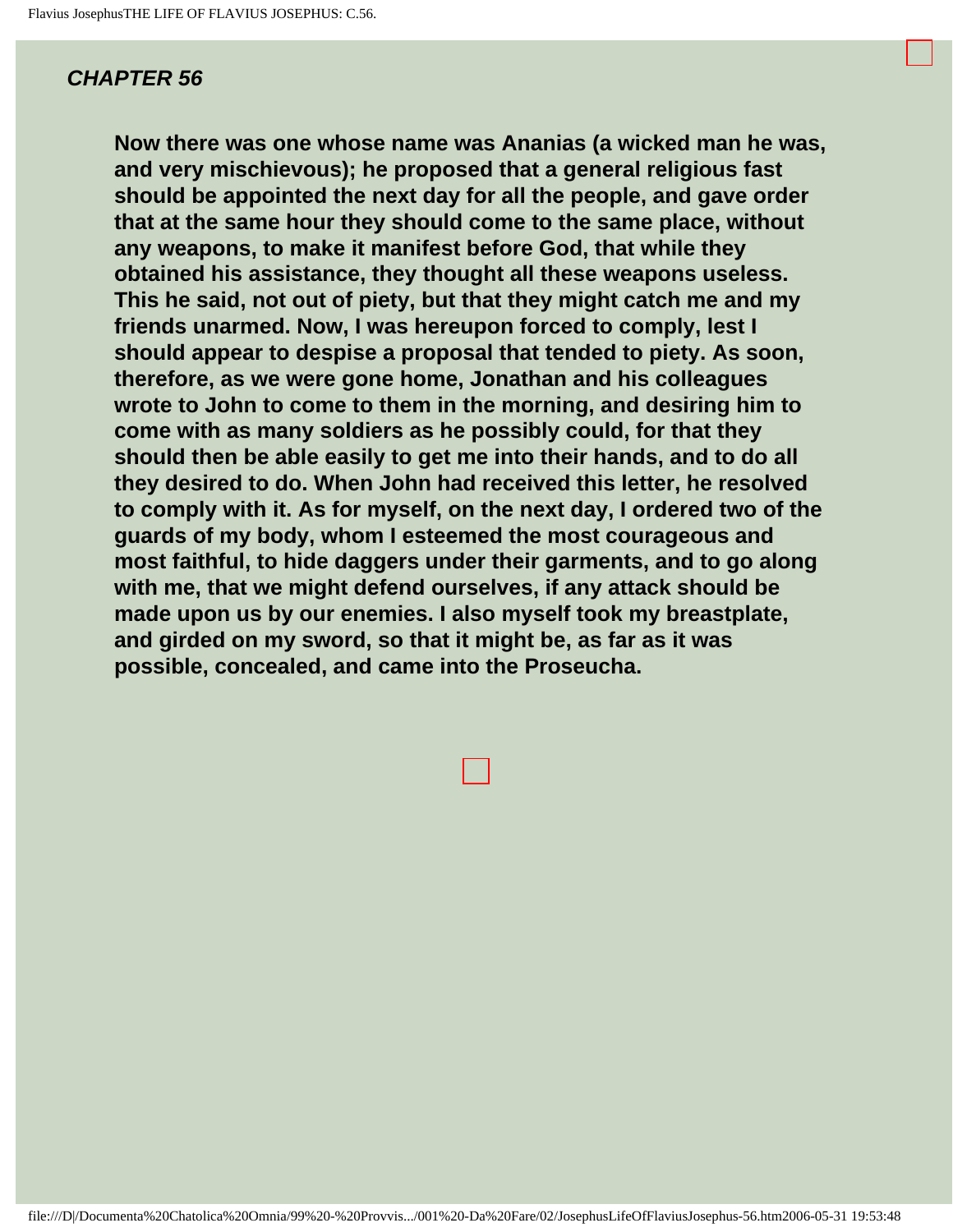## *CHAPTER 56*

**Now there was one whose name was Ananias (a wicked man he was, and very mischievous); he proposed that a general religious fast should be appointed the next day for all the people, and gave order that at the same hour they should come to the same place, without any weapons, to make it manifest before God, that while they obtained his assistance, they thought all these weapons useless. This he said, not out of piety, but that they might catch me and my friends unarmed. Now, I was hereupon forced to comply, lest I should appear to despise a proposal that tended to piety. As soon, therefore, as we were gone home, Jonathan and his colleagues wrote to John to come to them in the morning, and desiring him to come with as many soldiers as he possibly could, for that they should then be able easily to get me into their hands, and to do all they desired to do. When John had received this letter, he resolved to comply with it. As for myself, on the next day, I ordered two of the guards of my body, whom I esteemed the most courageous and most faithful, to hide daggers under their garments, and to go along with me, that we might defend ourselves, if any attack should be made upon us by our enemies. I also myself took my breastplate, and girded on my sword, so that it might be, as far as it was possible, concealed, and came into the Proseucha.**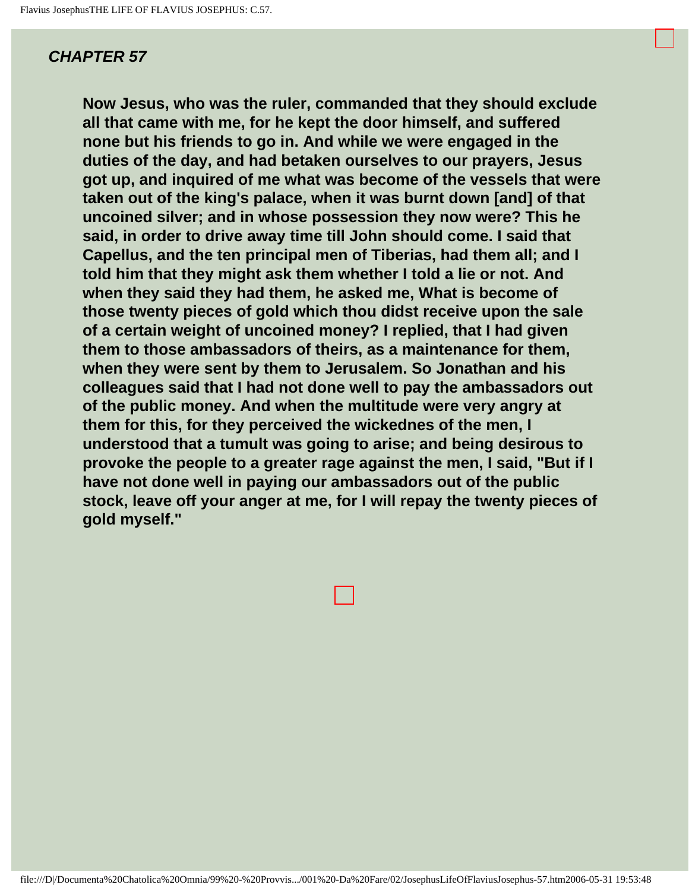## *CHAPTER 57*

**Now Jesus, who was the ruler, commanded that they should exclude all that came with me, for he kept the door himself, and suffered none but his friends to go in. And while we were engaged in the duties of the day, and had betaken ourselves to our prayers, Jesus got up, and inquired of me what was become of the vessels that were taken out of the king's palace, when it was burnt down [and] of that uncoined silver; and in whose possession they now were? This he said, in order to drive away time till John should come. I said that Capellus, and the ten principal men of Tiberias, had them all; and I told him that they might ask them whether I told a lie or not. And when they said they had them, he asked me, What is become of those twenty pieces of gold which thou didst receive upon the sale of a certain weight of uncoined money? I replied, that I had given them to those ambassadors of theirs, as a maintenance for them, when they were sent by them to Jerusalem. So Jonathan and his colleagues said that I had not done well to pay the ambassadors out of the public money. And when the multitude were very angry at them for this, for they perceived the wickednes of the men, I understood that a tumult was going to arise; and being desirous to provoke the people to a greater rage against the men, I said, "But if I have not done well in paying our ambassadors out of the public stock, leave off your anger at me, for I will repay the twenty pieces of gold myself."**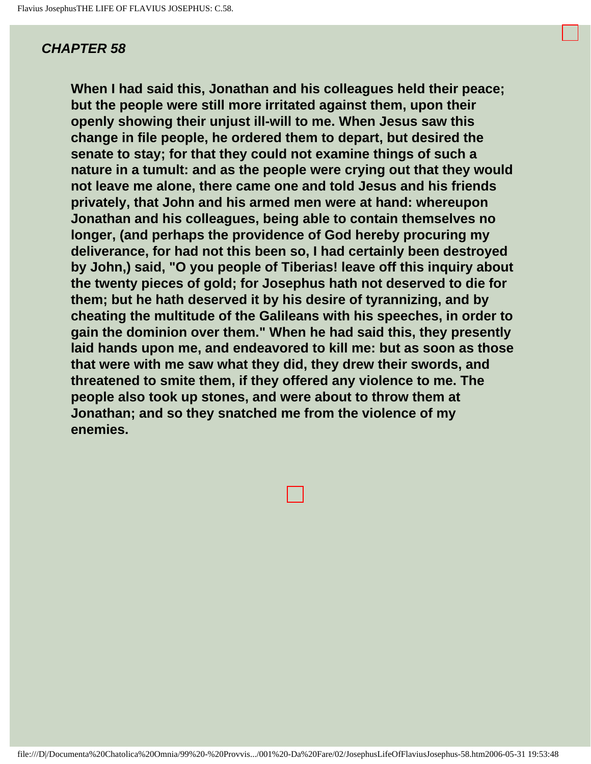## *CHAPTER 58*

**When I had said this, Jonathan and his colleagues held their peace; but the people were still more irritated against them, upon their openly showing their unjust ill-will to me. When Jesus saw this change in file people, he ordered them to depart, but desired the senate to stay; for that they could not examine things of such a nature in a tumult: and as the people were crying out that they would not leave me alone, there came one and told Jesus and his friends privately, that John and his armed men were at hand: whereupon Jonathan and his colleagues, being able to contain themselves no longer, (and perhaps the providence of God hereby procuring my deliverance, for had not this been so, I had certainly been destroyed by John,) said, "O you people of Tiberias! leave off this inquiry about the twenty pieces of gold; for Josephus hath not deserved to die for them; but he hath deserved it by his desire of tyrannizing, and by cheating the multitude of the Galileans with his speeches, in order to gain the dominion over them." When he had said this, they presently laid hands upon me, and endeavored to kill me: but as soon as those that were with me saw what they did, they drew their swords, and threatened to smite them, if they offered any violence to me. The people also took up stones, and were about to throw them at Jonathan; and so they snatched me from the violence of my enemies.**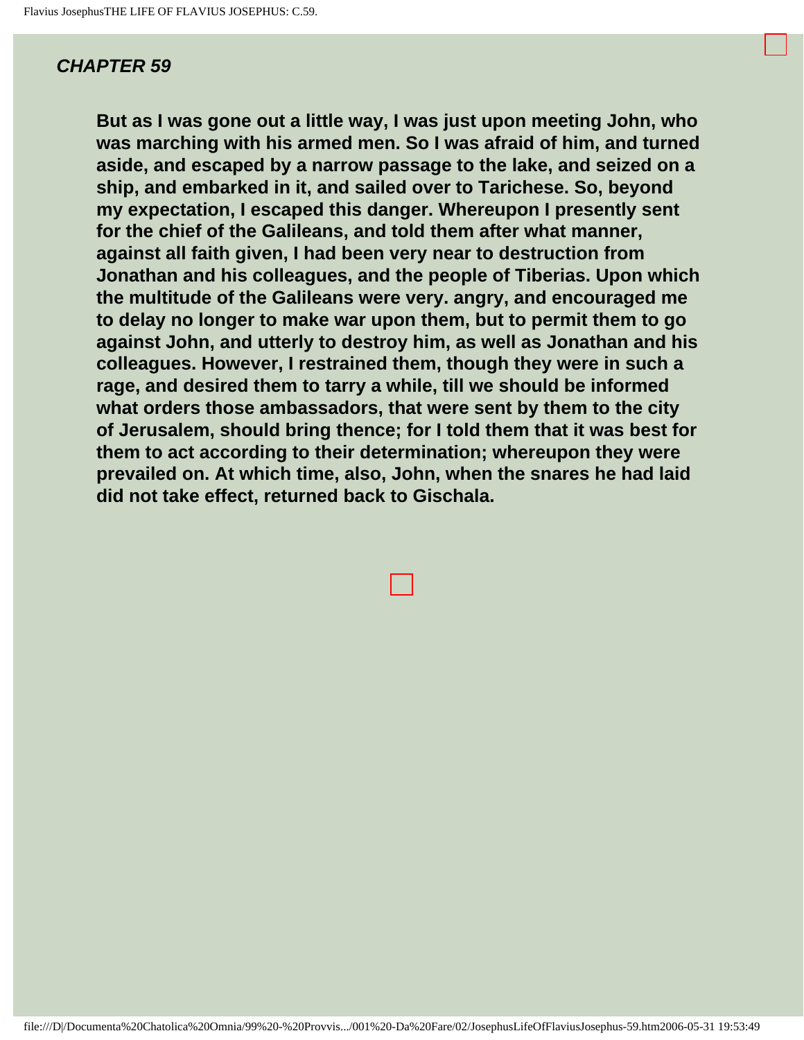## *CHAPTER 59*

**But as I was gone out a little way, I was just upon meeting John, who was marching with his armed men. So I was afraid of him, and turned aside, and escaped by a narrow passage to the lake, and seized on a ship, and embarked in it, and sailed over to Tarichese. So, beyond my expectation, I escaped this danger. Whereupon I presently sent for the chief of the Galileans, and told them after what manner, against all faith given, I had been very near to destruction from Jonathan and his colleagues, and the people of Tiberias. Upon which the multitude of the Galileans were very. angry, and encouraged me to delay no longer to make war upon them, but to permit them to go against John, and utterly to destroy him, as well as Jonathan and his colleagues. However, I restrained them, though they were in such a rage, and desired them to tarry a while, till we should be informed what orders those ambassadors, that were sent by them to the city of Jerusalem, should bring thence; for I told them that it was best for them to act according to their determination; whereupon they were prevailed on. At which time, also, John, when the snares he had laid did not take effect, returned back to Gischala.**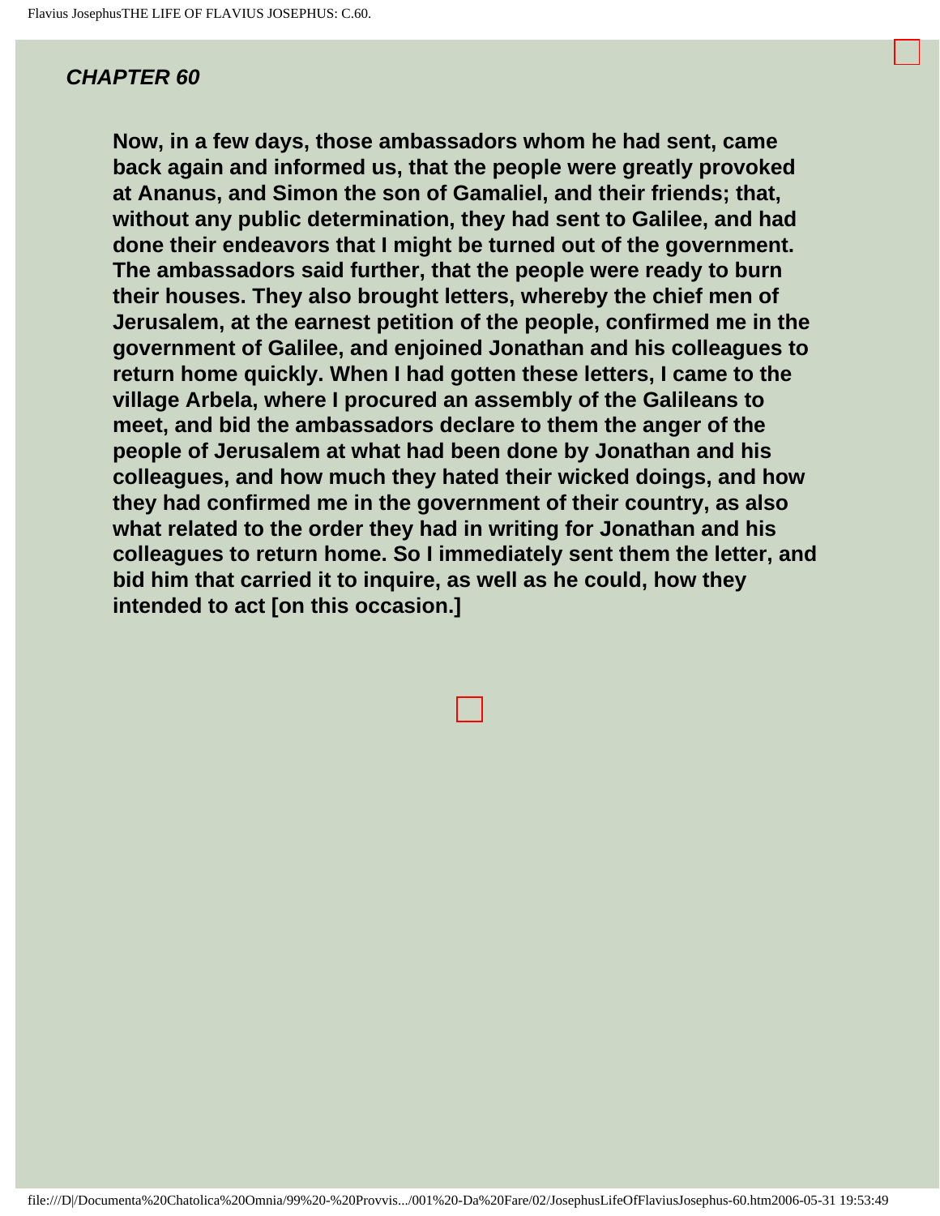## *CHAPTER 60*

**Now, in a few days, those ambassadors whom he had sent, came back again and informed us, that the people were greatly provoked at Ananus, and Simon the son of Gamaliel, and their friends; that, without any public determination, they had sent to Galilee, and had done their endeavors that I might be turned out of the government. The ambassadors said further, that the people were ready to burn their houses. They also brought letters, whereby the chief men of Jerusalem, at the earnest petition of the people, confirmed me in the government of Galilee, and enjoined Jonathan and his colleagues to return home quickly. When I had gotten these letters, I came to the village Arbela, where I procured an assembly of the Galileans to meet, and bid the ambassadors declare to them the anger of the people of Jerusalem at what had been done by Jonathan and his colleagues, and how much they hated their wicked doings, and how they had confirmed me in the government of their country, as also what related to the order they had in writing for Jonathan and his colleagues to return home. So I immediately sent them the letter, and bid him that carried it to inquire, as well as he could, how they intended to act [on this occasion.]**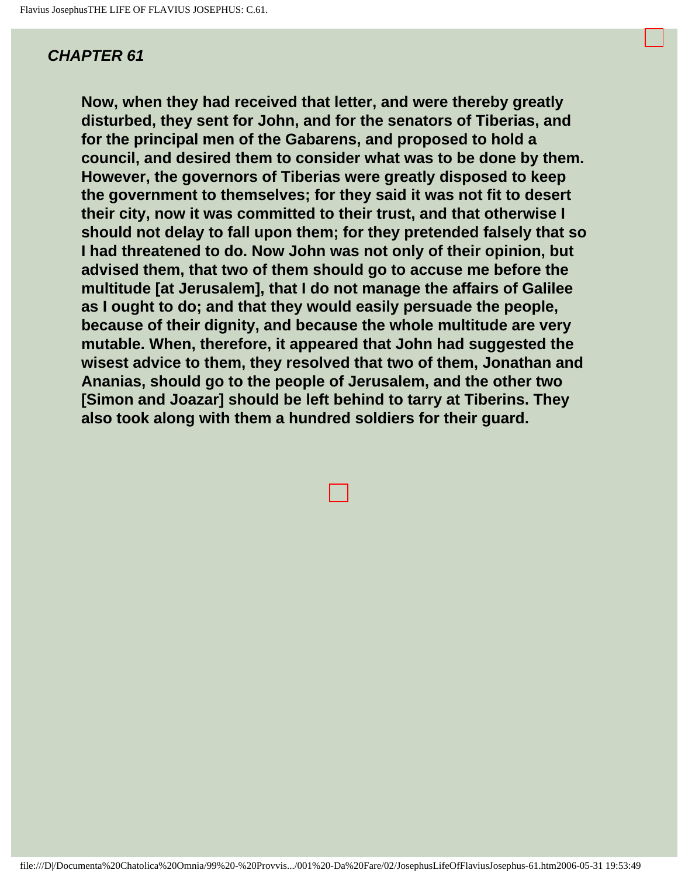## *CHAPTER 61*

**Now, when they had received that letter, and were thereby greatly disturbed, they sent for John, and for the senators of Tiberias, and for the principal men of the Gabarens, and proposed to hold a council, and desired them to consider what was to be done by them. However, the governors of Tiberias were greatly disposed to keep the government to themselves; for they said it was not fit to desert their city, now it was committed to their trust, and that otherwise I should not delay to fall upon them; for they pretended falsely that so I had threatened to do. Now John was not only of their opinion, but advised them, that two of them should go to accuse me before the multitude [at Jerusalem], that I do not manage the affairs of Galilee as I ought to do; and that they would easily persuade the people, because of their dignity, and because the whole multitude are very mutable. When, therefore, it appeared that John had suggested the wisest advice to them, they resolved that two of them, Jonathan and Ananias, should go to the people of Jerusalem, and the other two [Simon and Joazar] should be left behind to tarry at Tiberins. They also took along with them a hundred soldiers for their guard.**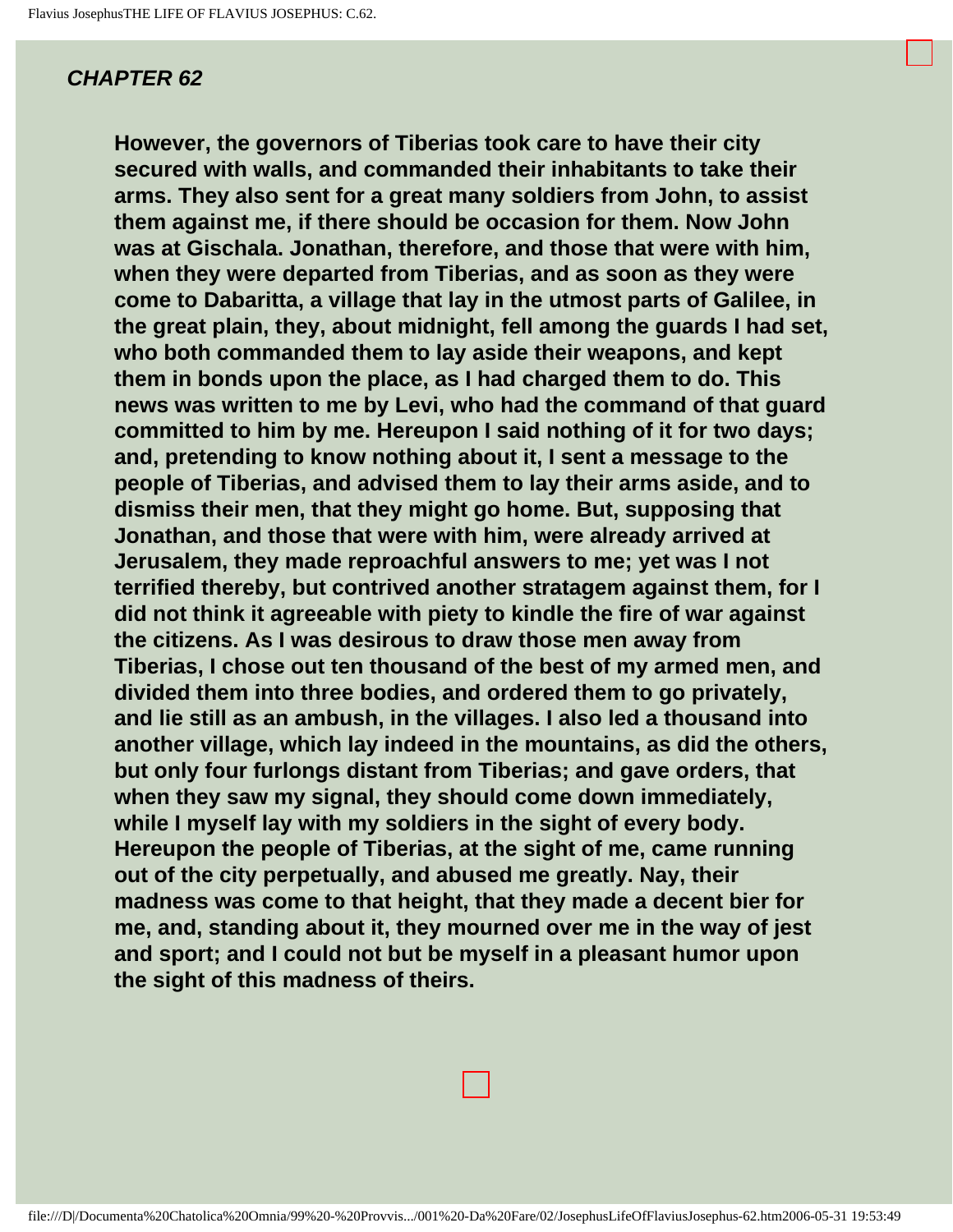## *CHAPTER 62*

**However, the governors of Tiberias took care to have their city secured with walls, and commanded their inhabitants to take their arms. They also sent for a great many soldiers from John, to assist them against me, if there should be occasion for them. Now John was at Gischala. Jonathan, therefore, and those that were with him, when they were departed from Tiberias, and as soon as they were come to Dabaritta, a village that lay in the utmost parts of Galilee, in the great plain, they, about midnight, fell among the guards I had set, who both commanded them to lay aside their weapons, and kept them in bonds upon the place, as I had charged them to do. This news was written to me by Levi, who had the command of that guard committed to him by me. Hereupon I said nothing of it for two days; and, pretending to know nothing about it, I sent a message to the people of Tiberias, and advised them to lay their arms aside, and to dismiss their men, that they might go home. But, supposing that Jonathan, and those that were with him, were already arrived at Jerusalem, they made reproachful answers to me; yet was I not terrified thereby, but contrived another stratagem against them, for I did not think it agreeable with piety to kindle the fire of war against the citizens. As I was desirous to draw those men away from Tiberias, I chose out ten thousand of the best of my armed men, and divided them into three bodies, and ordered them to go privately, and lie still as an ambush, in the villages. I also led a thousand into another village, which lay indeed in the mountains, as did the others, but only four furlongs distant from Tiberias; and gave orders, that when they saw my signal, they should come down immediately, while I myself lay with my soldiers in the sight of every body. Hereupon the people of Tiberias, at the sight of me, came running out of the city perpetually, and abused me greatly. Nay, their madness was come to that height, that they made a decent bier for me, and, standing about it, they mourned over me in the way of jest and sport; and I could not but be myself in a pleasant humor upon the sight of this madness of theirs.**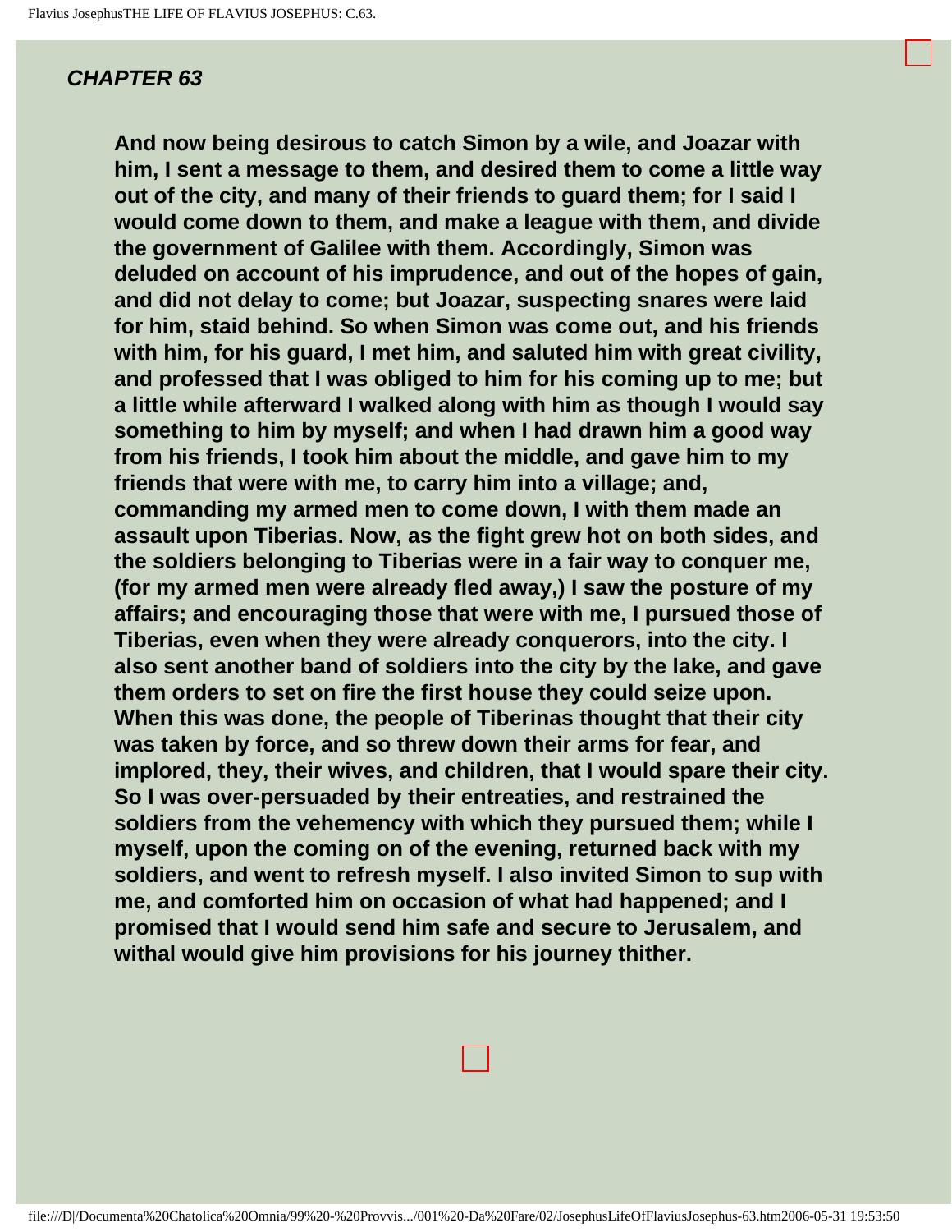## CHAPTER 63

**And now being desirous to catch Simon by a wile, and Joazar with him, I sent a message to them, and desired them to come a little way out of the city, and many of their friends to guard them; for I said I would come down to them, and make a league with them, and divide the government of Galilee with them. Accordingly, Simon was deluded on account of his imprudence, and out of the hopes of gain, and did not delay to come; but Joazar, suspecting snares were laid for him, staid behind. So when Simon was come out, and his friends with him, for his guard, I met him, and saluted him with great civility, and professed that I was obliged to him for his coming up to me; but a little while afterward I walked along with him as though I would say something to him by myself; and when I had drawn him a good way from his friends, I took him about the middle, and gave him to my friends that were with me, to carry him into a village; and, commanding my armed men to come down, I with them made an assault upon Tiberias. Now, as the fight grew hot on both sides, and the soldiers belonging to Tiberias were in a fair way to conquer me, (for my armed men were already fled away,) I saw the posture of my affairs; and encouraging those that were with me, I pursued those of Tiberias, even when they were already conquerors, into the city. I also sent another band of soldiers into the city by the lake, and gave them orders to set on fire the first house they could seize upon. When this was done, the people of Tiberinas thought that their city was taken by force, and so threw down their arms for fear, and implored, they, their wives, and children, that I would spare their city. So I was over-persuaded by their entreaties, and restrained the soldiers from the vehemency with which they pursued them; while I myself, upon the coming on of the evening, returned back with my soldiers, and went to refresh myself. I also invited Simon to sup with me, and comforted him on occasion of what had happened; and I promised that I would send him safe and secure to Jerusalem, and withal would give him provisions for his journey thither.**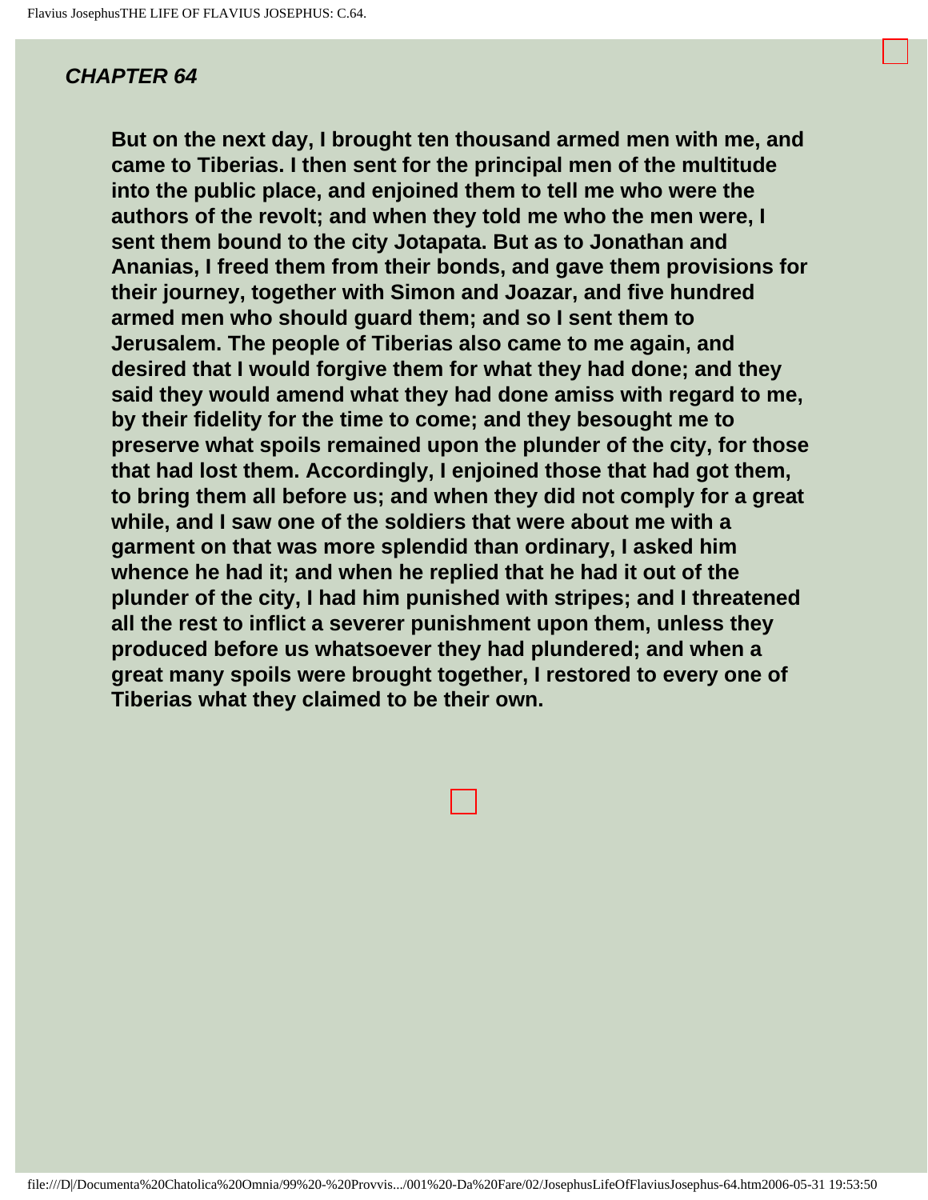### *CHAPTER 64*

**But on the next day, I brought ten thousand armed men with me, and came to Tiberias. I then sent for the principal men of the multitude into the public place, and enjoined them to tell me who were the authors of the revolt; and when they told me who the men were, I sent them bound to the city Jotapata. But as to Jonathan and Ananias, I freed them from their bonds, and gave them provisions for their journey, together with Simon and Joazar, and five hundred armed men who should guard them; and so I sent them to Jerusalem. The people of Tiberias also came to me again, and desired that I would forgive them for what they had done; and they said they would amend what they had done amiss with regard to me, by their fidelity for the time to come; and they besought me to preserve what spoils remained upon the plunder of the city, for those that had lost them. Accordingly, I enjoined those that had got them, to bring them all before us; and when they did not comply for a great while, and I saw one of the soldiers that were about me with a garment on that was more splendid than ordinary, I asked him whence he had it; and when he replied that he had it out of the plunder of the city, I had him punished with stripes; and I threatened all the rest to inflict a severer punishment upon them, unless they produced before us whatsoever they had plundered; and when a great many spoils were brought together, I restored to every one of Tiberias what they claimed to be their own.**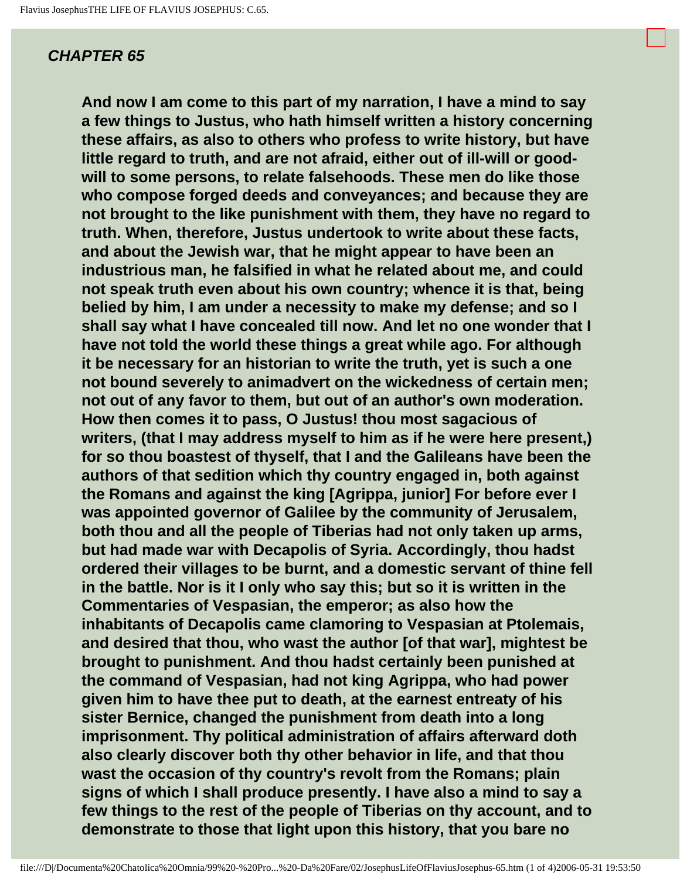## *CHAPTER 65*

**And now I am come to this part of my narration, I have a mind to say a few things to Justus, who hath himself written a history concerning these affairs, as also to others who profess to write history, but have little regard to truth, and are not afraid, either out of ill-will or good-will to some persons, to relate falsehoods. These men do like those who compose forged deeds and conveyances; and because they are not brought to the like punishment with them, they have no regard to truth. When, therefore, Justus undertook to write about these facts, and about the Jewish war, that he might appear to have been an industrious man, he falsified in what he related about me, and could not speak truth even about his own country; whence it is that, being belied by him, I am under a necessity to make my defense; and so I shall say what I have concealed till now. And let no one wonder that I have not told the world these things a great while ago. For although it be necessary for an historian to write the truth, yet is such a one not bound severely to animadvert on the wickedness of certain men; not out of any favor to them, but out of an author's own moderation. How then comes it to pass, O Justus! thou most sagacious of writers, (that I may address myself to him as if he were here present,) for so thou boastest of thyself, that I and the Galileans have been the authors of that sedition which thy country engaged in, both against the Romans and against the king [Agrippa, junior] For before ever I was appointed governor of Galilee by the community of Jerusalem, both thou and all the people of Tiberias had not only taken up arms, but had made war with Decapolis of Syria. Accordingly, thou hadst ordered their villages to be burnt, and a domestic servant of thine fell in the battle. Nor is it I only who say this; but so it is written in the Commentaries of Vespasian, the emperor; as also how the inhabitants of Decapolis came clamoring to Vespasian at Ptolemais, and desired that thou, who wast the author [of that war], mightest be brought to punishment. And thou hadst certainly been punished at the command of Vespasian, had not king Agrippa, who had power given him to have thee put to death, at the earnest entreaty of his sister Bernice, changed the punishment from death into a long imprisonment. Thy political administration of affairs afterward doth also clearly discover both thy other behavior in life, and that thou wast the occasion of thy country's revolt from the Romans; plain signs of which I shall produce presently. I have also a mind to say a few things to the rest of the people of Tiberias on thy account, and to demonstrate to those that light upon this history, that you bare no**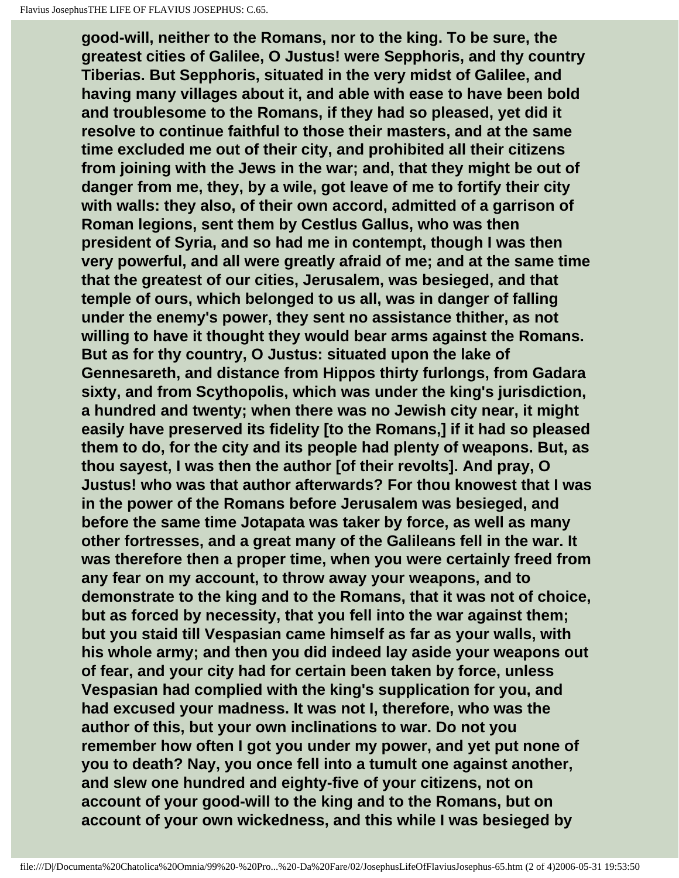good-will, neither to the Romans, nor to the king. To be sure, the greatest cities of Galilee, O Justus! were Sepphoris, and thy country Tiberias. But Sepphoris, situated in the very midst of Galilee, and having many villages about it, and able with ease to have been bold and troublesome to the Romans, if they had so pleased, yet did it resolve to continue faithful to those their masters, and at the same time excluded me out of their city, and prohibited all their citizens from joining with the Jews in the war; and, that they might be out of danger from me, they, by a wile, got leave of me to fortify their city with walls: they also, of their own accord, admitted of a garrison of Roman legions, sent them by Cestlus Gallus, who was then president of Syria, and so had me in contempt, though I was then very powerful, and all were greatly afraid of me; and at the same time that the greatest of our cities, Jerusalem, was besieged, and that temple of ours, which belonged to us all, was in danger of falling under the enemy's power, they sent no assistance thither, as not willing to have it thought they would bear arms against the Romans. But as for thy country, O Justus: situated upon the lake of Gennesareth, and distance from Hippos thirty furlongs, from Gadara sixty, and from Scythopolis, which was under the king's jurisdiction, a hundred and twenty; when there was no Jewish city near, it might easily have preserved its fidelity [to the Romans,] if it had so pleased them to do, for the city and its people had plenty of weapons. But, as thou sayest, I was then the author [of their revolts]. And pray, O Justus! who was that author afterwards? For thou knowest that I was in the power of the Romans before Jerusalem was besieged, and before the same time Jotapata was taker by force, as well as many other fortresses, and a great many of the Galileans fell in the war. It was therefore then a proper time, when you were certainly freed from any fear on my account, to throw away your weapons, and to demonstrate to the king and to the Romans, that it was not of choice, but as forced by necessity, that you fell into the war against them; but you staid till Vespasian came himself as far as your walls, with his whole army; and then you did indeed lay aside your weapons out of fear, and your city had for certain been taken by force, unless Vespasian had complied with the king's supplication for you, and had excused your madness. It was not I, therefore, who was the author of this, but your own inclinations to war. Do not you remember how often I got you under my power, and yet put none of you to death? Nay, you once fell into a tumult one against another, and slew one hundred and eighty-five of your citizens, not on account of your good-will to the king and to the Romans, but on account of your own wickedness, and this while I was besieged by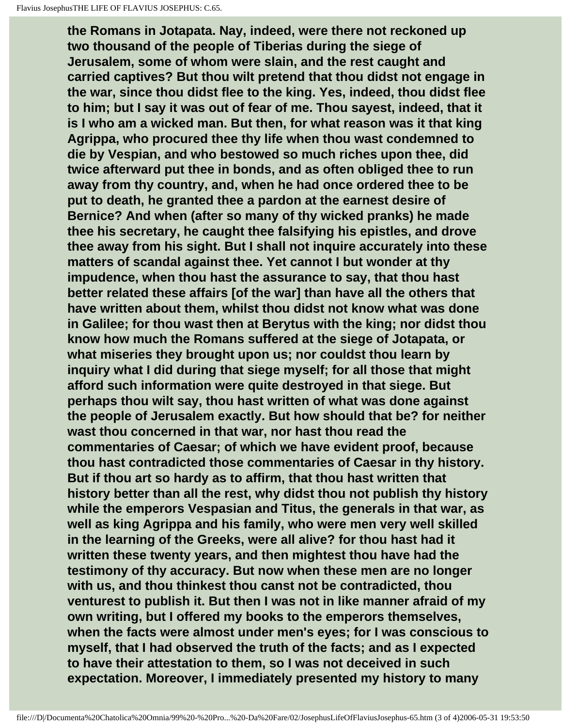the Romans in Jotapata. Nay, indeed, were there not reckoned up two thousand of the people of Tiberias during the siege of Jerusalem, some of whom were slain, and the rest caught and carried captives? But thou wilt pretend that thou didst not engage in the war, since thou didst flee to the king. Yes, indeed, thou didst flee to him; but I say it was out of fear of me. Thou sayest, indeed, that it is I who am a wicked man. But then, for what reason was it that king Agrippa, who procured thee thy life when thou wast condemned to die by Vespian, and who bestowed so much riches upon thee, did twice afterward put thee in bonds, and as often obliged thee to run away from thy country, and, when he had once ordered thee to be put to death, he granted thee a pardon at the earnest desire of Bernice? And when (after so many of thy wicked pranks) he made thee his secretary, he caught thee falsifying his epistles, and drove thee away from his sight. But I shall not inquire accurately into these matters of scandal against thee. Yet cannot I but wonder at thy impudence, when thou hast the assurance to say, that thou hast better related these affairs [of the war] than have all the others that have written about them, whilst thou didst not know what was done in Galilee; for thou wast then at Berytus with the king; nor didst thou know how much the Romans suffered at the siege of Jotapata, or what miseries they brought upon us; nor couldst thou learn by inquiry what I did during that siege myself; for all those that might afford such information were quite destroyed in that siege. But perhaps thou wilt say, thou hast written of what was done against the people of Jerusalem exactly. But how should that be? for neither wast thou concerned in that war, nor hast thou read the commentaries of Caesar; of which we have evident proof, because thou hast contradicted those commentaries of Caesar in thy history. But if thou art so hardy as to affirm, that thou hast written that history better than all the rest, why didst thou not publish thy history while the emperors Vespasian and Titus, the generals in that war, as well as king Agrippa and his family, who were men very well skilled in the learning of the Greeks, were all alive? for thou hast had it written these twenty years, and then mightest thou have had the testimony of thy accuracy. But now when these men are no longer with us, and thou thinkest thou canst not be contradicted, thou venturest to publish it. But then I was not in like manner afraid of my own writing, but I offered my books to the emperors themselves, when the facts were almost under men's eyes; for I was conscious to myself, that I had observed the truth of the facts; and as I expected to have their attestation to them, so I was not deceived in such expectation. Moreover, I immediately presented my history to many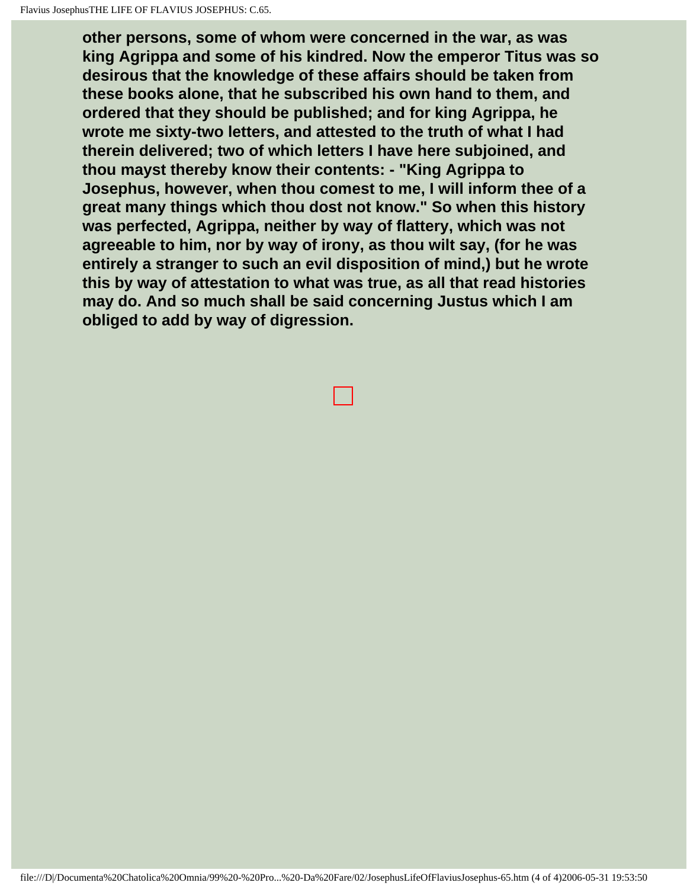**other persons, some of whom were concerned in the war, as was king Agrippa and some of his kindred. Now the emperor Titus was so desirous that the knowledge of these affairs should be taken from these books alone, that he subscribed his own hand to them, and ordered that they should be published; and for king Agrippa, he wrote me sixty-two letters, and attested to the truth of what I had therein delivered; two of which letters I have here subjoined, and thou mayst thereby know their contents: - "King Agrippa to Josephus, however, when thou comest to me, I will inform thee of a great many things which thou dost not know." So when this history was perfected, Agrippa, neither by way of flattery, which was not agreeable to him, nor by way of irony, as thou wilt say, (for he was entirely a stranger to such an evil disposition of mind,) but he wrote this by way of attestation to what was true, as all that read histories may do. And so much shall be said concerning Justus which I am obliged to add by way of digression.**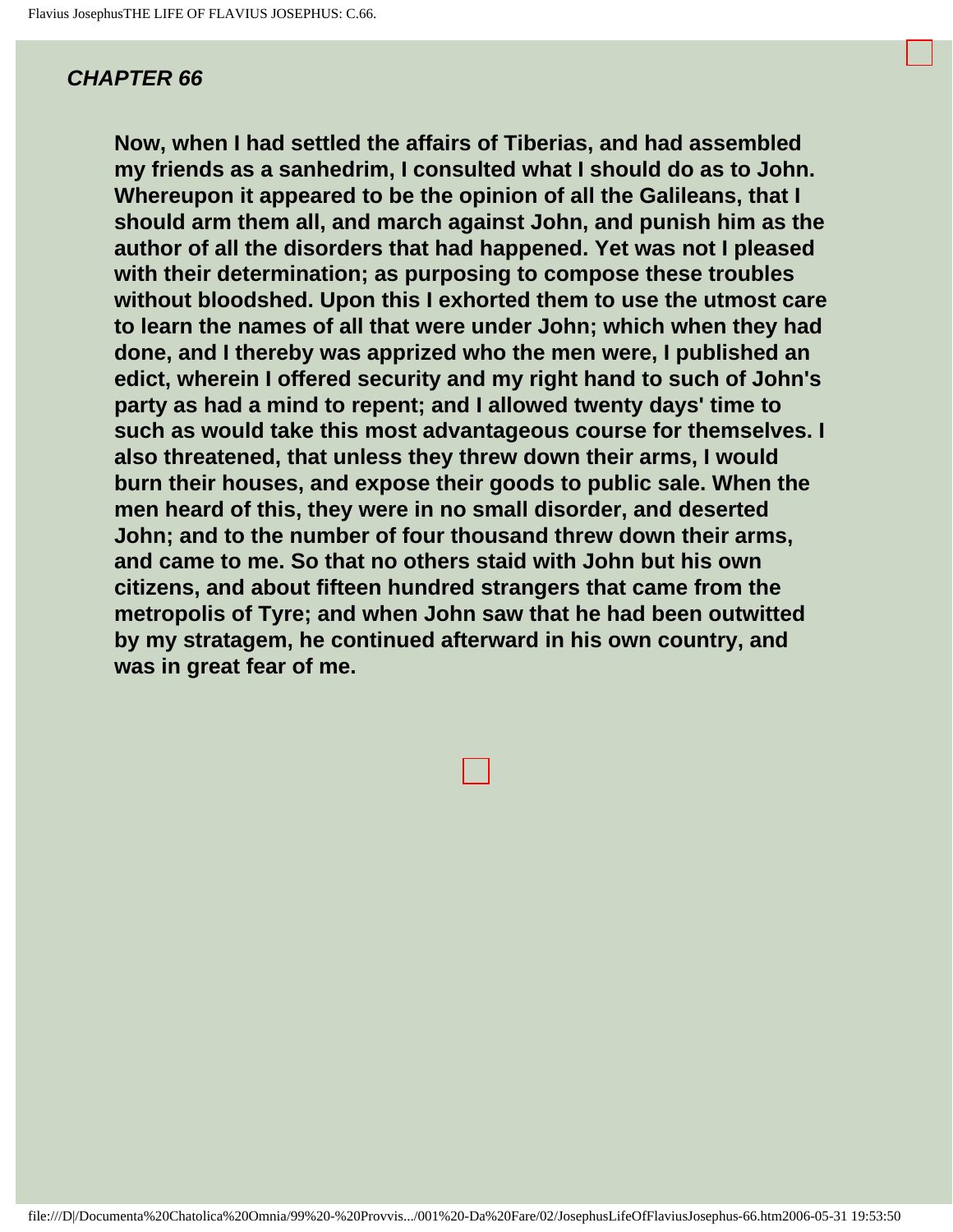## CHAPTER 66

Now, when I had settled the affairs of Tiberias, and had assembled my friends as a sanhedrim, I consulted what I should do as to John. Whereupon it appeared to be the opinion of all the Galileans, that I should arm them all, and march against John, and punish him as the author of all the disorders that had happened. Yet was not I pleased with their determination; as purposing to compose these troubles without bloodshed. Upon this I exhorted them to use the utmost care to learn the names of all that were under John; which when they had done, and I thereby was apprized who the men were, I published an edict, wherein I offered security and my right hand to such of John's party as had a mind to repent; and I allowed twenty days' time to such as would take this most advantageous course for themselves. I also threatened, that unless they threw down their arms, I would burn their houses, and expose their goods to public sale. When the men heard of this, they were in no small disorder, and deserted John; and to the number of four thousand threw down their arms, and came to me. So that no others staid with John but his own citizens, and about fifteen hundred strangers that came from the metropolis of Tyre; and when John saw that he had been outwitted by my stratagem, he continued afterward in his own country, and was in great fear of me.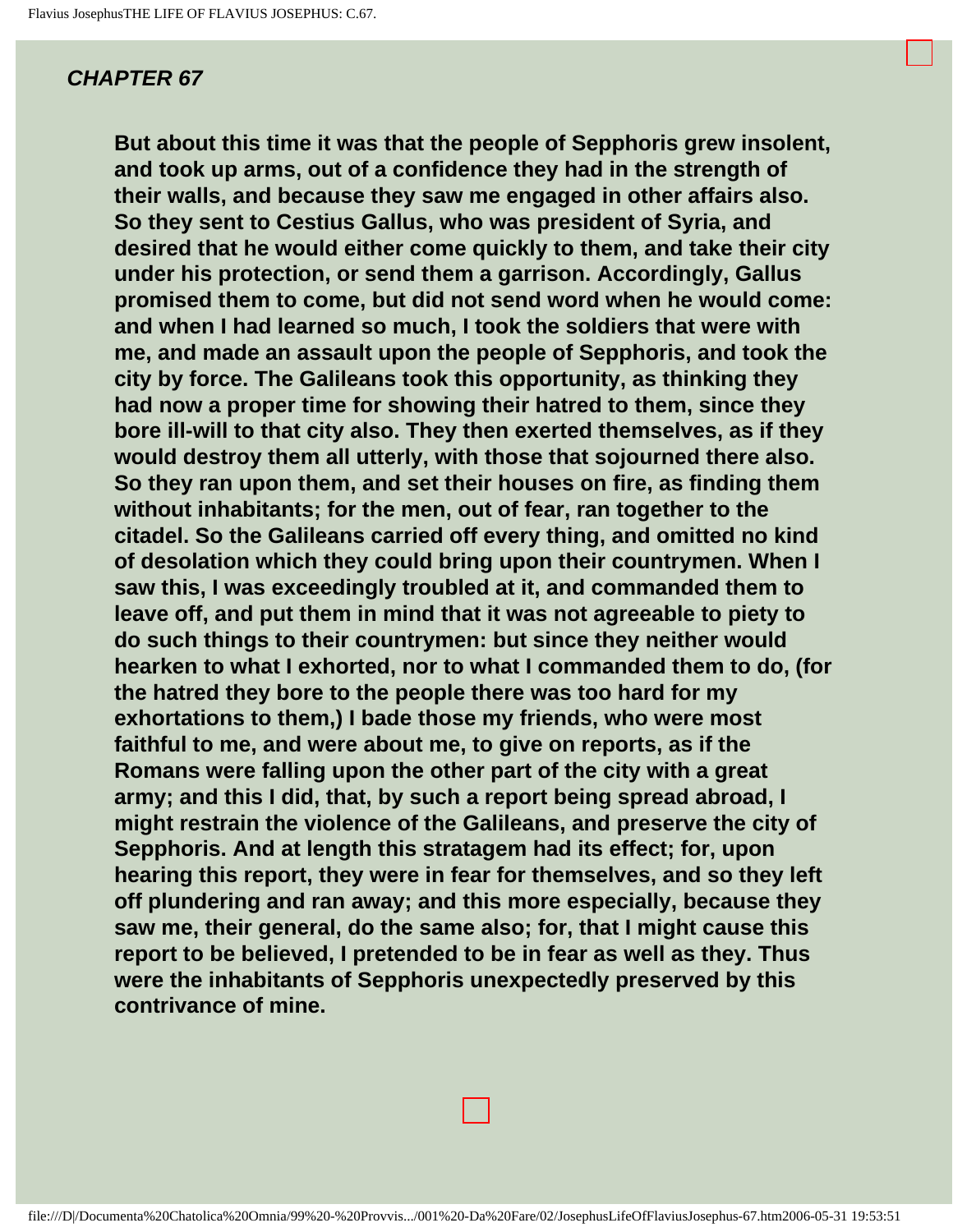## *CHAPTER 67*

**But about this time it was that the people of Sepphoris grew insolent, and took up arms, out of a confidence they had in the strength of their walls, and because they saw me engaged in other affairs also. So they sent to Cestius Gallus, who was president of Syria, and desired that he would either come quickly to them, and take their city under his protection, or send them a garrison. Accordingly, Gallus promised them to come, but did not send word when he would come: and when I had learned so much, I took the soldiers that were with me, and made an assault upon the people of Sepphoris, and took the city by force. The Galileans took this opportunity, as thinking they had now a proper time for showing their hatred to them, since they bore ill-will to that city also. They then exerted themselves, as if they would destroy them all utterly, with those that sojourned there also. So they ran upon them, and set their houses on fire, as finding them without inhabitants; for the men, out of fear, ran together to the citadel. So the Galileans carried off every thing, and omitted no kind of desolation which they could bring upon their countrymen. When I saw this, I was exceedingly troubled at it, and commanded them to leave off, and put them in mind that it was not agreeable to piety to do such things to their countrymen: but since they neither would hearken to what I exhorted, nor to what I commanded them to do, (for the hatred they bore to the people there was too hard for my exhortations to them,) I bade those my friends, who were most faithful to me, and were about me, to give on reports, as if the Romans were falling upon the other part of the city with a great army; and this I did, that, by such a report being spread abroad, I might restrain the violence of the Galileans, and preserve the city of Sepphoris. And at length this stratagem had its effect; for, upon hearing this report, they were in fear for themselves, and so they left off plundering and ran away; and this more especially, because they saw me, their general, do the same also; for, that I might cause this report to be believed, I pretended to be in fear as well as they. Thus were the inhabitants of Sepphoris unexpectedly preserved by this contrivance of mine.**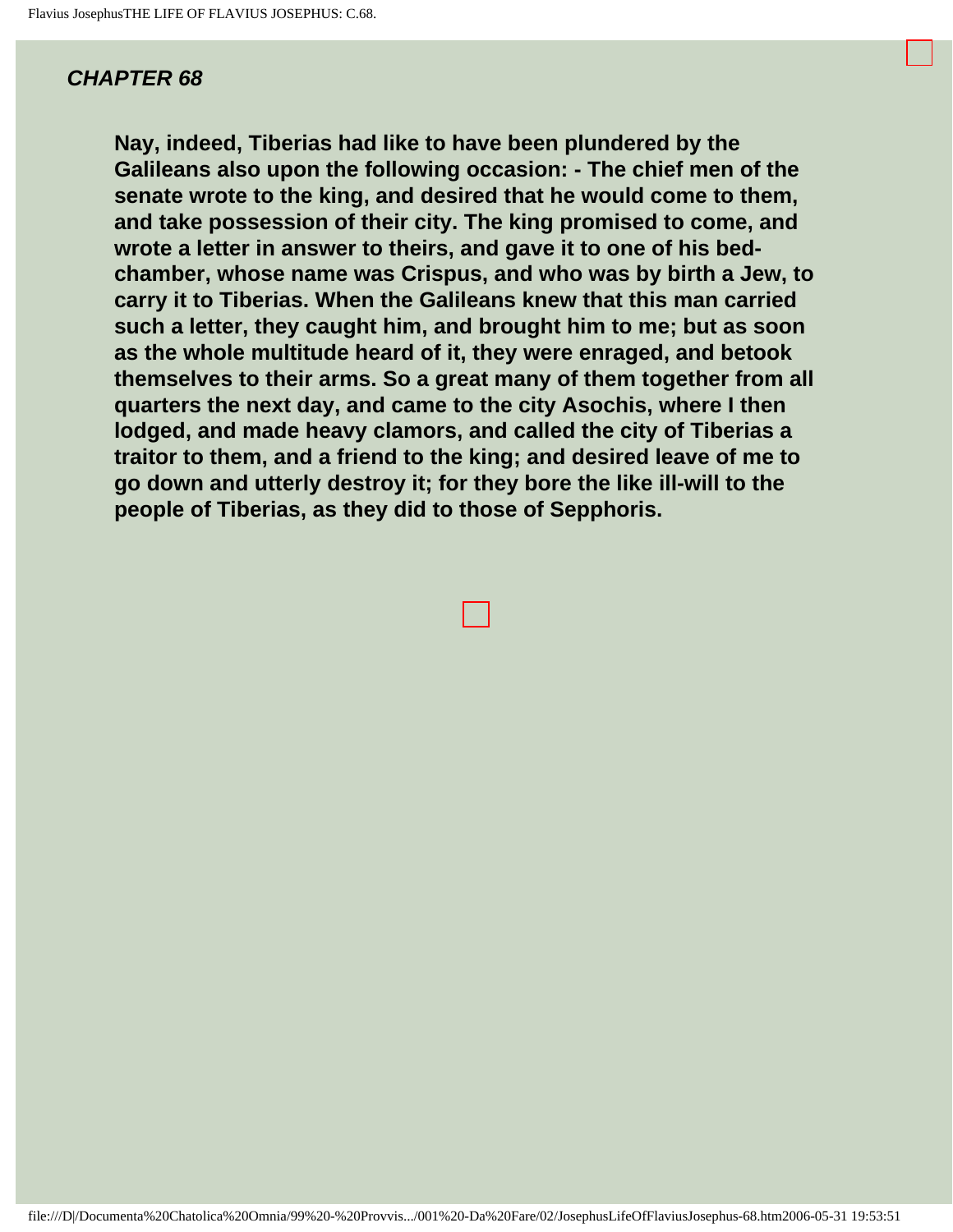***CHAPTER 68***

**Nay, indeed, Tiberias had like to have been plundered by the Galileans also upon the following occasion: - The chief men of the senate wrote to the king, and desired that he would come to them, and take possession of their city. The king promised to come, and wrote a letter in answer to theirs, and gave it to one of his bed-chamber, whose name was Crispus, and who was by birth a Jew, to carry it to Tiberias. When the Galileans knew that this man carried such a letter, they caught him, and brought him to me; but as soon as the whole multitude heard of it, they were enraged, and betook themselves to their arms. So a great many of them together from all quarters the next day, and came to the city Asochis, where I then lodged, and made heavy clamors, and called the city of Tiberias a traitor to them, and a friend to the king; and desired leave of me to go down and utterly destroy it; for they bore the like ill-will to the people of Tiberias, as they did to those of Sepphoris.**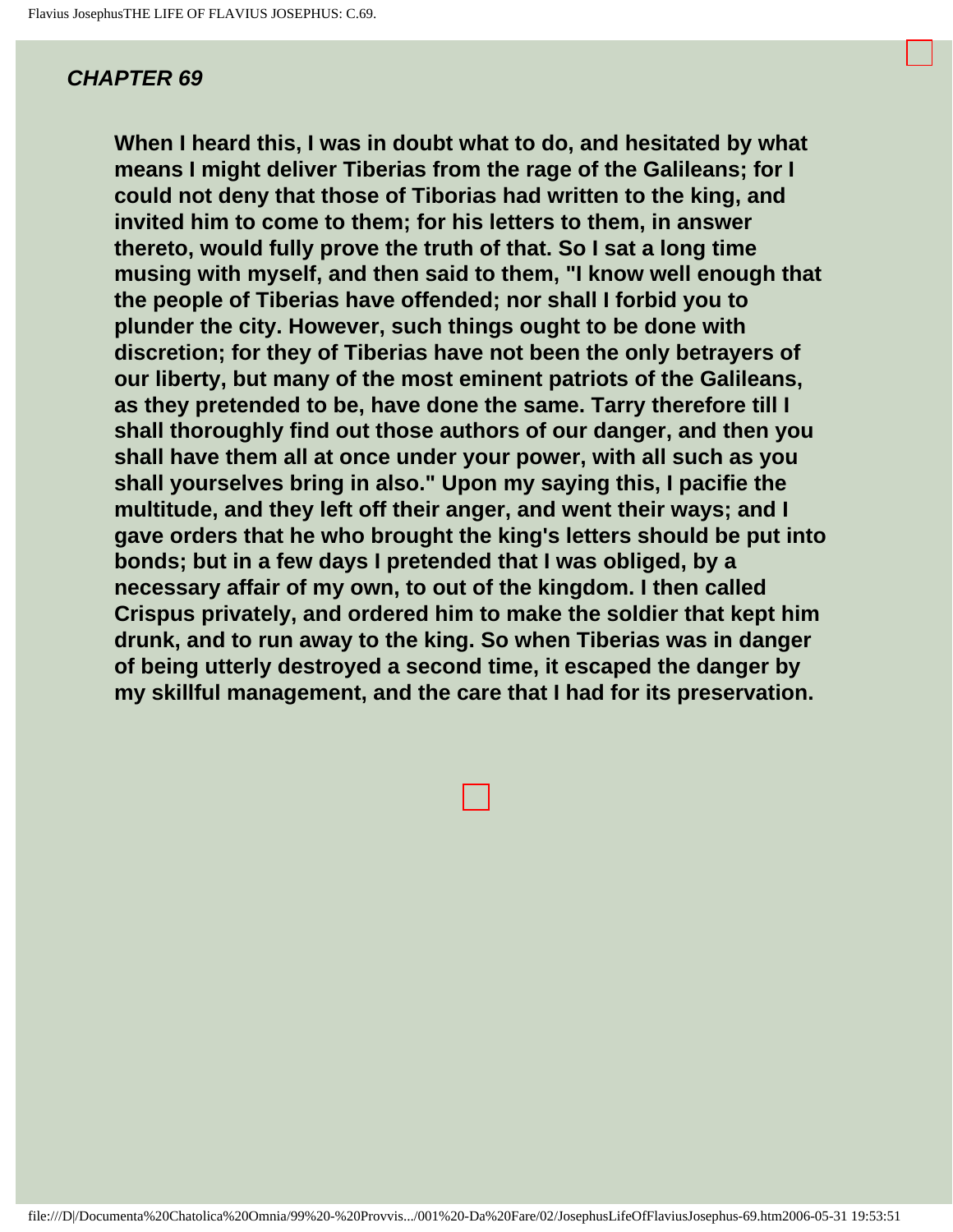***CHAPTER 69***

**When I heard this, I was in doubt what to do, and hesitated by what means I might deliver Tiberias from the rage of the Galileans; for I could not deny that those of Tiborias had written to the king, and invited him to come to them; for his letters to them, in answer thereto, would fully prove the truth of that. So I sat a long time musing with myself, and then said to them, "I know well enough that the people of Tiberias have offended; nor shall I forbid you to plunder the city. However, such things ought to be done with discretion; for they of Tiberias have not been the only betrayers of our liberty, but many of the most eminent patriots of the Galileans, as they pretended to be, have done the same. Tarry therefore till I shall thoroughly find out those authors of our danger, and then you shall have them all at once under your power, with all such as you shall yourselves bring in also." Upon my saying this, I pacifie the multitude, and they left off their anger, and went their ways; and I gave orders that he who brought the king's letters should be put into bonds; but in a few days I pretended that I was obliged, by a necessary affair of my own, to out of the kingdom. I then called Crispus privately, and ordered him to make the soldier that kept him drunk, and to run away to the king. So when Tiberias was in danger of being utterly destroyed a second time, it escaped the danger by my skillful management, and the care that I had for its preservation.**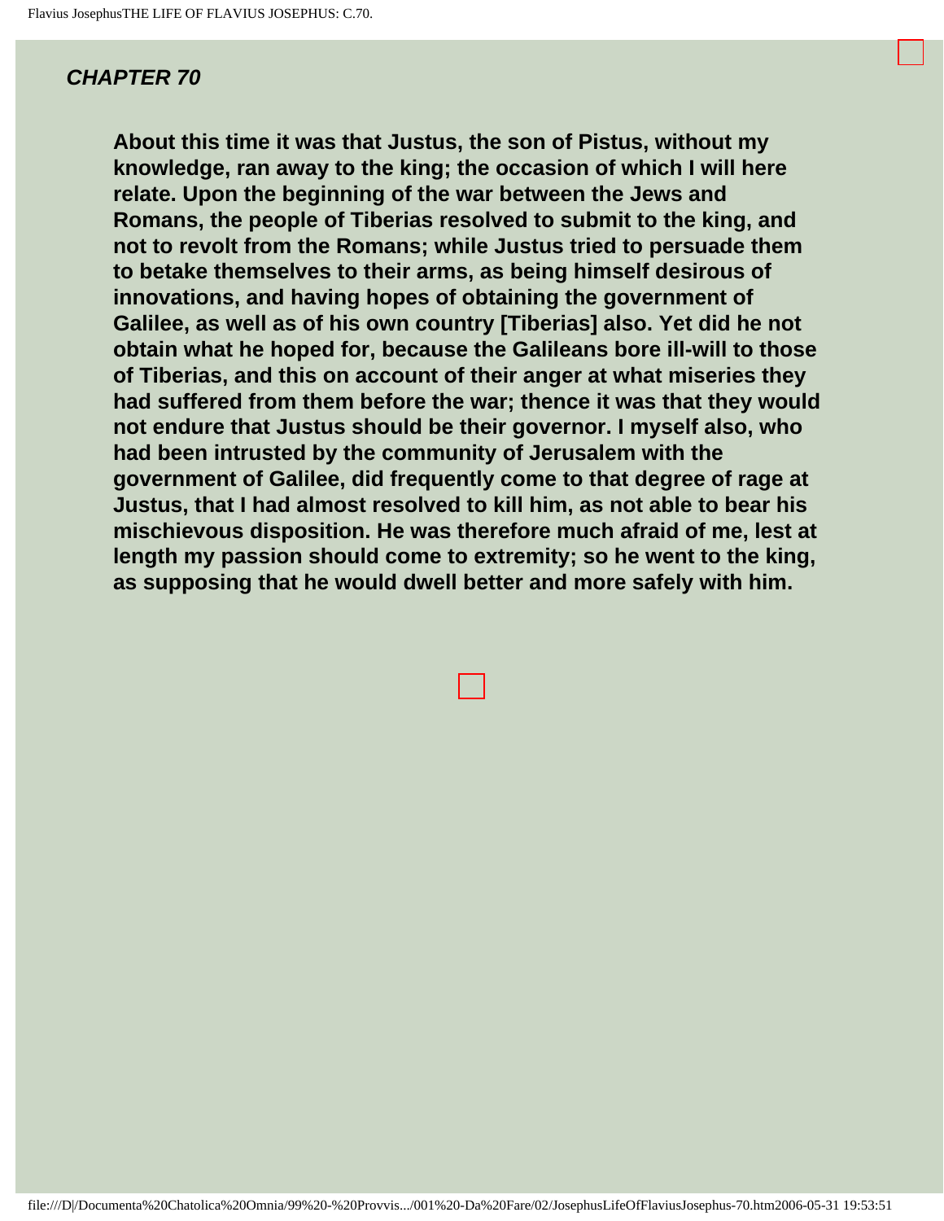## *CHAPTER 70*

**About this time it was that Justus, the son of Pistus, without my knowledge, ran away to the king; the occasion of which I will here relate. Upon the beginning of the war between the Jews and Romans, the people of Tiberias resolved to submit to the king, and not to revolt from the Romans; while Justus tried to persuade them to betake themselves to their arms, as being himself desirous of innovations, and having hopes of obtaining the government of Galilee, as well as of his own country [Tiberias] also. Yet did he not obtain what he hoped for, because the Galileans bore ill-will to those of Tiberias, and this on account of their anger at what miseries they had suffered from them before the war; thence it was that they would not endure that Justus should be their governor. I myself also, who had been intrusted by the community of Jerusalem with the government of Galilee, did frequently come to that degree of rage at Justus, that I had almost resolved to kill him, as not able to bear his mischievous disposition. He was therefore much afraid of me, lest at length my passion should come to extremity; so he went to the king, as supposing that he would dwell better and more safely with him.**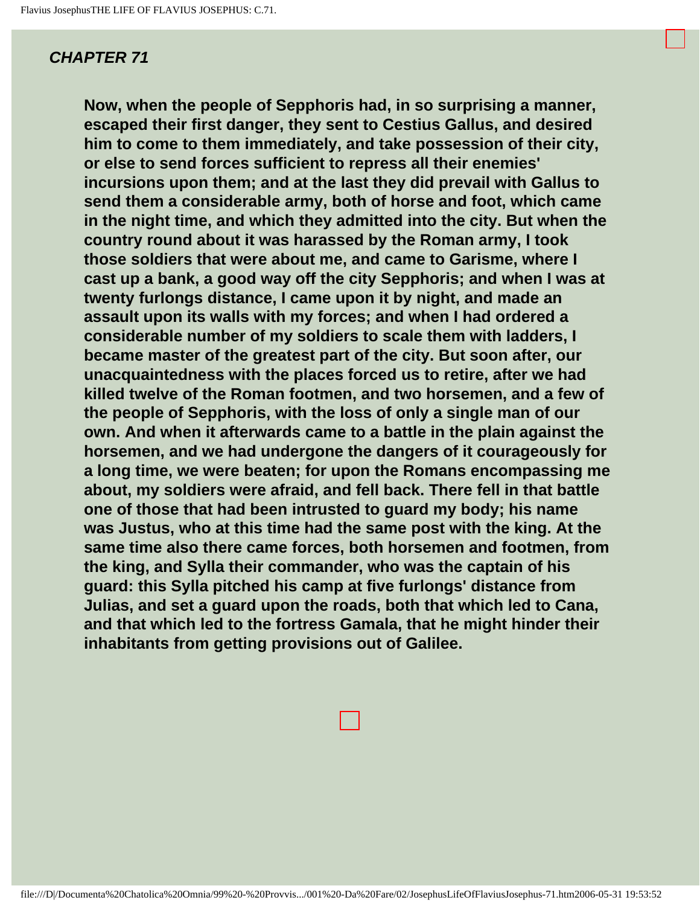## *CHAPTER 71*

**Now, when the people of Sepphoris had, in so surprising a manner, escaped their first danger, they sent to Cestius Gallus, and desired him to come to them immediately, and take possession of their city, or else to send forces sufficient to repress all their enemies' incursions upon them; and at the last they did prevail with Gallus to send them a considerable army, both of horse and foot, which came in the night time, and which they admitted into the city. But when the country round about it was harassed by the Roman army, I took those soldiers that were about me, and came to Garisme, where I cast up a bank, a good way off the city Sepphoris; and when I was at twenty furlongs distance, I came upon it by night, and made an assault upon its walls with my forces; and when I had ordered a considerable number of my soldiers to scale them with ladders, I became master of the greatest part of the city. But soon after, our unacquaintedness with the places forced us to retire, after we had killed twelve of the Roman footmen, and two horsemen, and a few of the people of Sepphoris, with the loss of only a single man of our own. And when it afterwards came to a battle in the plain against the horsemen, and we had undergone the dangers of it courageously for a long time, we were beaten; for upon the Romans encompassing me about, my soldiers were afraid, and fell back. There fell in that battle one of those that had been intrusted to guard my body; his name was Justus, who at this time had the same post with the king. At the same time also there came forces, both horsemen and footmen, from the king, and Sylla their commander, who was the captain of his guard: this Sylla pitched his camp at five furlongs' distance from Julias, and set a guard upon the roads, both that which led to Cana, and that which led to the fortress Gamala, that he might hinder their inhabitants from getting provisions out of Galilee.**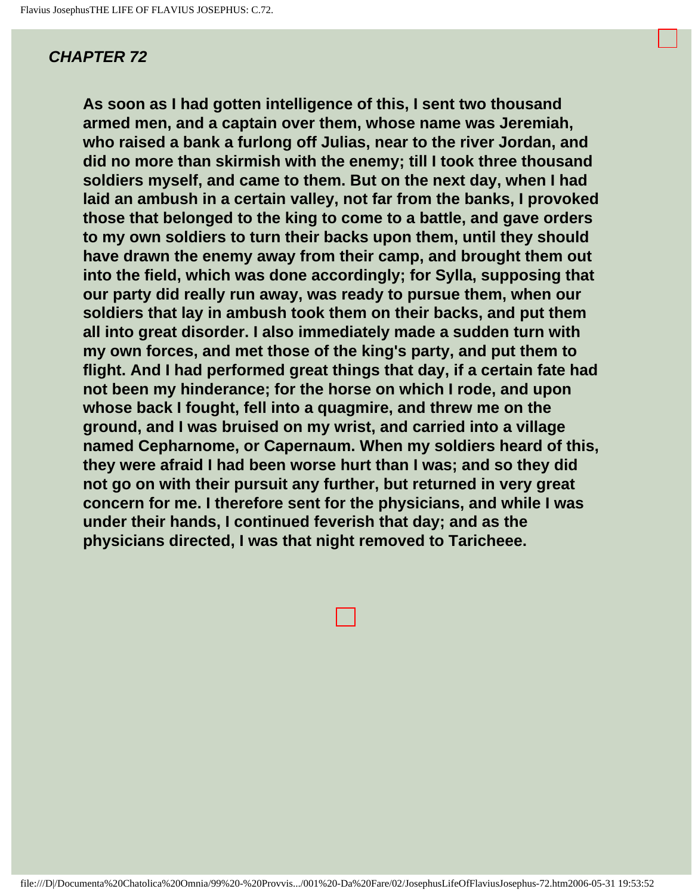## *CHAPTER 72*

**As soon as I had gotten intelligence of this, I sent two thousand armed men, and a captain over them, whose name was Jeremiah, who raised a bank a furlong off Julias, near to the river Jordan, and did no more than skirmish with the enemy; till I took three thousand soldiers myself, and came to them. But on the next day, when I had laid an ambush in a certain valley, not far from the banks, I provoked those that belonged to the king to come to a battle, and gave orders to my own soldiers to turn their backs upon them, until they should have drawn the enemy away from their camp, and brought them out into the field, which was done accordingly; for Sylla, supposing that our party did really run away, was ready to pursue them, when our soldiers that lay in ambush took them on their backs, and put them all into great disorder. I also immediately made a sudden turn with my own forces, and met those of the king's party, and put them to flight. And I had performed great things that day, if a certain fate had not been my hinderance; for the horse on which I rode, and upon whose back I fought, fell into a quagmire, and threw me on the ground, and I was bruised on my wrist, and carried into a village named Cepharnome, or Capernaum. When my soldiers heard of this, they were afraid I had been worse hurt than I was; and so they did not go on with their pursuit any further, but returned in very great concern for me. I therefore sent for the physicians, and while I was under their hands, I continued feverish that day; and as the physicians directed, I was that night removed to Taricheee.**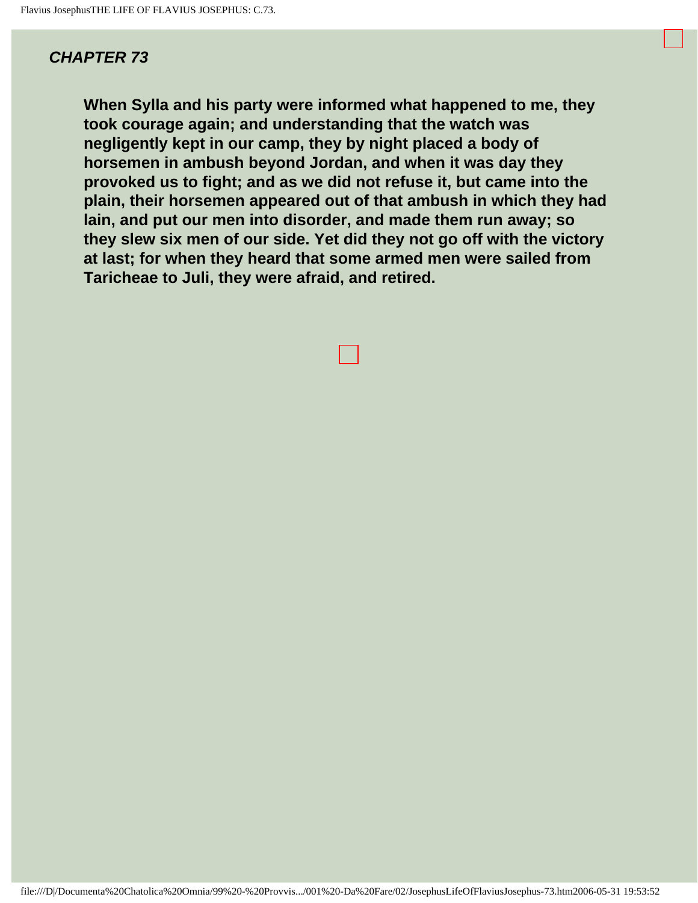### *CHAPTER 73*

**When Sylla and his party were informed what happened to me, they took courage again; and understanding that the watch was negligently kept in our camp, they by night placed a body of horsemen in ambush beyond Jordan, and when it was day they provoked us to fight; and as we did not refuse it, but came into the plain, their horsemen appeared out of that ambush in which they had lain, and put our men into disorder, and made them run away; so they slew six men of our side. Yet did they not go off with the victory at last; for when they heard that some armed men were sailed from Taricheae to Juli, they were afraid, and retired.**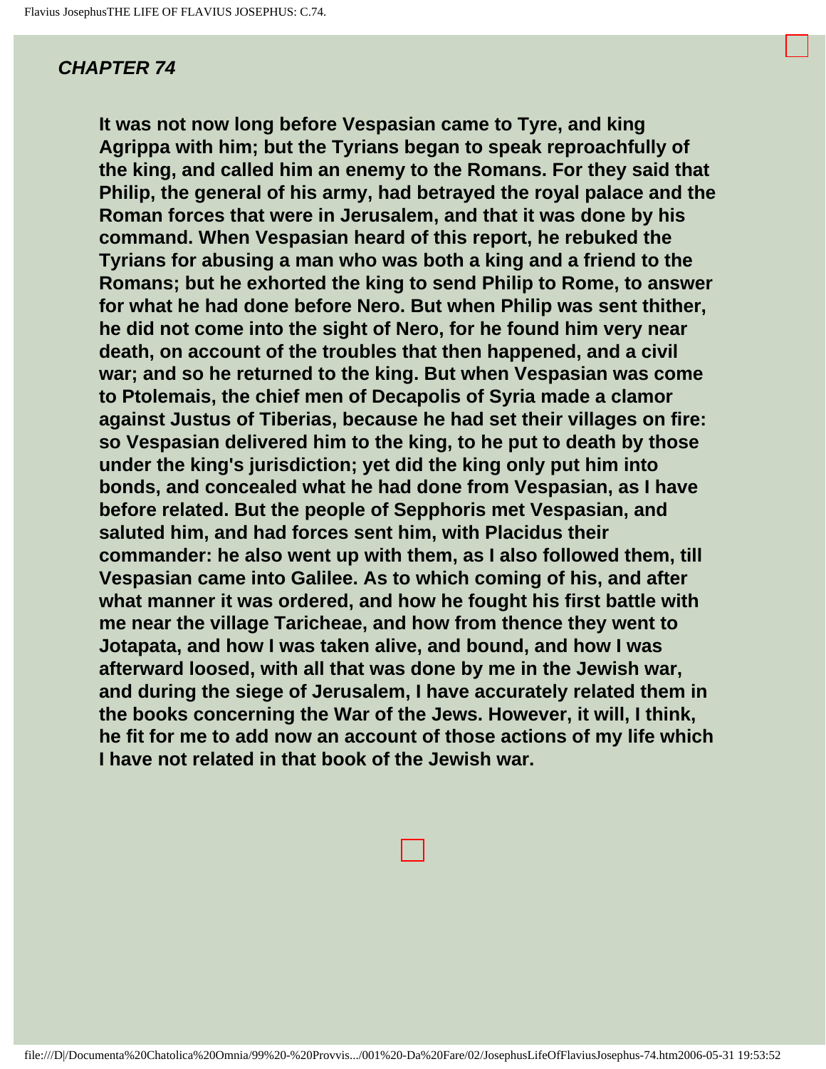## *CHAPTER 74*

**It was not now long before Vespasian came to Tyre, and king Agrippa with him; but the Tyrians began to speak reproachfully of the king, and called him an enemy to the Romans. For they said that Philip, the general of his army, had betrayed the royal palace and the Roman forces that were in Jerusalem, and that it was done by his command. When Vespasian heard of this report, he rebuked the Tyrians for abusing a man who was both a king and a friend to the Romans; but he exhorted the king to send Philip to Rome, to answer for what he had done before Nero. But when Philip was sent thither, he did not come into the sight of Nero, for he found him very near death, on account of the troubles that then happened, and a civil war; and so he returned to the king. But when Vespasian was come to Ptolemais, the chief men of Decapolis of Syria made a clamor against Justus of Tiberias, because he had set their villages on fire: so Vespasian delivered him to the king, to he put to death by those under the king's jurisdiction; yet did the king only put him into bonds, and concealed what he had done from Vespasian, as I have before related. But the people of Sepphoris met Vespasian, and saluted him, and had forces sent him, with Placidus their commander: he also went up with them, as I also followed them, till Vespasian came into Galilee. As to which coming of his, and after what manner it was ordered, and how he fought his first battle with me near the village Taricheae, and how from thence they went to Jotapata, and how I was taken alive, and bound, and how I was afterward loosed, with all that was done by me in the Jewish war, and during the siege of Jerusalem, I have accurately related them in the books concerning the War of the Jews. However, it will, I think, he fit for me to add now an account of those actions of my life which I have not related in that book of the Jewish war.**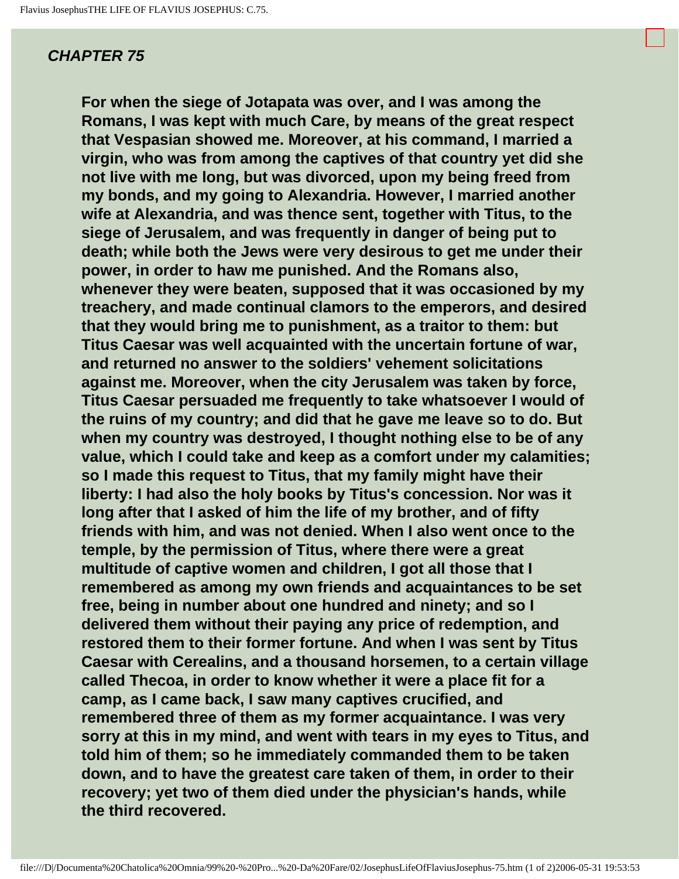## *CHAPTER 75*

**For when the siege of Jotapata was over, and I was among the Romans, I was kept with much Care, by means of the great respect that Vespasian showed me. Moreover, at his command, I married a virgin, who was from among the captives of that country yet did she not live with me long, but was divorced, upon my being freed from my bonds, and my going to Alexandria. However, I married another wife at Alexandria, and was thence sent, together with Titus, to the siege of Jerusalem, and was frequently in danger of being put to death; while both the Jews were very desirous to get me under their power, in order to haw me punished. And the Romans also, whenever they were beaten, supposed that it was occasioned by my treachery, and made continual clamors to the emperors, and desired that they would bring me to punishment, as a traitor to them: but Titus Caesar was well acquainted with the uncertain fortune of war, and returned no answer to the soldiers' vehement solicitations against me. Moreover, when the city Jerusalem was taken by force, Titus Caesar persuaded me frequently to take whatsoever I would of the ruins of my country; and did that he gave me leave so to do. But when my country was destroyed, I thought nothing else to be of any value, which I could take and keep as a comfort under my calamities; so I made this request to Titus, that my family might have their liberty: I had also the holy books by Titus's concession. Nor was it long after that I asked of him the life of my brother, and of fifty friends with him, and was not denied. When I also went once to the temple, by the permission of Titus, where there were a great multitude of captive women and children, I got all those that I remembered as among my own friends and acquaintances to be set free, being in number about one hundred and ninety; and so I delivered them without their paying any price of redemption, and restored them to their former fortune. And when I was sent by Titus Caesar with Cerealins, and a thousand horsemen, to a certain village called Thecoa, in order to know whether it were a place fit for a camp, as I came back, I saw many captives crucified, and remembered three of them as my former acquaintance. I was very sorry at this in my mind, and went with tears in my eyes to Titus, and told him of them; so he immediately commanded them to be taken down, and to have the greatest care taken of them, in order to their recovery; yet two of them died under the physician's hands, while the third recovered.**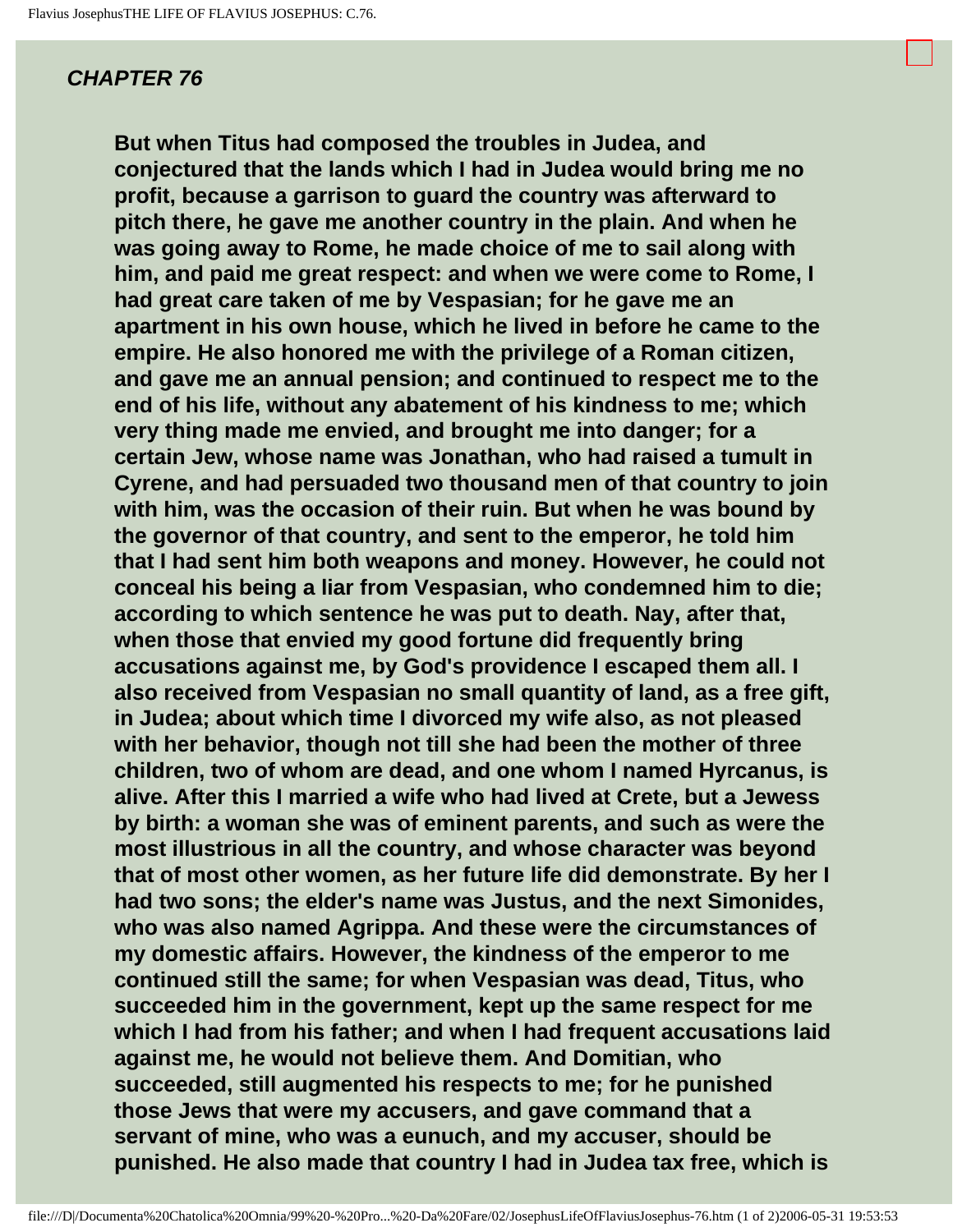## *CHAPTER 76*

**But when Titus had composed the troubles in Judea, and conjectured that the lands which I had in Judea would bring me no profit, because a garrison to guard the country was afterward to pitch there, he gave me another country in the plain. And when he was going away to Rome, he made choice of me to sail along with him, and paid me great respect: and when we were come to Rome, I had great care taken of me by Vespasian; for he gave me an apartment in his own house, which he lived in before he came to the empire. He also honored me with the privilege of a Roman citizen, and gave me an annual pension; and continued to respect me to the end of his life, without any abatement of his kindness to me; which very thing made me envied, and brought me into danger; for a certain Jew, whose name was Jonathan, who had raised a tumult in Cyrene, and had persuaded two thousand men of that country to join with him, was the occasion of their ruin. But when he was bound by the governor of that country, and sent to the emperor, he told him that I had sent him both weapons and money. However, he could not conceal his being a liar from Vespasian, who condemned him to die; according to which sentence he was put to death. Nay, after that, when those that envied my good fortune did frequently bring accusations against me, by God's providence I escaped them all. I also received from Vespasian no small quantity of land, as a free gift, in Judea; about which time I divorced my wife also, as not pleased with her behavior, though not till she had been the mother of three children, two of whom are dead, and one whom I named Hyrcanus, is alive. After this I married a wife who had lived at Crete, but a Jewess by birth: a woman she was of eminent parents, and such as were the most illustrious in all the country, and whose character was beyond that of most other women, as her future life did demonstrate. By her I had two sons; the elder's name was Justus, and the next Simonides, who was also named Agrippa. And these were the circumstances of my domestic affairs. However, the kindness of the emperor to me continued still the same; for when Vespasian was dead, Titus, who succeeded him in the government, kept up the same respect for me which I had from his father; and when I had frequent accusations laid against me, he would not believe them. And Domitian, who succeeded, still augmented his respects to me; for he punished those Jews that were my accusers, and gave command that a servant of mine, who was a eunuch, and my accuser, should be punished. He also made that country I had in Judea tax free, which is**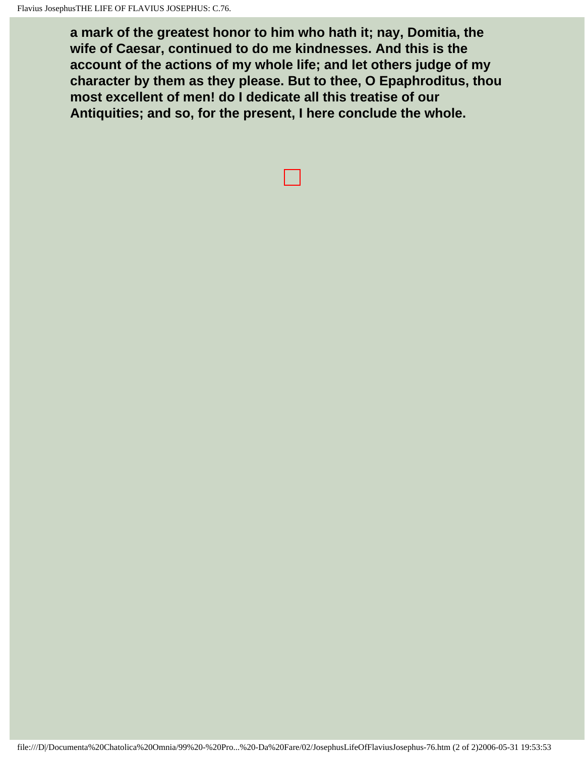**a mark of the greatest honor to him who hath it; nay, Domitia, the wife of Caesar, continued to do me kindnesses. And this is the account of the actions of my whole life; and let others judge of my character by them as they please. But to thee, O Epaphroditus, thou most excellent of men! do I dedicate all this treatise of our Antiquities; and so, for the present, I here conclude the whole.**